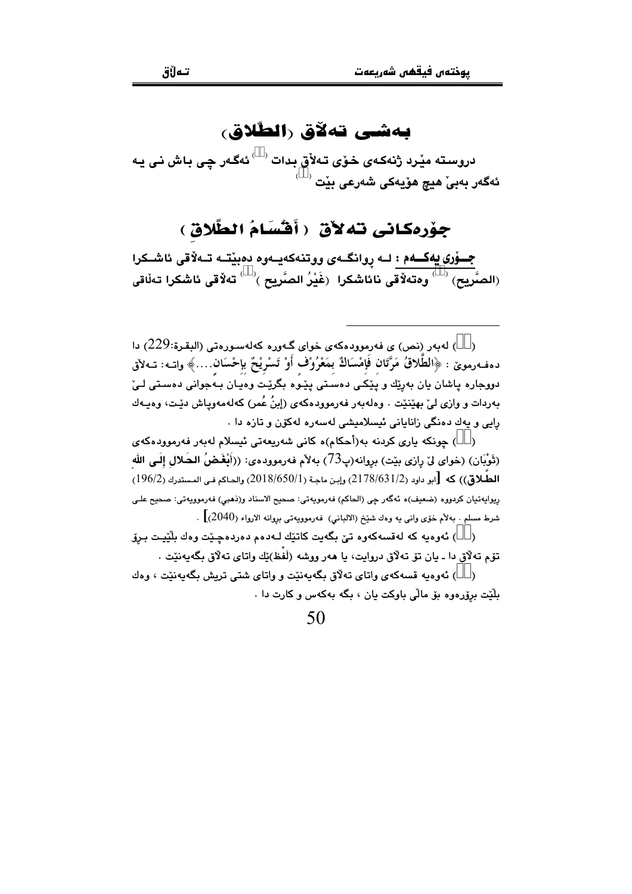# بەشی تەلاق (الطَّلاق)

دروستە مێرد ژنەكەی خۆی تەلاق بدات [1] ئەگەر چی باش نی یە ئەگەر بەبێ هیچ هۆیەكی شەرعی بێت [2]

## جۆرەكانی تەلاق ( أَقْسَامُ الطَّلاقِ )

**جـۆری یەكـەم** : لـە ڕوانگـەی ووتنەكەیـەوە دەبێتـە تـەلاقی ئاشـكرا (الصَّريح) [3] وەتەلاقی نائاشكرا (غَيْرُ الصَّريح ) [4] تەلاقی ئاشكرا تەلاقی

---

([1]) لەبەر (نص) ی فەرموودەكەی خوای گەورە كەلەسـورەتی (البقـرة:229) دا دەفـەرموێ : ﴿الطَّلاقُ مَرَّتَانِ فَإِمْسَاكٌ بِمَعْرُوْفٍ أَوْ تَسْرِيْحٌ بِإِحْسَانٍ....﴾ واتـە: تـەلاق دووجارە پاشان یان بەڕێك و پێكـی دەسـتی پێـوە بگرێـت وەیـان بـەجوانی دەسـتی لـێ بەردات و وازی لێ بهێنێت . وەلەبەر فەرموودەكەی (إبنُ عُمر) كەلەمەوپاش دێـت، وەیـەك ڕایی و یەك دەنگی زانایانی ئیسلامیشی لەسەرە لەكۆن و تازە دا .

([2]) چونكە یاری كردنە بە(أحكام)ە كانی شەریعەتی ئیسلام لەبەر فەرموودەكەی (ثَوْبَان) (خوای لێ ڕازی بێت) بڕوانە(پ73) بەلآم فەرموودەی: ((أَبْغَضُ الحَلالِ إِلَى اللهِ الطَّلاقِ)) كە [أبو داود (2178/631/2) وإبن ماجة (2018/650/1) والحاكم في المستدرك (196/2) ڕیوایەتیان كردووە (ضعيف)ە ئەگەر چی (الحاكم) فەرمویەتی: صحيح الاسناد و(ذهبي) فەرموویەتی: صحيح على شرط مسلم . بەلآم خۆی وانی یە وەك شێخ (الالباني) فەرموویەتی بڕوانە الارواء (2040)] .

([3]) ئەوەیە كە لەقسەكەوە تێ بگەیت كاتێك لـەدەم دەردەچـێت وەك بڵێیـت بـڕۆ تۆم تەلآق دا ـ یان تۆ تەلآق دراویت، یا هەر ووشە (لَفْظ)ێك واتای تەلآق بگەیەنێت .

([4]) ئەوەیە قسەكەی واتای تەلآق بگەیەنێت و واتای شتی تریش بگەیەنێت ، وەك بڵێت بڕۆرەوە بۆ ماڵی باوكت یان ، بگە بەكەس و كارت دا .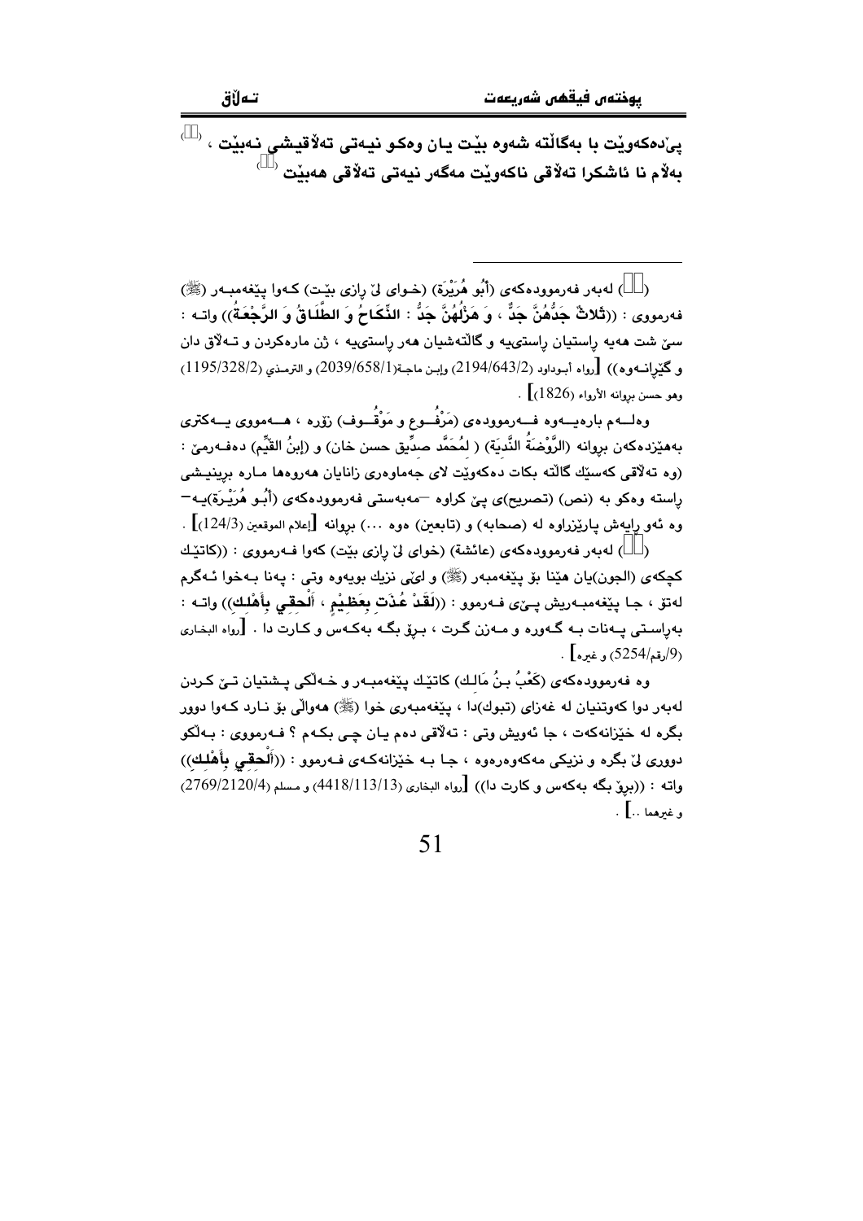پێدەکەوێت با بەگاڵتە شەوە بێت یان وەکو نیەتی تەڵاقیشی نەبێت ، [ ] بەڵام نا ئاشکرا تەڵاقی ناکەوێت مەگەر نیەتی تەڵاقی هەبێت [ ]

---

( ) لەبەر فەرموودەکەی (أَبُو هُرَيْرَة) (خوای لێ ڕازی بێت) کەوا پێغەمبەر (ﷺ) فەرمووی : ((ثَلاثٌ جَدُّهُنَّ جَدٌّ ، وَ هَزْلُهُنَّ جَدٌّ : النِّكَاحُ وَ الطَّلَاقُ وَ الرَّجْعَةُ)) واتە : سێ شت هەیە ڕاستیان ڕاستییە و گاڵتەشیان هەر ڕاستییە ، ژن مارەکردن و تەڵاق دان و گێڕانەوە)) [رواه أبوداود (2194/643/2) وإبن ماجة(2039/658/1) و الترمذي (1195/328/2) وهو حسن بروانه الأرواء (1826)] .

وەلەم بارەیەوە فەرموودەی (مَرْفُوع و مَوْقُوف) زۆرە ، هەمووی یەکتری بەهێزدەکەن بروانە (الرَّوْضَةُ النَّدِيَة) ( لمُحَمَّد صدِّيق حسن خان) و (إبنُ القَيِّم) دەفەرمێ : (وە تەڵاقی کەسێك گاڵتە بکات دەکەوێت لای جەماوەری زانایان هەروەها مارە برینیشی ڕاستە وەکو بە (نص) (تصريح)ی پێ کراوە –مەبەستی فەرموودەکەی (أَبُو هُرَيْرَة)یە– وە ئەو ڕایەش پارێزراوە لە (صحابه) و (تابعين) ەوە ...) بروانە [إعلام الموقعين (124/3)] .

( ) لەبەر فەرموودەکەی (عائشة) (خوای لێ ڕازی بێت) کەوا فەرمووی : ((کاتێك کچەکەی (الجون)یان هێنا بۆ پێغەمبەر (ﷺ) و لێی نزیك بویەوە وتی : پەنا بەخوا ئەگرم لەتۆ ، جا پێغەمبەریش پێی فەرموو : ((لَقَدْ عُذْتِ بِعَظِيمٍ ، اْلْحِقِي بِأَهْلِكِ)) واتە : بەڕاستی پەنات بە گەورە و مەزن گرت ، بڕۆ بگە بەکەس و کارت دا . [رواه البخاري (9/رقم/5254) و غيره] .

وە فەرموودەکەی (كَعْبُ بنُ مَالِك) کاتێك پێغەمبەر و خەڵکی پشتیان تێ کردن لەبەر دوا کەوتنیان لە غەزای (تبوك)دا ، پێغەمبەری خوا (ﷺ) هەواڵی بۆ نارد کەوا دوور بگرە لە خێزانەکەت ، جا ئەویش وتی : تەڵاقی دەم یان چی بکەم ؟ فەرمووی : بەڵکو دووری لێ بگرە و نزیکی مەکەوەرەوە ، جا بە خێزانەکەی فەرموو : ((اْلْحِقِي بِأَهْلِكِ)) واتە : ((بڕۆ بگە بەکەس و کارت دا)) [رواه البخاري (4418/113/13) و مسلم (2769/2120/4) و غيرهما ..] .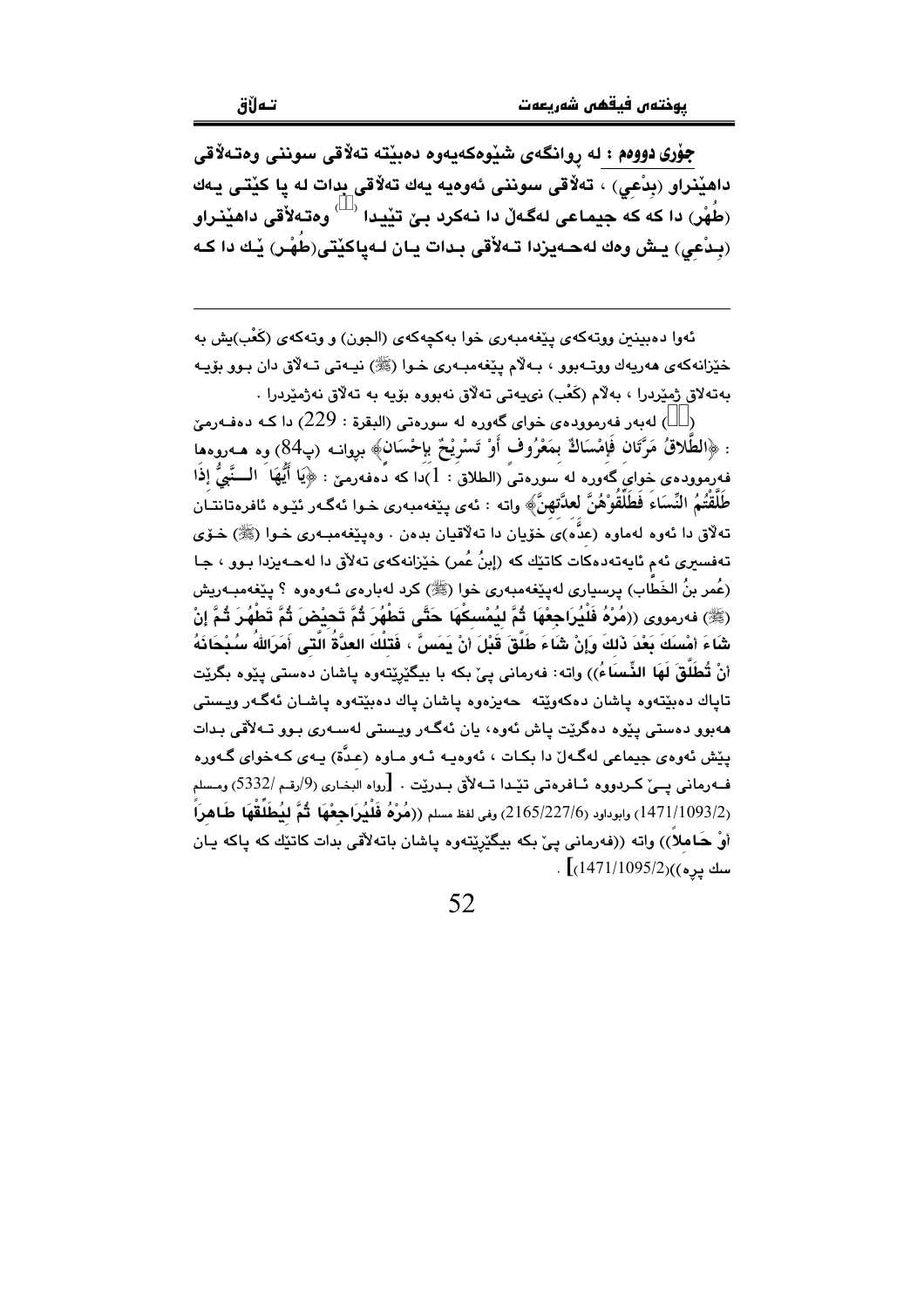**جۆری دووەم :** لە ڕوانگەی شێوەکەیەوە دەبێتە تەڵاقی سوننی وەتەڵاقی داهێنراو (بِدْعِي) ، تەڵاقی سوننی ئەوەیە یەك تەڵاقی بدات لە پا کێتی یەك (طُهْر) دا کە کە جیماعی لەگەڵ دا نەکرد بێ تێیدا [1] وەتەڵاقی داهێنراو (بِدْعِي) یش وەك لەحەیزدا تەڵاقی بدات یان لەپاکێتی(طُهْر) یێك دا کە

---

ئەوا دەبینین ووتەکەی پێغەمبەری خوا بەکچەکەی (الجون) و وتەکەی (كَعْب)یش بە خێزانەکەی هەریەك ووتەبوو ، بەڵام پێغەمبەری خوا (ﷺ) نیەتی تەڵاق دان بوو بۆیە بەتەڵاق ژمێردرا ، بەڵام (كَعْب) نیەتی تەڵاق نەبووە بۆیە بە تەڵاق نەژمێردرا .

([1]) لەبەر فەرموودەی خوای گەورە لە سورەتی (البقرة : 229) دا کە دەفەرمێ : ﴿الطَّلاقُ مَرَّتَانِ فَإِمْسَاكٌ بِمَعْرُوفٍ أَوْ تَسْرِيحٌ بِإِحْسَانٍ﴾ بڕوانە (پ84) وە هەروەها فەرموودەی خوای گەورە لە سورەتی (الطلاق : 1)دا کە دەفەرمێ : ﴿يَا أَيُّهَا النَّبِيُّ إِذَا طَلَّقْتُمُ النِّسَاءَ فَطَلِّقُوهُنَّ لِعِدَّتِهِنَّ﴾ واتە : ئەی پێغەمبەری خوا ئەگەر ئێوە ئافرەتانتان تەڵاق دا ئەوە لەماوە (عدَّە)ی خۆیان دا تەڵاقیان بدەن . وەپێغەمبەری خوا (ﷺ) خۆی تەفسیری ئەم ئایەتەدەکات کاتێك کە (إبنُ عُمر) خێزانەکەی تەڵاق دا لەحەیزدا بوو ، جا (عُمر بنُ الخَطَّاب) پرسیاری لەپێغەمبەری خوا (ﷺ) کرد لەبارەی ئەوەوە ؟ پێغەمبەریش (ﷺ) فەرمووی ((مُرْهُ فَلْيُرَاجِعْهَا ثُمَّ لِيُمْسِكْهَا حَتَّى تَطْهُرَ ثُمَّ تَحِيْضَ ثُمَّ تَطْهُرَ ثُمَّ إِنْ شَاءَ أَمْسَكَ بَعْدَ ذَلِكَ وَإِنْ شَاءَ طَلَّقَ قَبْلَ أَنْ يَمَسَّ ، فَتِلْكَ العِدَّةُ الَّتِي أَمَرَاللهُ سُبْحَانَهُ أَنْ تُطَلَّقَ لَهَا النِّسَاءُ)) واتە: فەرمانی پێ بکە با بیگێڕێتەوە پاشان دەستی پێوە بگرێت تاپاك دەبێتەوە پاشان دەکەوێتە حەیزەوە پاشان پاك دەبێتەوە پاشان ئەگەر ویستی هەبوو دەستی پێوە دەگرێت پاش ئەوە، یان ئەگەر ویستی لەسەری بوو تەڵاقی بدات پێش ئەوەی جیماعی لەگەڵ دا بکات ، ئەوەیە ئەو ماوە (عدَّة) یەی کەخوای گەورە فەرمانی پێ کردووە ئافرەتی تێدا تەڵاق بدرێت . [رواه البخاري (9/رقم /5332) ومسلم (1471/1093/2) وابوداود (2165/227/6) وفي لفظ مسلم ((مُرْهُ فَلْيُرَاجِعْهَا ثُمَّ لِيُطَلِّقْهَا طَاهِراً أَوْ حَامِلاً)) واتە ((فەرمانی پێ بکە بیگێڕێتەوە پاشان باتەڵاقی بدات کاتێك کە پاکە یان سك پڕە))(1471/1095/2)] .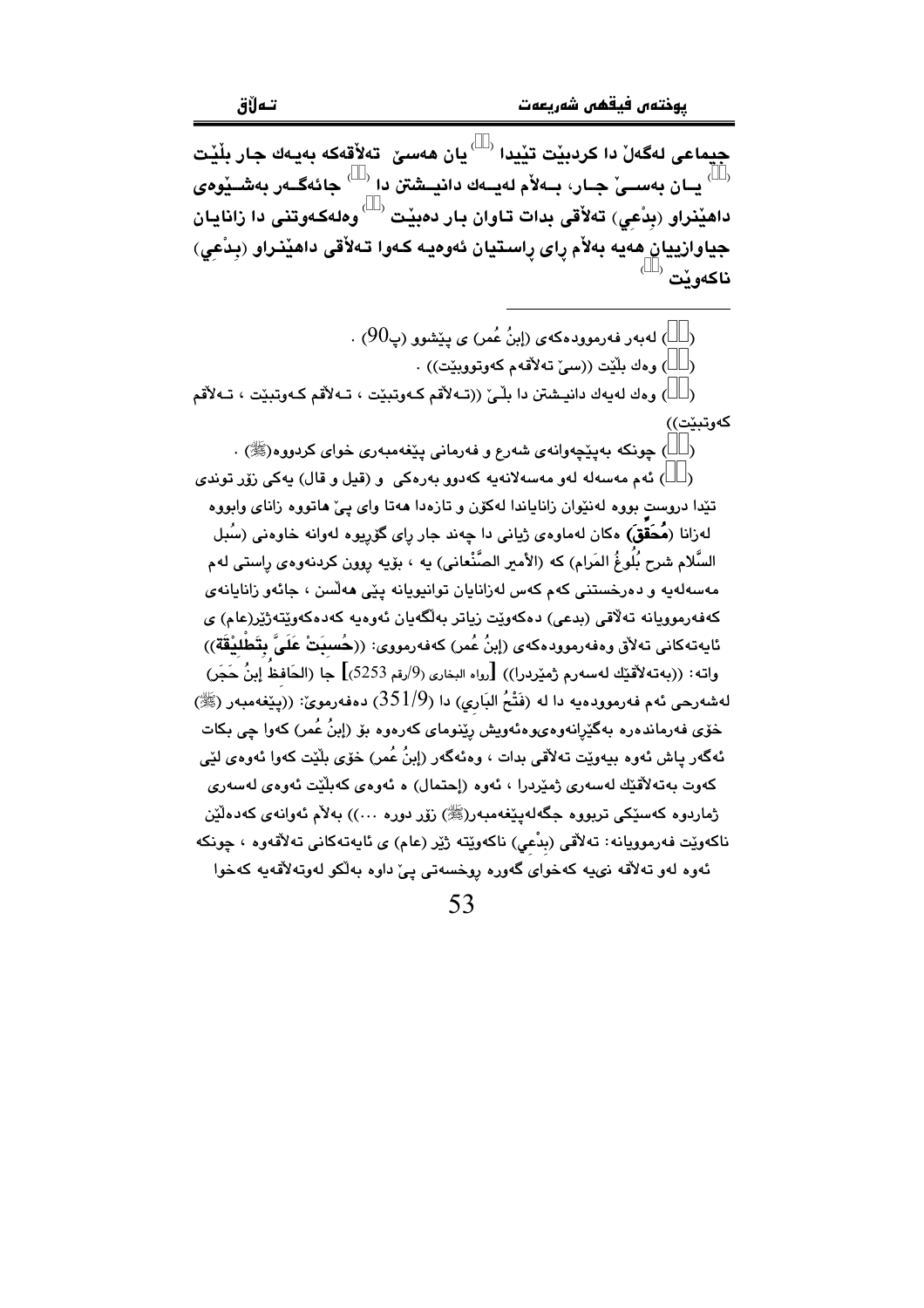جیماعی لەگەڵ دا کردبێت تێیدا [] یان هەسێ تەڵاقەکە بەیەك جار بڵێت [] یـان بەسـێ جـار، بـەڵام لەیـەك دانیـشتن دا [] جائەگـەر بەشـێوەی داهێنراو (بِدْعِي) تەڵاقی بدات تاوان بار دەبێت [] وەلەکەوتنی دا زانایان جیاوازییان هەیە بەڵام ڕای ڕاستیان ئەوەیە کەوا تـەڵاقی داهێنـراو (بِـدْعِي) ناکەوێت []

---

([]) لەبەر فەرموودەکەی (إبنُ عُمر) ی پێشوو (پ90) .

([]) وەك بڵێت ((سێ تەڵاقەم کەوتووبێت)) .

([]) وەك لەیەك دانیـشتن دا بڵـێ ((تـەڵاقم کـەوتبێت ، تـەڵاقم کـەوتبێت ، تـەڵاقم کەوتبێت))

([]) چونکە بەپێچەوانەی شەرع و فەرمانی پێغەمبەری خوای کردووە(ﷺ) .

([]) ئەم مەسەلە لەو مەسەلانەیە کەدوو بەرەکی و (قیل و قال) یەکی زۆر توندی تێدا دروست بووە لەنێوان زانایاندا لەکۆن و تازەدا هەتا وای پێ هاتووە زانای وابووە لەزانا (**مُحَقِّق**) ەکان لەماوەی ژیانی دا چەند جار ڕای گۆڕیوە لەوانە خاوەنی (سُبل السَّلام شرح بُلُوغُ المَرام) کە (الأمیر الصَّنْعاني) یە ، بۆیە ڕوون کردنەوەی ڕاستی لەم مەسەلەیە و دەرخستنی کەم کەس لەزانایان توانیویانە پێی هەڵسن ، جائەو زانایانەی کەفەرموویانە تەڵاقی (بدعی) دەکەوێت زیاتر بەڵگەیان ئەوەیە کەدەکەوێتەژێر(عام) ی ئایەتەکانی تەڵاق وەفەرموودەکەی (إبنُ عُمر) کەفەرمووی: ((**حُسِبَتْ عَلَيَّ بِتَطْلِيْقَة**)) واتە: ((بەتەڵاقێك لەسەرم ژمێردرا)) [رواه البخاري (9/رقم 5253)] جا (الحَافظُ إبنُ حَجَر) لەشەرحی ئەم فەرموودەیە دا لە (فَتْحُ البَاري) دا (351/9) دەفەرموێ: ((پێغەمبەر (ﷺ) خۆی فەرماندەرە بەگێڕانەوەی‌وەئەویش ڕێنومای کەرەوە بۆ (إبنُ عُمر) کەوا چی بکات ئەگەر پاش ئەوە بیەوێت تەڵاقی بدات ، وەئەگەر (إبنُ عُمر) خۆی بڵێت کەوا ئەوەی لێی کەوت بەتەڵاقێك لەسەری ژمێردرا ، ئەوە (إحتمال) ە ئەوەی کەبڵێت ئەوەی لەسەری ژماردوە کەسێکی تربووە جگەلەپێغەمبەر(ﷺ) زۆر دورە ...)) بەڵام ئەوانەی کەدەڵێن ناکەوێت فەرموویانە: تەڵاقی (بِدْعِي) ناکەوێتە ژێر (عام) ی ئایەتەکانی تەڵاقەوە ، چونکە ئەوە لەو تەڵاقە نیە کەخوای گەورە ڕوخسەتی پێ داوە بەڵکو لەوتەڵاقەیە کەخوا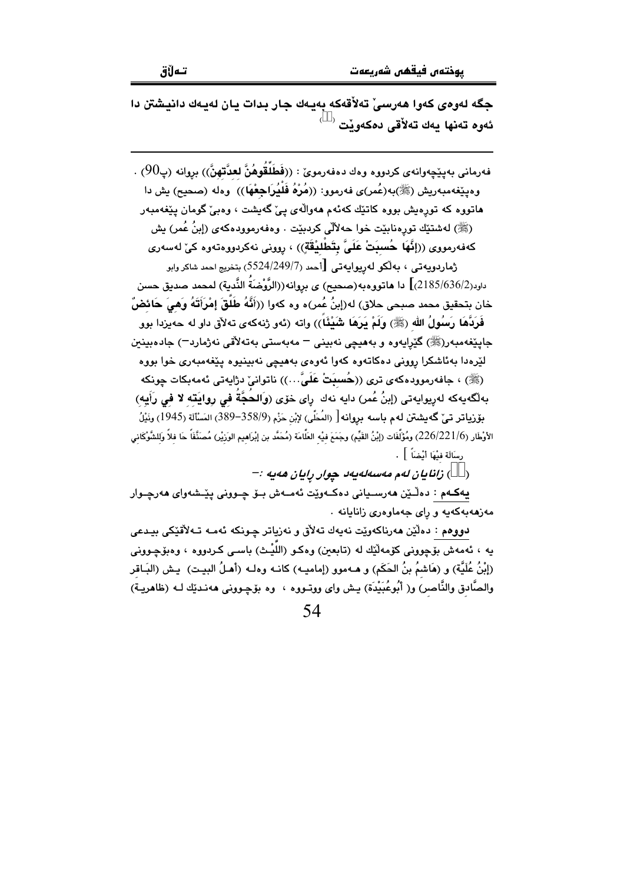جگە لەوەی کەوا هەرسیّ تەڵاقەکە بەیەك جار بدات یان لەیەك دانیشتن دا ئەوە تەنها یەك تەڵاقی دەکەویّت ()

فەرمانی بەپێچەوانەی کردووە وەك دەفەرمویّ : ((فَطَلِّقُوهُنَّ لعدَّتهنَّ)) بڕوانە (پ90) .

وەپێغەمبەریش (ﷺ)بە(عُمر)ی فەرموو: ((مُرْهُ فَلْيُرَاجِعْهَا)) وەلە (صحيح) یش دا هاتووە کە تورەیش بووە کاتێك کەئەم هەواڵەی پێ گەیشت ، وەبێ گومان پێغەمبەر (ﷺ) لەشتێك تورەنابێت خوا حەڵاڵی کردبێت . وەفەرموودەکەی (إبنُ عُمر) یش کەفەرمووی ((إنَّهَا حُسِبَتْ عَلَيَّ بتَطْليْقَةٍ)) ، روونی نەکردووەتەوە کێ لەسەری ژماردویەتی ، بەڵکو لەریوایەتی [أحمد (5524/249/7) بتخريج احمد شاكر وابو داود(2185/636/2)] دا هاتووەبە(صحيح) ی بڕوانە((الرَّوْضَةُ النَّدية) لمحمد صديق حسن خان بتحقيق محمد صبحي حلاق) لە(إبنُ عُمر)ە وە کەوا ((أنَّهُ طَلَّقَ إمْرَأتَهُ وَهِيَ حَائِضٌ فَرَدَّهَا رَسُولُ الله (ﷺ) وَلَمْ يَرَهَا شَيْئًا)) واتە (ئەو ژنەکەی تەڵاق داو لە حەیزدا بوو جاپێغەمبەر(ﷺ) گێڕایەوە و بەهیچی نەبینی – مەبەستی بەتەڵاقی نەژمارد–) جادەبینین لێرەدا بەئاشکرا روونی دەکاتەوە کەوا ئەوەی بەهیچی نەبینیوە پێغەمبەری خوا بووە (ﷺ) ، جافەرموودەکەی تری ((حُسِبَتْ عَلَيَّ...)) ناتوانیّ دژایەتی ئەمەبکات چونکە بەڵگەیەکە لەریوایەتی (إبنُ عُمر) دایە نەك رای خۆی (وَالحُجَّةُ فِي رِوايَتِه لا فِي رَأيِه) بۆزیاتر تیّ گەیشتن لەم باسە بڕوانە[ (المُحَلَّى) لإبْنِ حَزْم (358/9–389) المَسْألَة (1945) ونَيْلُ الأوْطَار (226/221/6) ومُؤَلَّفَات (إبْنُ القَيِّم) وجَمَعَ فيْه العَلّامَة (مُحَمَّد بن إبْرَاهِيم الوَزِيْر) مُصَنَّفاً حَا فِلاً وَلِلشَّوْكَانِي رِسَالَة فيْهَا أيْضَاً ] .

() زانایان لەم مەسەلەیەدا چوار رایان هەیە :–

**یەکەم** : دەڵێن هەرسیانی دەکەوێت ئەمەش بۆ چوونی پێشەوای هەرچوار مەزهەبەکەیە و رای جەماوەری زانایانە .

**دووەم** : دەڵێن هەرناکەوێت نەیەك تەڵاق و نەزیاتر چونکە ئەمە تەڵاقێکی بیدعی یە ، ئەمەش بۆچوونی کۆمەڵێك لە (تابعين) وەکو (اللَّيْث) باسی کردووە ، وەبۆچوونی (إبْنُ عُلَيَّة) و (هَاشِمُ بنُ الحَكَم) و هەموو (إماميە) کانە وەلە (أهلُ البيت) یش (البَاقر والصَّادِق والنَّاصر) و( أبُوعُبَيْدَة) یش وای ووتووە ، وە بۆچوونی هەندێك لە (ظاهرية)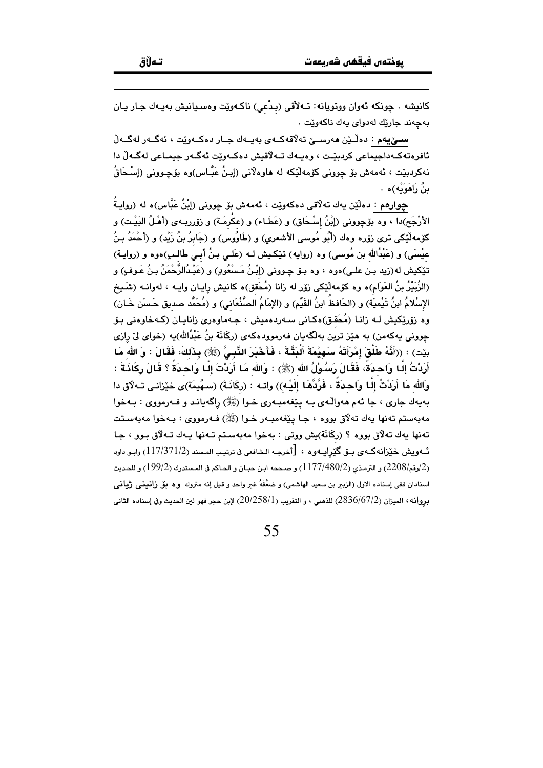کانیشه . چونکه ئەوان ووتویانە: تـەڵاقی (بـدْعي) ناکـەوێت وەسـیانیش بەیـەك جـار یـان بەچەند جارێك لەدوای یەك ناکەوێت .

**سـێیەم** : دەڵـێن هەرسـێ تەڵاقەکـەی بەیـەك جـار دەکـەوێت ، ئەگـەر لەگـەڵ ئافرەتەکـەداجیماعی کردبێـت ، وەیـەك تـەڵاقیش دەکـەوێت ئەگـەر جیمـاعی لەگـەڵ دا نەکردبێت ، ئەمەش بۆ چوونی کۆمەڵێکە لە هاوەڵانی (إبـنُ عَبَّـاس)وە بۆچـوونی (إسْـحَاقُ بنُ رَاهَوَيْه)ە .

**چوارەم** : دەڵێن یەك تەڵاقی دەکەوێت ، ئەمەش بۆ چوونی (إبْنُ عَبَّاس)ە لە (روايـةُ الأَرْجَح)دا ، وە بۆچوونی (إبْنُ إسْـحَاق) و (عَطَـاء) و (عِكْرِمَـة) و زۆرربـەی (أهْـلُ البَيْـت) و کۆمەڵێکی تری زۆرە وەك (أبُو مُوسى الأشعري) و (طَاوُوس) و (جَابِرُ بنُ زَيْد) و (أحْمَدُ بـنُ عِيْسَى) و (عَبْدُالله بن مُوسى) وە (روايه) تێکیش لـە (عَلـي بـنُ أبـي طَالـبٍ)ەوە و (روايـة) تێکیش لە(زيد بـن علـي)ەوە ، وە بـۆ چـوونی (إبْـنُ مَـسْعُودٍ) و (عَبْـدُالرَّحْمَنُ بـنُ عَـوفٍ) و (الزُّبَيْرُ بنُ العَوَام)ە وە کۆمەڵێکی زۆر لە زانا (مُحَقق)ە کانیش رایـان وایـە ، لەوانـە (شَـيخ الإسْلامُ ابنُ تَيْمِيَة) و (الحَافِظُ ابنُ القَيِّم) و (الإمَامُ الصَّنْعَاني) و (مُحَمَّد صديق حَـسَن خَـان) وە زۆرێکیش لـە زانـا (مُحَقِـق)ەکـانی سـەردەمیش ، جـەماوەری زانایـان (کـەخاوەنی بـۆ چوونی یەکەمن) بە هێز ترین بەڵگەیان فەرموودەکەی (رُكَانَة بنُ عَبْدُالله)یە (خوای لێ رازی بێت) : ((**أَنَّهُ طَلَّقَ إمْرَأَتَهُ سَهِيْمَةَ الْبَتَّـةَ ، فَأَخْبَرَ النَّبِيَّ (ﷺ) بِذَلِكَ، فَقَالَ : وَ اللهِ مَـا أَرَدْتُ إلَّـا وَاحِـدَةً، فَقَـالَ رَسُـوْلُ الله (ﷺ) : وَاللهِ مَـا أَرَدْتَ إلَّـا وَاحِـدَةً ؟ قَـالَ رِكَانَـةَ : وَاللهِ مَا أَرَدْتُ إلَّـا وَاحِدَةً ، فَرَدَّهَـا إلَيْـه**)) واتـە : (رِكَانَـةَ) (سـهُيمَة)ی خێزانـی تـەڵاق دا بەیەك جاری ، جا ئەم هەواڵـەی بـە پێغەمبـەری خـوا (ﷺ) راگەیانـد و فـەرمووی : بـەخوا مەبەستم تەنها یەك تەڵاق بووە ، جـا پێغەمبـەر خـوا (ﷺ) فـەرمووی : بـەخوا مەبەسـتت تەنها یەك تەڵاق بووە ؟ (رِكَانَة)یش ووتی : بەخوا مەبەسـتم تـەنها یـەك تـەڵاق بـوو ، جـا ئـەویش خێزانەکـەی بـۆ گێڕایـەوە ، [أخرجـه الـشافعي في ترتيـب المسند (117/371/2) وابـو داود (2/رقم/2208) و الترمـذي (1177/480/2) و صححه ابـن حبـان و الحـاكم في المستدرك (199/2) و للحديث اسنادان ففي إسناده الاول (الزبير بن سعيد الهاشمي) و ضَعَّفَهُ غير واحد و قيل إنه متروك وە بۆ زانینی ژیانی بروانە، الميزان (2836/67/2) للذهبي ، و التقريب (20/258/1) لإبن حجر فهو لين الحديث وفي إسناده الثاني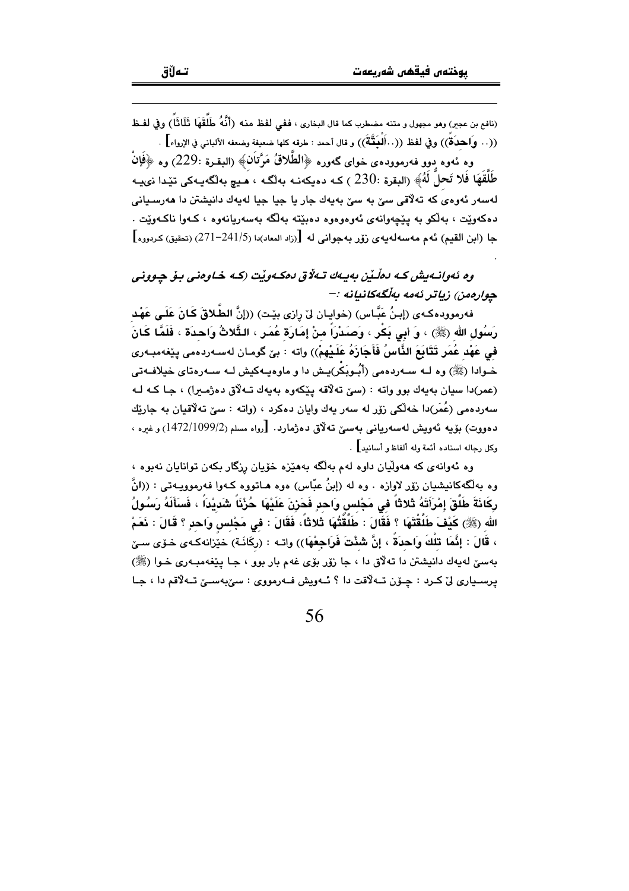(نافع بن عجير) وهو مجهول و متنه مضطرب كما قال البخاري ، ففي لفظ منه (أَنَّهُ طَلَّقَهَا ثَلَاثَاً) وفي لفظ ((.. وَاحِدَةً)) وفي لفظ ((..أَلْبَتَّةَ)) و قال أحمد : طرقه كلها ضعيفة وضعفه الألباني في الإرواء] .

وه ئەوە دوو فەرموودەی خوای گەورە ﴿الطَّلاقُ مَرَّتَانِ﴾ (البقرة :229) وە ﴿فَإِنْ طَلَّقَهَا فَلا تَحِلُّ لَهُ﴾ (البقرة :230 ) کە دەیکەنە بەڵگە ، هیچ بەڵگەیەکی تێدا نییە لەسەر ئەوەی کە تەڵاقی سێ بە سێ بەیەك جار یا جیا جیا لەیەك دانیشتن دا هەرسیانی دەکەوێت ، بەڵکو بە پێچەوانەی ئەوەوەوە دەبێتە بەڵگە بەسەریانەوە ، کەوا ناکەوێت . جا (ابن القيم) ئەم مەسەلەیەی زۆر بەجوانی لە [(زاد المعاد)دا (5/241-271) (تحقيق) کردووە]

.

***وە ئەوانەیش کە دەڵێن بەیەك تەڵاق دەکەوێت (کە خاوەنی بۆ چوونی چوارەمن) زیاتر ئەمە بەڵگەکانیانە :-***

فەرموودەکەی (إبنُ عَبَّاس) (خوایان لێ رازی بێت) ((إِنَّ الطَّلاقَ كَانَ عَلَى عَهْدِ رَسُولِ اللهِ (ﷺ) ، وَ أَبِي بَكْرٍ ، وَصَدْرَاً مِنْ إِمَارَةِ عُمَر ، الثَّلاثُ وَاحِدَة ، فَلَمَّا كَانَ فِي عَهْدِ عُمَر تَتَابَعَ النَّاسُ فَأَجَازَهُ عَلَيْهِمْ)) واتە : بێ گومان لەسەردەمی پێغەمبەری خوادا (ﷺ) وە لە سەردەمی (أَبُوبَكْر)یش دا و ماوەیەکیش لە سەرەتای خیلافەتی (عمر)دا سیان بەیەك بوو واتە : (سێ تەڵاقە پێکەوە بەیەك تەڵاق دەژمێرا) ، جا کە لە سەردەمی (عُمَر)دا خەڵکی زۆر لە سەر یەك وایان دەکرد ، (واتە : سێ تەڵاقیان بە جارێك دەدووت) بۆیە ئەویش لەسەریانی بەسێ تەڵاق دەژمارد. [رواه مسلم (2/1099/1472) و غيره ، وكل رجاله اسناده أئمة وله ألفاظ و أسانيد] .

وە ئەوانەی کە هەوڵیان داوە لەم بەڵگە بەهێزە خۆیان ڕزگار بکەن توانایان نەبوە ، وە بەڵگەکانیشیان زۆر لاوازە . وە لە (إبنُ عبّاس) ەوە هاتووە کەوا فەرموویەتی : ((انَّ رِكَانَةَ طَلَّقَ إِمْرَأَتَهُ ثَلاثاً فِي مَجْلِسٍ وَاحِدٍ فَحَزِنَ عَلَيْهَا حُزْنَاً شَدِيْدَاً ، فَسَأَلَهُ رَسُولُ اللهِ (ﷺ) كَيْفَ طَلَّقْتَهَا ؟ فَقَالَ : طَلَّقْتُهَا ثَلاثاً، فَقَالَ : فِي مَجْلِسٍ وَاحِدٍ ؟ قَالَ : نَعَمْ ، قَالَ : إِنَّمَا تِلْكَ وَاحِدَةٌ ، إِنَّ شِئْتَ فَرَاجِعْهَا)) واتە : (رِكَانَة) خێزانەکەی خۆی سێ بەسێ لەیەك دانیشتن دا تەڵاق دا ، جا زۆر بۆی غەم بار بوو ، جا پێغەمبەری خوا (ﷺ) پرسیاری لێ کرد : چۆن تەڵاقت دا ؟ ئەویش فەرمووی : سێ‌بەسێ تەڵاقم دا ، جا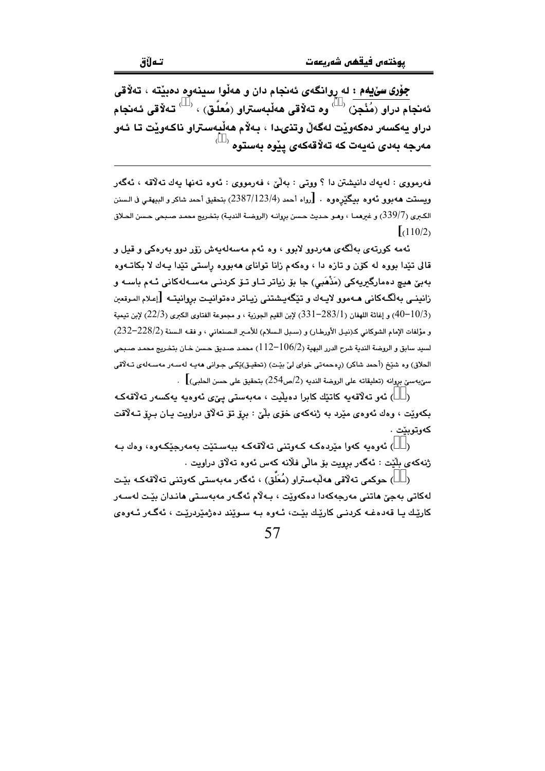**جۆری سێیەم** : لە ڕوانگەی ئەنجام دان و هەڵوا سینەوە دەبێتە ، تەلاقی ئەنجام دراو (مُنْجَز) [1] وە تەلاقی هەڵبەستراو (مُعلَّق) ، [2] تەلاقی ئەنجام دراو یەکسەر دەکەوێت لەگەڵ وتنیدا ، بەڵام هەڵبەستراو ناکەوێت تا ئەو مەرجە بەدی نەیەت کە تەلاقەکەی پێوە بەستوە [3]

---

فەرمووی : لەیەك دانیشتن دا ؟ ووتی : بەڵێ ، فەرمووی : ئەوە تەنها یەك تەلاقە ، ئەگەر ویستت هەبوو ئەوە بیگێڕەوە . [رواه أحمد (2387/123/4) بتحقيق أحمد شاكر و البيهقي في السنن الكبرى (339/7) و غيرهما ، وهو حديث حسن بروانە (الروضة الندية) بتخريج محمد صبحي حسن الحلاق (110/2)]

ئەمە کورتەی بەڵگەی هەردوو لابوو ، وە ئەم مەسەلەیەش زۆر دوو بەرەکی و قیل و قالی تێدا بووە لە کۆن و تازە دا ، وەکەم زانا توانای هەبووە ڕاستی تێدا یەك لا بکاتەوە بەبێ هیچ دەمارگیرییەکی (مَذْهَبي) جا بۆ زیاتر تاو تۆ کردنی مەسەلەکانی ئەم باسە و زانینی بەڵگەکانی هەموو لایەك و تێگەیشتنی زیاتر دەتوانیت بڕوانیتە [إعلام الموقعين (10/3-40) و إغاثة اللهفان (283/1-331) لإبن القيم الجوزية ، و مجموعة الفتاوى الكبرى (22/3) لإبن تيمية و مؤلفات الإمام الشوكاني كـ(نيل الأوطار) و (سبل السلام) للأمير الصنعاني ، و فقه السنة (228/2-232) لسيد سابق و الروضة الندية شرح الدرر البهية (106/2-112) محمد صديق حسن خان بتخريج محمد صبحي الحلاق) وە شێخ (أحمد شاكر) (ڕەحمەتی خوای لێ بێت) (تحقیق)ێکی جوانی هەیە لەسەر مەسەلەی تەلاقی سێبەسێ بڕوانە (تعليقاته على الروضة الندية (2/ص254) بتحقيق على حسن الحلبي)] .

[1] ئەو تەلاقەیە کاتێك کابرا دەیڵێت ، مەبەستی پێی ئەوەیە یەکسەر تەلاقەکە بکەوێت ، وەك ئەوەی مێرد بە ژنەکەی خۆی بڵێ : بڕۆ تۆ تەلاق دراویت یان بڕۆ تەلاقت کەوتوبێت .

[2] ئەوەیە کەوا مێردەکە کەوتنی تەلاقەکە ببەستێت بەمەرجێکەوە، وەك بە ژنەکەی بڵێت : ئەگەر بڕویت بۆ ماڵی فلانە کەس ئەوە تەلاق دراویت .

[3] حوکمی تەلاقی هەڵبەستراو (مُعَلَّق) ، ئەگەر مەبەستی کەوتنی تەلاقەکە بێت لەکاتی بەجێ هاتنی مەرجەکەدا دەکەوێت ، بەڵام ئەگەر مەبەستی هاندان بێت لەسەر کارێك یا قەدەغە کردنی کارێك بێت، ئەوە بە سوێند دەژمێردرێت ، ئەگەر ئەوەی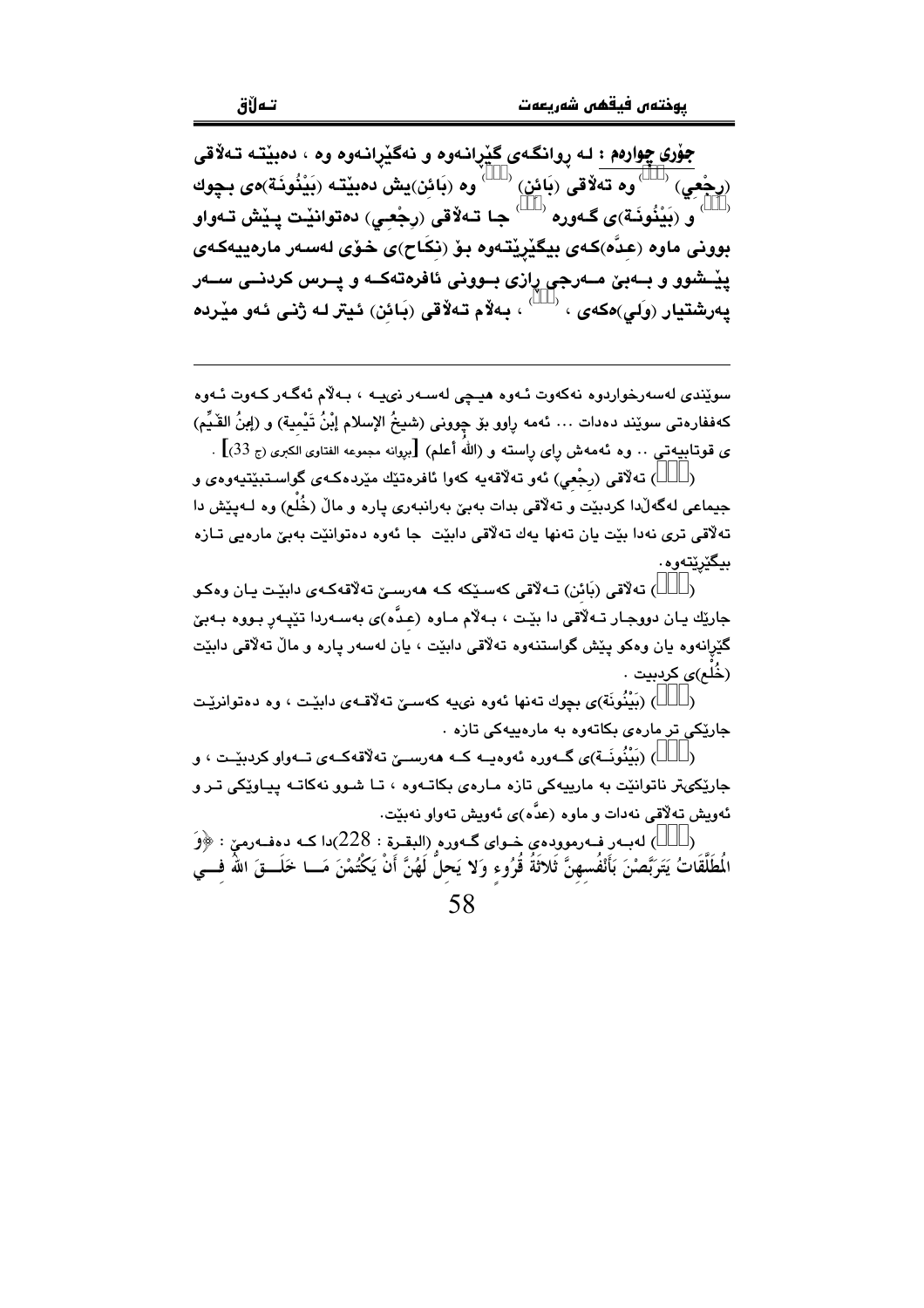**جۆری چوارەم :** لە ڕوانگەی گێڕانەوە و نەگێڕانەوە وە ، دەبێتە تەڵاقی (رِجْعِي) (   ) وە تەڵاقی (بَائِن) (   ) وە (بَائِن)یش دەبێتە (بَيْنُونَة)ەی بچوك (   ) و (بَيْنُونَة)ی گەورە (   ) جا تەڵاقی (رجْعِي) دەتوانێت پێش تەواو بوونی ماوە (عِدَّە)کەی بیگێڕێتەوە بۆ (نكَاح)ی خۆی لەسەر مارەییەکەی پێشوو و بەبێ مەرجی ڕازی بوونی ئافرەتەکە و پرس کردنی سەر پەرشتیار (وَلي)ەکەی ، (   ) ، بەڵام تەڵاقی (بَائِن) ئیتر لە ژنی ئەو مێردە

---

سوێندی لەسەرخواردوە نەکەوت ئەوە هیچی لەسەر نییە ، بەڵام ئەگەر کەوت ئەوە کەففارەتی سوێند دەدات ... ئەمە ڕاوو بۆ چوونی (شيخُ الإسلام إبْنُ تَيْمِية) و (إبنُ القَيِّم)ی قوتابیەتی .. وە ئەمەش ڕای ڕاستە و (اللهُ أعلم) [بروانە مجموعە الفتاوى الكبرى (ج 33)] .

(   ) تەڵاقی (رجْعِي) ئەو تەڵاقەیە کەوا ئافرەتێك مێردەکەی گواستبێتیەوەی و جیماعی لەگەڵدا کردبێت و تەڵاقی بدات بەبێ بەرانبەری پارە و ماڵ (خُلْع) وە لەپێش دا تەڵاقی تری نەدا بێت یان تەنها یەك تەڵاقی دابێت جا ئەوە دەتوانێت بەبێ مارەیی تازە بیگێڕێتەوە.

(   ) تەڵاقی (بَائن) تەڵاقی کەسێکە کە هەرسێ تەڵاقەکەی دابێت یان وەکو جارێك یان دووجار تەڵاقی دا بێت ، بەڵام ماوە (عدَّە)ی بەسەردا تێپەڕ بووە بەبێ گێڕانەوە یان وەکو پێش گواستنەوە تەڵاقی دابێت ، یان لەسەر پارە و ماڵ تەڵاقی دابێت (خُلْع)ی کردبێت .

(   ) (بَيْنُونَة)ی بچوك تەنها ئەوە نییە کەسێ تەڵاقەی دابێت ، وە دەتوانرێت جارێکی تر مارەی بکاتەوە بە مارەییەکی تازە .

(   ) (بَيْنُونَة)ی گەورە ئەوەیە کە هەرسێ تەڵاقەکەی تەواو کردبێت ، و جارێکیتر ناتوانێت بە مارییەکی تازە مارەی بکاتەوە ، تا شوو نەکاتە پیاوێکی تر و ئەویش تەڵاقی نەدات و ماوە (عدَّە)ی ئەویش تەواو نەبێت.

(   ) لەبەر فەرموودەی خوای گەورە (البقرة : 228)دا کە دەفەرمێ : ﴿وَالْمُطَلَّقَاتُ يَتَرَبَّصْنَ بِأَنْفُسِهِنَّ ثَلاثَةَ قُرُوءٍ وَلا يَحِلُّ لَهُنَّ أَنْ يَكْتُمْنَ مَا خَلَقَ اللهُ فِي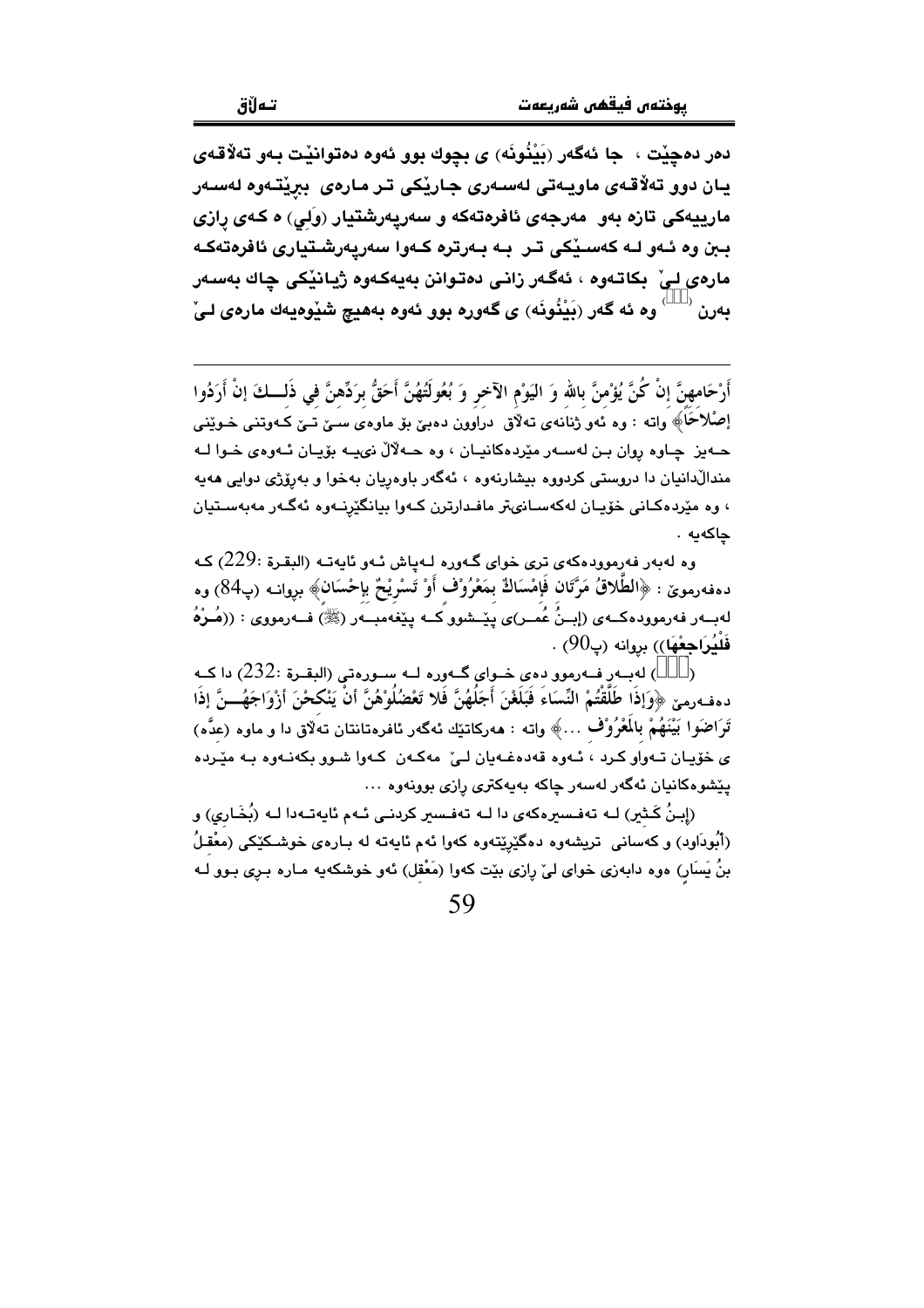دەر دەچێت ، جا ئەگەر (بَيْنُونَه) ی بچوك بوو ئەوە دەتوانێت بەو تەلاقەی یان دوو تەلاقەی ماوەتی لەسەری جارێکی تر مارەی بېڕێتەوە لەسەر مارییەکی تازە بەو مەرجەی ئافرەتەکە و سەرپەرشتیار (وَلِي) ە کەی ڕازی بن وە ئەو لە کەسێکی تر بە بەرترە کەوا سەرپەرشتیاری ئافرەتەکە مارەی لیّ بکاتەوە ، ئەگەر زانی دەتوانن بەیەکەوە ژیانێکی چاك بەسەر بەرن [( )] وە ئە گەر (بَيْنُونَه) ی گەورە بوو ئەوە بەهیچ شێوەیەك مارەی لیّ

---

أَرْحَامِهِنَّ إِنْ كُنَّ يُؤْمِنَّ بِاللهِ وَ الْيَوْمِ الآخِرِ وَ بُعُولَتُهُنَّ أَحَقُّ بِرَدِّهِنَّ فِي ذَلِكَ إِنْ أَرَادُوا إِصْلاحًا﴾ واتە : وە ئەو ژنانەی تەلاق دراوون دەبێ بۆ ماوەی سێ تێ کەوتنی خوێنی حەیز چاوە ڕوان بن لەسەر مێردەکانیان ، وە حەلاڵ نییە بۆیان ئەوەی خوا لە مندالّدانیان دا دروستی کردووە بیشارنەوە ، ئەگەر باوەڕیان بەخوا و بەرۆژی دوایی هەیە ، وە مێردەکانی خۆیان لەکەسانیتر مافدارترن کەوا بیانگێڕنەوە ئەگەر مەبەستیان چاکەیە .

وە لەبەر فەرموودەکەی تری خوای گەورە لەپاش ئەو ئایەتە (البقرة :229) کە دەفەرموێ : ﴿الطَّلاقُ مَرَّتَانِ فَإِمْسَاكٌ بِمَعْرُوفٍ أَوْ تَسْرِيحٌ بِإِحْسَانٍ﴾ بڕوانە (پ84) وە لەبەر فەرموودەکەی (إبنُ عُمَر)ی پێشووکە پێغەمبەر (ﷺ) فەرمووی : ((مُرْهُ فَلْيُرَاجِعْهَا)) بڕوانە (پ90) .

( ) لەبەر فەرموو دەی خوای گەورە لە سورەتی (البقرة :232) دا کە دەفەرمێ ﴿وَإِذَا طَلَّقْتُمُ النِّسَاءَ فَبَلَغْنَ أَجَلَهُنَّ فَلا تَعْضُلُوهُنَّ أَنْ يَنْكِحْنَ أَزْوَاجَهُنَّ إِذَا تَرَاضَوْا بَيْنَهُمْ بِالْمَعْرُوفِ ...﴾ واتە : هەرکاتێك ئەگەر ئافرەتانتان تەلاق دا و ماوە (عدَّه) ی خۆیان تەواو کرد ، ئەوە قەدەغەیان لیّ مەکەن کەوا شوو بکەنەوە بە مێردە پێشووەکانیان ئەگەر لەسەر چاکە بەیەکتری ڕازی بوونەوە ...

(إبنُ كَثِير) لە تەفسیرەکەی دا لە تەفسیر کردنی ئەم ئایەتەدا لە (بُخَارِي) و (أَبُودَاود) و کەسانی تریشەوە دەگێڕێتەوە کەوا ئەم ئایەتە لە بارەی خوشکێکی (مَعْقِلُ بنُ يَسَارٍ) ەوە دابەزی خوای لیّ ڕازی بێت کەوا (مَعْقِل) ئەو خوشکەیە مارە بڕی بوو لە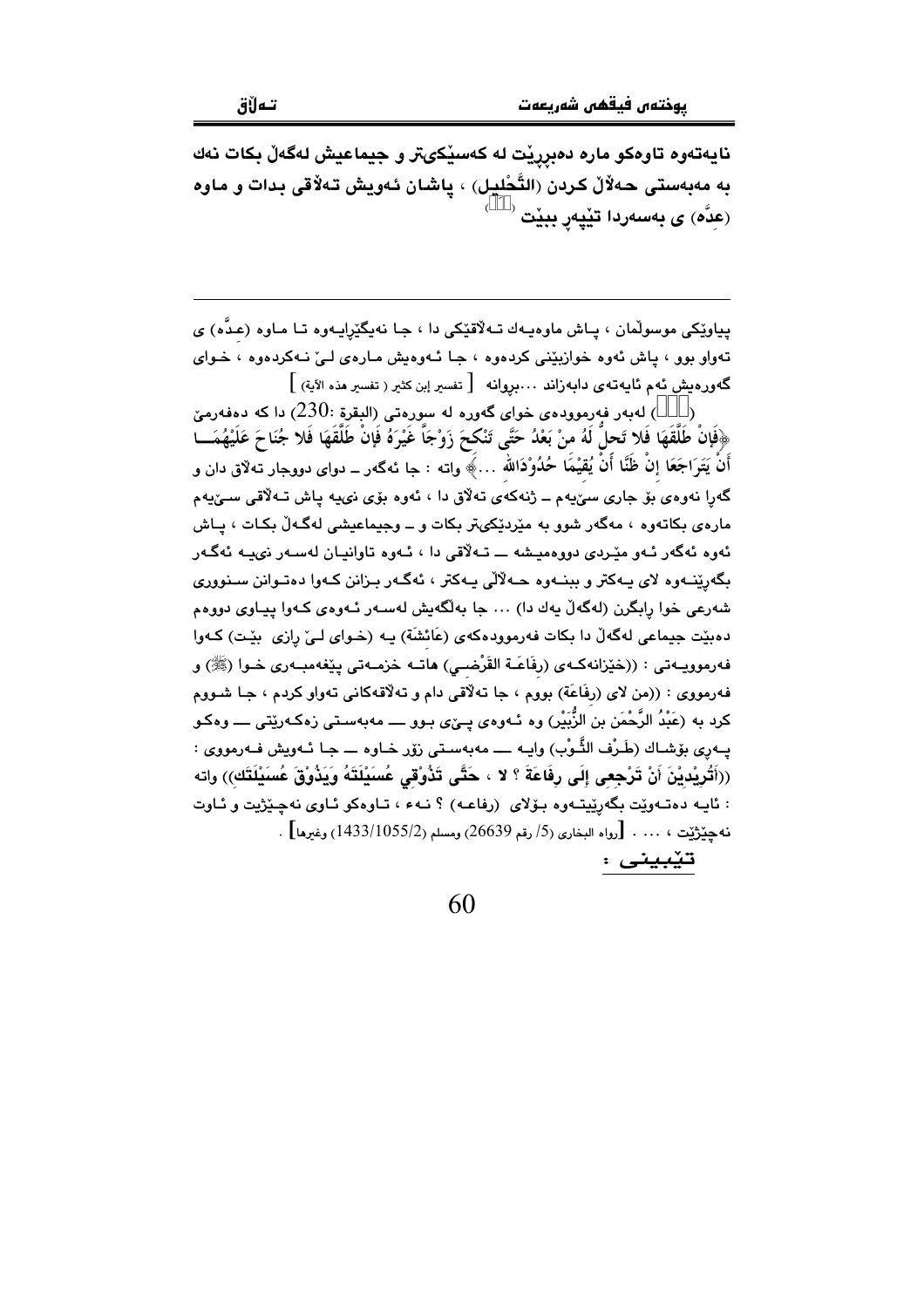**نایەتەوە تاوەکو مارە دەبڕڕێت لە کەسێکیتر و جیماعیش لەگەڵ بکات نەك بە مەبەستی حەلاڵ کردن (التَّحْلِيل) ، پاشان ئەویش تەلاقی بدات و ماوە (عِدَّە) ی بەسەردا تێپەڕ ببێت** [ ]

---

پیاوێکی موسوڵمان ، پاش ماوەیەك تەلاقێکی دا ، جا نەیگێڕایەوە تا ماوە (عدَّە) ی تەواو بوو ، پاش ئەوە خوازبێنی کردەوە ، جا ئەوەیش مارەی لێ نەکردەوە ، خوای گەورەیش ئەم ئایەتەی دابەزاند ...بڕوانە [ تفسير إبن كثير ( تفسير هذه الآية) ]

( ) لەبەر فەرموودەی خوای گەورە لە سورەتی (البقرة :230) دا کە دەفەرمێ ﴿فَإِنْ طَلَّقَهَا فَلا تَحِلُّ لَهُ مِنْ بَعْدُ حَتَّى تَنْكِحَ زَوْجاً غَيْرَهُ فَإِنْ طَلَّقَهَا فَلا جُنَاحَ عَلَيْهِمَا أَنْ يَتَرَاجَعَا إِنْ ظَنَّا أَنْ يُقِيْمَا حُدُوْدَاللهِ ...﴾ واتە : جا ئەگەر ــ دوای دووجار تەلاق دان و گەڕا نەوەی بۆ جاری سێیەم ــ ژنەکەی تەلاق دا ، ئەوە بۆی نییە پاش تەلاقی سێیەم مارەی بکاتەوە ، مەگەر شوو بە مێردێکیتر بکات و ــ وجیماعیشی لەگەڵ بکات ، پاش ئەوە ئەگەر ئەو مێردی دووەمیشە ــ تەلاقی دا ، ئەوە تاوانیان لەسەر نییە ئەگەر بگەڕێنەوە لای یەکتر و ببنەوە حەلاڵی یەکتر ، ئەگەر بزانن کەوا دەتوانن سنووری شەرعی خوا ڕابگرن (لەگەڵ یەك دا) ... جا بەلگەیش لەسەر ئەوەی کەوا پیاوی دووەم دەبێت جیماعی لەگەڵ دا بکات فەرموودەکەی (عَائِشَة) یە (خوای لێ ڕازی بێت) کەوا فەرموویەتی : ((خێزانەکەی (رِفَاعَة القُرَظِي) هاتە خزمەتی پێغەمبەری خوا (ﷺ) و فەرمووی : ((من لای (رِفَاعَة) بووم ، جا تەلاقی دام و تەلاقەکانی تەواو کردم ، جا شووم کرد بە (عَبْدُ الرَّحْمَن بن الزُّبَيْر) وە ئەوەی پێی بوو ـــ مەبەستی زەکەرێتی ـــ وەکو پەڕی بۆشاك (طَرْف الثَّوْب) وایە ـــ مەبەستی زۆر خاوە ـــ جا ئەویش فەرمووی : ((أَتُرِيْدِيْنَ أَنْ تَرْجِعِي إِلَى رِفَاعَةَ ؟ لا ، حَتَّى تَذُوْقِي عُسَيْلَتَهُ وَيَذُوْقَ عُسَيْلَتَكِ)) واتە : ئایە دەتەوێت بگەڕێیتەوە بۆلای (رفاعە) ؟ نەء ، تاوەکو ئاوی نەچێژیت و ئاوت نەچێژێت ، ... . [رواه البخاري (5/ رقم 26639) ومسلم (1433/1055/2) وغيرها] .

تێبینی :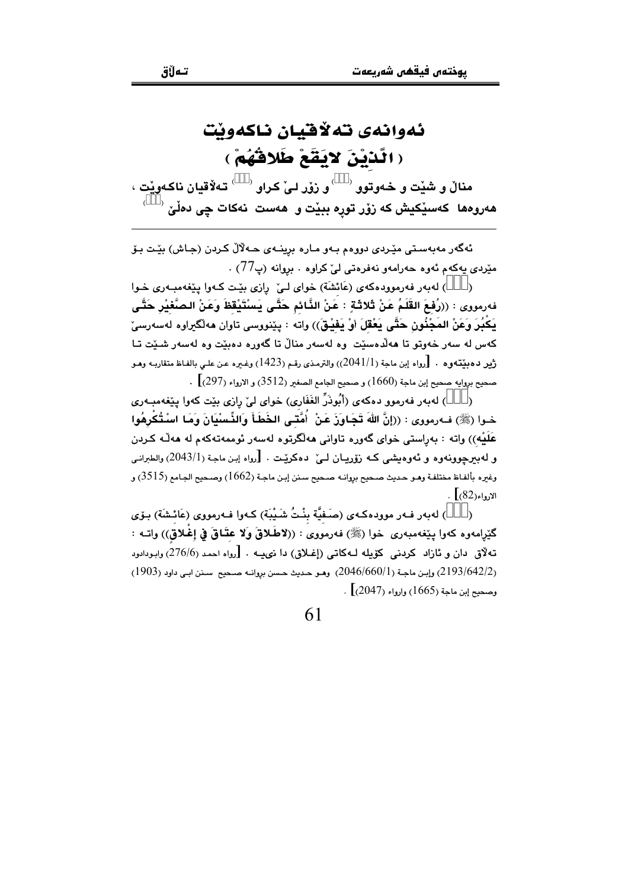# ئەوانەی تەڵاقیان ناکەوێت
# ( الَّذِيْنَ لايَقَعْ طَلاقُهُمْ )

**منالْ و شێت و خەوتوو (١) و زۆر لێ کراو (٢) تەڵاقیان ناکەوێت ، هەروەها کەسێکیش کە زۆر تورە ببێت و هەست نەکات چی دەڵێ (٣)**

---

ئەگەر مەبەستی مێردی دووەم بەو مارە برینەی حەلاڵ کردن (جاش) بێت بۆ مێردی یەکەم ئەوە حەرامەو نەفرەتی لێ کراوە . بروانە (پ77) .

(١) لەبەر فەرموودەکەی (عَائِشَة) خوای لێ رازی بێت کەوا پێغەمبەری خوا فەرمووی : ((**رُفِعَ القَلَمُ عَنْ ثَلاثَةٍ : عَنْ النَّائِمِ حَتَّى يَسْتَيْقِظَ وَعَنْ الصَّغِيْرِ حَتَّى يَكْبُرَ وَعَنْ المَجْنُونِ حَتَّى يَعْقِلَ أوْ يَفِيْقَ**)) واتە : پێنووسی تاوان هەڵگیراوە لەسەرسێ کەس لە سەر خەوتو تا هەڵدەسێت وە لەسەر منالْ تا گەورە دەبێت وە لەسەر شێت تا ژیر دەبێتەوە . [رواه إبن ماجة (2041/1)) والترمذي رقم (1423) وغيره عن علي بالفاظ متقاربه وهو صحيح برواية صحيح إبن ماجة (1660) و صحيح الجامع الصغير (3512) و الارواء (297)] .

(٢) لەبەر فەرموو دەکەی (أَبُوذَرٍّ الغَفَارِي) خوای لێ رازی بێت کەوا پێغەمبەری خوا (ﷺ) فەرمووی : ((**إنَّ اللهَ تَجَاوَزَ عَنْ أُمَّتِي الخَطَأَ وَالنِّسْيَانَ وَمَا اسْتُكْرِهُوا عَلَيْه**)) واتە : بەڕاستی خوای گەورە تاوانی هەڵگرتوە لەسەر ئوممەتەکەم لە هەڵە کردن و لەبیرچوونەوە و ئەوەیشی کە زۆریان لێ دەکرێت . [رواه إبن ماجة (2043/1) والطبراني وغيره بألفاظ مختلفة وهو حديث صحيح بروانه صحيح سنن إبن ماجة (1662) وصحيح الجامع (3515) و الارواء(82)] .

(٣) لەبەر فەرموودەکەی (صَفِيَّة بِنْتُ شَيْبَة) کەوا فەرمووی (عَائِشَة) بۆی گێڕامەوە کەوا پێغەمبەری خوا (ﷺ) فەرمووی : ((**لاطَلاقَ وَلا عتَاقَ فِي إغْلاقٍ**)) واتە : تەڵاق دان و ئازاد کردنی کۆیلە لەکاتی (إغلاق) دا نییە . [رواه احمد (276/6) وابوداود (2193/642/2) وإبن ماجة (2046/660/1) وهو حديث حسن بروانه صحيح سنن ابي داود (1903) وصحيح إبن ماجة (1665) وارواء (2047)] .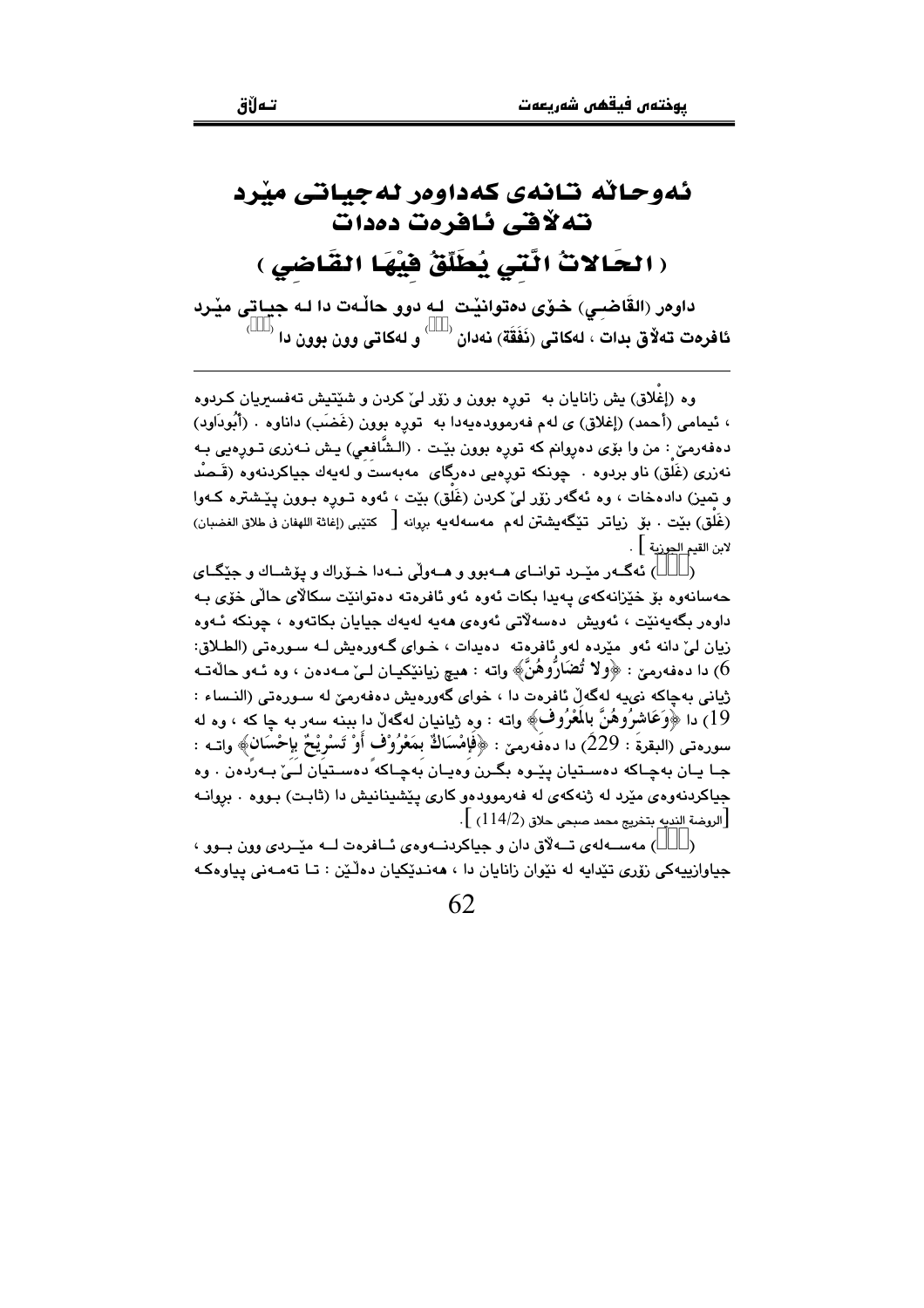# ئەوحاڵە تانەی کەداوەر لەجیاتی مێرد تەڵاقی ئافرەت دەدات

## ( الحَالاتُ الَّتي يُطَلِّقُ فِيْهَا القَاضِي )

داوەر (القَاضِي) خۆی دەتوانێت لە دوو حاڵەت دا لە جیاتی مێرد ئافرەت تەڵاق بدات ، لەکاتی (نَفَقَة) نەدان ( ) و لەکاتی وون بوون دا ( ) .

---

وە (إغْلاق) یش زانایان بە توڕە بوون و زۆر لێ کردن و شێتیش تەفسیریان کردوە ، ئیمامی (أحمد) (إغلاق) ی لەم فەرموودەیەدا بە توڕە بوون (غَضَب) داناوە . (أبُوداود) دەفەرمێ : من وا بۆی دەڕوانم کە توڕە بوون بێت . (الشَّافعي) یش نەزری توڕەیی بە نەزری (غَلْق) ناو بردوە . چونکە توڕەیی دەرگای مەبەست و لەیەك جیاکردنەوە (قَصْد و تمیز) دادەخات ، وە ئەگەر زۆر لێ کردن (غَلْق) بێت ، ئەوە توڕە بوون پێشترە کەوا (غَلْق) بێت . بۆ زیاتر تێگەیشتن لەم مەسەلەیە بڕوانە [ کتێبی (إغاثة اللهفان في طلاق الغضبان) لابن القيم الجوزية ] .

( ) ئەگەر مێرد توانای هەبوو و هەوڵی نەدا خۆراك و پۆشاك و جێگای حەسانەوە بۆ خێزانەکەی پەیدا بکات ئەوە ئەو ئافرەتە دەتوانێت سکاڵای حاڵی خۆی بە داوەر بگەیەنێت ، ئەویش دەسەڵاتی ئەوەی هەیە لەیەك جیایان بکاتەوە ، چونکە ئەوە زیان لێ دانە ئەو مێردە لەو ئافرەتە دەیدات ، خوای گەورەیش لە سورەتی (الطلاق: 6) دا دەفەرمێ : ﴿ولا تُضَارُّوهُنَّ﴾ واتە : هیچ زیانێکیان لێ مەدەن ، وە ئەو حاڵەتە ژیانی بەچاکە نییە لەگەڵ ئافرەت دا ، خوای گەورەیش دەفەرمێ لە سورەتی (النساء : 19) دا ﴿وَعَاشِرُوهُنَّ بالَمعْرُوفِ﴾ واتە : وە ژیانیان لەگەڵ دا ببنە سەر بە چا کە ، وە لە سورەتی (البقرة : 229) دا دەفەرمێ : ﴿فإمْسَاكٌ بمَعْرُوْف أوْ تَسْرِيْحٌ بإحْسَان﴾ واتە : جا یان بەچاکە دەستیان پێوە بگرن وەیان بەچاکە دەستیان لێ بەردەن . وە جیاکردنەوەی مێرد لە ژنەکەی لە فەرموودەو کاری پێشینانیش دا (ثابت) بووە . بڕوانە [الروضة الندية بتخريج محمد صبحي حلاق (114/2) ] .

( ) مەسەلەی تەڵاق دان و جیاکردنەوەی ئافرەت لە مێردی وون بوو ، جیاوازییەکی زۆری تێدایە لە نێوان زانایان دا ، هەندێکیان دەڵێن : تا تەمەنی پیاوەکە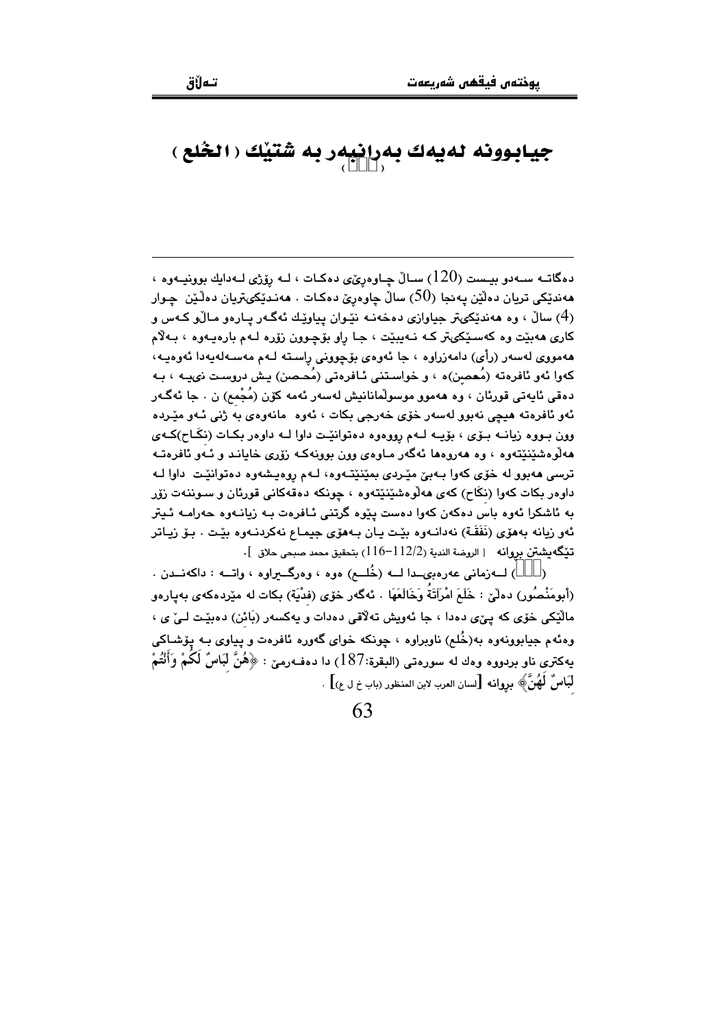# جیابوونه لەیەك بەرانبەر بە شتێك ( الخُلع ) (١)

---

دەگاتــە ســەدو بیــست (120) ســاڵ چــاوەڕێی دەكــات ، لــە ڕۆژی لــەدایك بوونیــەوە ، هەندێكی تریان دەڵێن پەنجا (50) ساڵ چاوەڕێ دەكـات . هەنـدێكیتریان دەڵـێن چـوار (4) ساڵ ، وە هەندێكیتر جیاوازی دەخەنـە نێـوان پیاوێـك ئەگـەر پـارەو مـاڵو كـەس و كاری هەبێت وە كەسـێكیتر كـە نـەبێت ، جـا ڕاو بۆچـوون زۆرە لـەم بارەیـەوە ، بـەڵام هەمووی لەسەر (رأی) دامەزراوە ، جا ئەوەی بۆچوونی ڕاسـتە لـەم مەسـەلەیەدا ئەوەیـە، كەوا ئەو ئافرەتە (مُحصن)ە ، و خواسـتنی ئـافرەتی (مُحـصن) یـش دروسـت نیـیـە ، بـە دەقی ئایەتی قورئان ، وە هەموو موسوڵمانانیش لەسەر ئەمە كۆن (مُجْمِع) ن . جا ئەگـەر ئەو ئافرەتە هیچی نەبوو لەسەر خۆی خەرجی بكات ، ئەوە مانەوەی بە ژنی ئـەو مێـردە وون بـووە زیانــە بـۆی ، بۆیــە لــەم ڕووەوە دەتوانێـت داوا لــە داوەر بكـات (نكـاح)كـەی هەڵوەشێنێتەوە ، وە هەروەها ئەگەر مـاوەی وون بوونەكـە زۆری خایانـد و ئـەو ئافرەتـە ترسی هەبوو لە خۆی كەوا بـەبێ مێـردی بمێنێتـەوە، لـەم ڕوەیـشەوە دەتوانێـت داوا لـە داوەر بكات كەوا (نكَاح) كەی هەڵوەشێنێتەوە ، چونكە دەقەكانی قورئان و سـوننەت زۆر بە ئاشكرا ئەوە باس دەكەن كەوا دەست پێوە گرتنی ئـافرەت بـە زیانـەوە حەرامـە ئـیتر ئەو زیانە بەهۆی (نَفَقَـة) نەدانـەوە بێـت یـان بـەهۆی جیمـاع نەكردنـەوە بێـت . بـۆ زیـاتر تێگەیشتن بڕوانە [ الروضة الندية (2/112-116) بتحقيق محمد صبحي حلاق ].

(١) لــەزمانی عەرەبیــدا لــە (خُلــع) ەوە ، وەرگــیراوە ، واتــە : داكەنــدن . (أبومَنْصُور) دەڵێ : خَلَعَ امْرَأَتَهُ وَخَالَعَهَا . ئەگەر خۆی (فِدْيَة) بكات لە مێردەكەی بەپارەو ماڵێكی خۆی كە پێی دەدا ، جا ئەویش تەڵاقی دەدات و یەكسەر (بَائِن) دەبێـت لـێ ی ، وەئەم جیابوونەوە بە(خُلع) ناوبراوە ، چونكە خوای گەورە ئافرەت و پیاوی بـە پۆشـاكی یەكتری ناو بردووە وەك لە سورەتی (البقرة:187) دا دەفـەرمێ : ﴿هُنَّ لِبَاسٌ لَكُمْ وَأَنْتُمْ لِبَاسٌ لَهُنَّ﴾ بڕوانە [لسان العرب لابن المنظور (باب خ ل ع)] .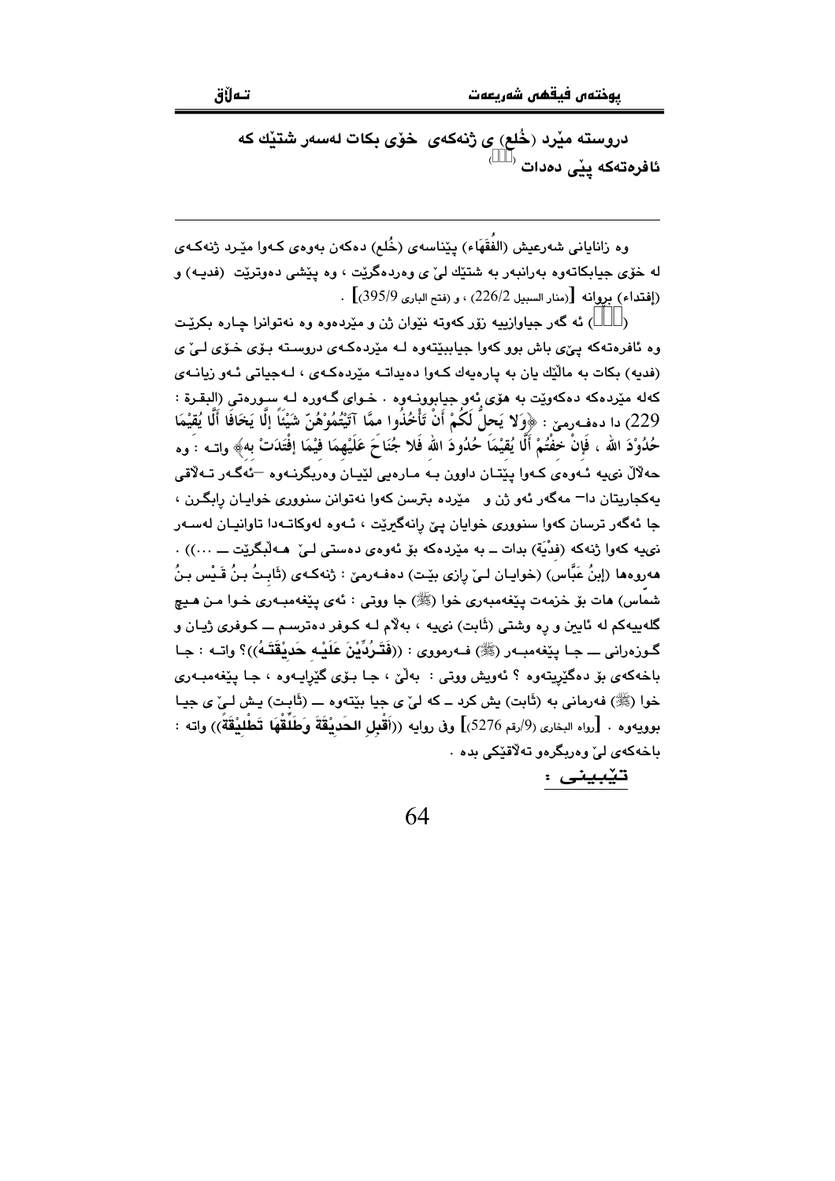دروسته مێرد (خُلع) ی ژنەکەی خۆی بکات لەسەر شتێك کە ئافرەتەکە پێی دەدات ([١])

---

وە زانایانی شەرعیش (الفُقَهَاء) پێناسەی (خُلع) دەکەن بەوەی کەوا مێرد ژنەکەی لە خۆی جیابکاتەوە بەرانبەر بە شتێك لێ ی وەردەگرێت ، وە پێشی دەوترێت (فدیە) و (إفتداء) بڕوانە [(منار السبیل 226/2) ، و (فتح الباری 395/9)] .

([١]) ئە گەر جیاوازییە زۆر کەوتە نێوان ژن و مێردەوە وە نەتوانرا چارە بکرێت وە ئافرەتەکە پێ ی باش بوو کەوا جیاببێتەوە لە مێردەکەی دروستە بۆی خۆی لێ ی (فدیە) بکات بە ماڵێك یان بە پارەیەك کەوا دەیداتە مێردەکەی ، لەجیاتی ئەو زیانەی کەلە مێردەکە دەکەوێت بە هۆی ئەو جیابوونەوە . خوای گەورە لە سورەتی (البقرة : 229) دا دەفەرمێ : ﴿وَلا يَحِلُّ لَكُمْ أَنْ تَأْخُذُوا ممَّا آتَيْتُمُوْهُنّ شَيْئاً إلَّا يَخَافَا أَلَّا يُقِيْمَا حُدُوْدَ الله ، فَإنْ خِفْتُمْ أَلَّا يُقِيْمَا حُدُودَ الله فَلا جُنَاحَ عَلَيْهِمَا فِيْمَا إفْتَدَتْ بِهِ﴾ واتە : وە حەڵاڵ نییە ئەوەی کەوا پێتان داوون بە مارەیی لێیان وەربگرنەوە –ئەگەر تەڵاقی یەکجاریتان دا– مەگەر ئەو ژن و مێردە بترسن کەوا نەتوانن سنووری خوایان ڕابگرن ، جا ئەگەر ترسان کەوا سنووری خوایان پێ ڕانەگیرێت ، ئەوە لەوکاتەدا تاوانیان لەسەر نییە کەوا ژنەکە (فدْیَة) بدات ــ بە مێردەکە بۆ ئەوەی دەستی لێ هەڵبگرێت ــ ...)) . هەروەها (إبنُ عَبَّاس) (خوایان لێ ڕازی بێت) دەفەرمێ : ژنەکەی (ثَابِتُ بنُ قَيْس بنُ شمّاس) هات بۆ خزمەت پێغەمبەری خوا (ﷺ) جا ووتی : ئەی پێغەمبەری خوا من هیچ گلەییەکم لە ئایین و ڕە وشتی (ثابت) نییە ، بەڵام لە کوفر دەترسم ــ کوفری ژیان و گوزەرانی ــ جا پێغەمبەر (ﷺ) فەرمووی : ((فَتَرُدِّيْنَ عَلَيْهِ حَدِيْقَتَهُ))؟ واتە : جا باخەکەی بۆ دەگێڕیتەوە ؟ ئەویش ووتی : بەڵێ ، جا بۆی گێڕایەوە ، جا پێغەمبەری خوا (ﷺ) فەرمانی بە (ثَابت) یش کرد ــ کە لێ ی جیا بێتەوە ــ (ثابت) یش لێ ی جیا بوویەوە . [رواه البخاری (9/رقم 5276)] وفی روایە ((أَقْبِلِ الحَدِيْقَةَ وَطَلِّقْهَا تَطْلِيْقَةً)) واتە : باخەکەی لێ وەربگرەو تەڵاقێکی بدە .

تێبینی :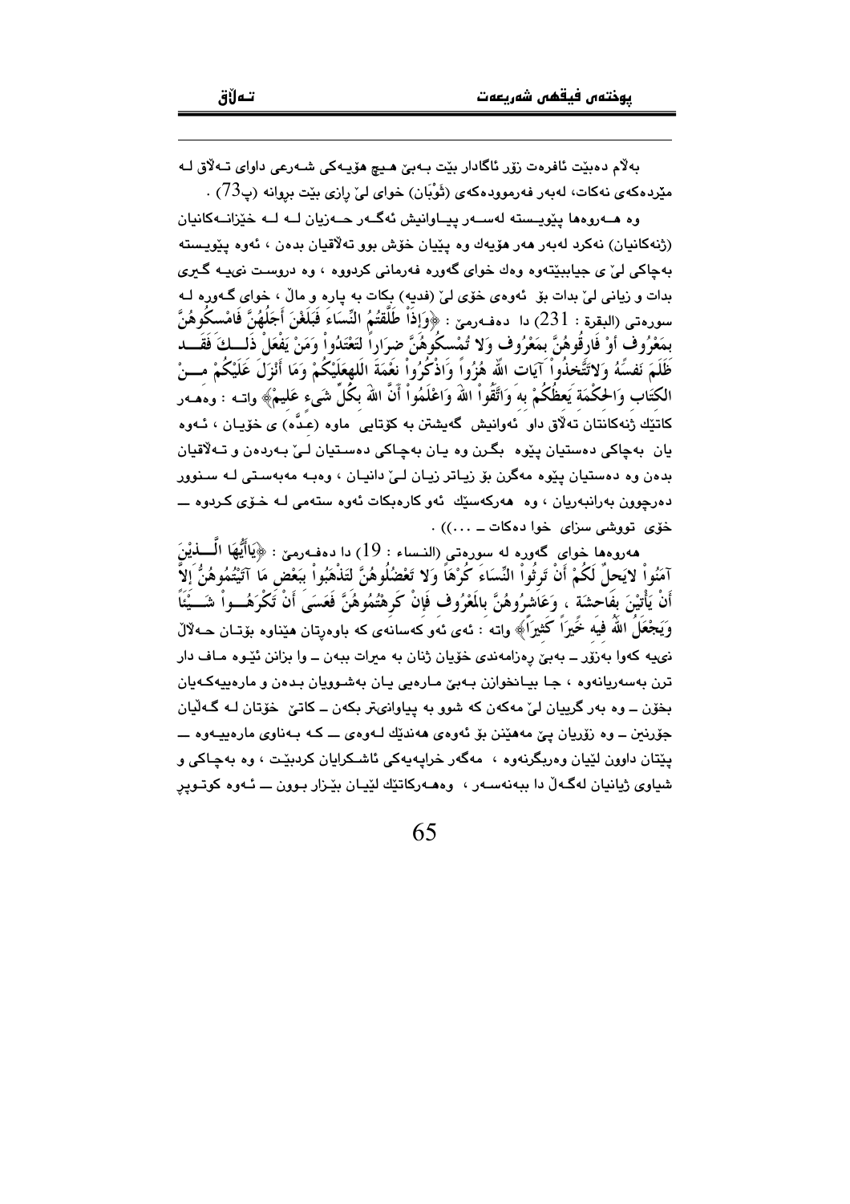بەلاَم دەبێت ئافرەت زۆر ئاگادار بێت بەبێ هیچ هۆیەکی شەرعی داوای تەلاق لە مێردەکەی نەکات، لەبەر فەرموودەکەی (ثَوْبَان) خوای لێ ڕازی بێت بڕوانە (پ73) .

وە هەروەها پێویستە لەسەر پیاوانیش ئەگەر حەزیان لە لە خێزانەکانیان (ژنەکانیان) نەکرد لەبەر هەر هۆیەك وە پێیان خۆش بوو تەلاقیان بدەن ، ئەوە پێویستە بەچاکی لێ ی جیاببێتەوە وەك خوای گەورە فەرمانی کردووە ، وە دروست نیيە گیری بدات و زیانی لێ بدات بۆ ئەوەی خۆی لێ (فدیه) بکات بە پارە و ماڵ ، خوای گەورە لە سورەتی (البقرة : 231) دا دەفەرمێ : ﴿وَإِذَا طَلَّقْتُمُ النِّسَاءَ فَبَلَغْنَ أَجَلَهُنَّ فَأَمْسِكُوهُنَّ بِمَعْرُوفٍ أَوْ فَارِقُوهُنَّ بِمَعْرُوفٍ وَلا تُمْسِكُوهُنَّ ضِرَاراً لِتَعْتَدُواْ وَمَنْ يَفْعَلْ ذَلِكَ فَقَدْ ظَلَمَ نَفْسَهُ وَلاتَتَّخِذُواْ آيَاتِ اللَّهِ هُزُواً وَاذْكُرُواْ نِعْمَةَ اللَّهِ عَلَيْكُمْ وَمَا أَنْزَلَ عَلَيْكُمْ مِنْ الْكِتَابِ وَالْحِكْمَةِ يَعِظُكُمْ بِهِ وَاتَّقُواْ اللَّهَ وَاعْلَمُواْ أَنَّ اللَّهَ بِكُلِّ شَيْءٍ عَلِيمٌ﴾ واتە : وەهەر کاتێك ژنەکانتان تەلاق داو ئەوانیش گەیشتن بە کۆتایی ماوە (عِدَّە) ی خۆیان ، ئەوە یان بەچاکی دەستیان پێوە بگرن وە یان بەچاکی دەستیان لێ بەردەن و تەلاقیان بدەن وە دەستیان پێوە مەگرن بۆ زیاتر زیان لێ دانیان ، وەبە مەبەستی لە سنوور دەرچوون بەرانبەریان ، وە هەرکەسێك ئەو کارەبکات ئەوە ستەمی لە خۆی کردووە ــ خۆی تووشی سزای خوا دەکات ــ ...)) .

هەروەها خوای گەورە لە سورەتی (النساء : 19) دا دەفەرمێ : ﴿يَاأَيُّهَا الَّذِيْنَ آمَنُواْ لايَحِلُّ لَكُمْ أَنْ تَرِثُواْ النِّسَاءَ كُرْهاً وَلا تَعْضُلُوهُنَّ لِتَذْهَبُواْ بِبَعْضِ مَا آتَيْتُمُوهُنَّ إِلاَّ أَنْ يَأْتِيْنَ بِفَاحِشَةٍ ، وَعَاشِرُوهُنَّ بِالْمَعْرُوفِ فَإِنْ كَرِهْتُمُوهُنَّ فَعَسَى أَنْ تَكْرَهُواْ شَيْئاً وَيَجْعَلَ اللَّهُ فِيهِ خَيْراً كَثِيراً﴾ واتە : ئەی ئەو کەسانەی کە باوەڕتان هێناوە بۆتان حەلاڵ نییە کەوا بەزۆر ــ بەبێ ڕەزامەندی خۆیان ژنان بە میرات ببەن ــ وا بزانن ئێوە ماف دار ترن بەسەریانەوە ، جا بیانخوازن بەبێ مارەیی یان بەشوویان بدەن و مارەییەکەیان بخۆن ــ وە بەر گرییان لێ مەکەن کە شوو بە پیاوانی‌تر بکەن ــ کاتێ خۆتان لە گەڵیان جۆرنین ــ وە زۆریان پێ مەهێنن بۆ ئەوەی هەندێك لەوەی ــ کە بەناوی مارەییەوە ــ پێتان داوون لێیان وەربگرنەوە ، مەگەر خراپەیەکی ئاشکرایان کردبێت ، وە بەچاکی و شیاوی ژیانیان لەگەڵ دا ببەنەسەر ، وەهەرکاتێك لێیان بێزار بوون ـــ ئەوە کوتوپڕ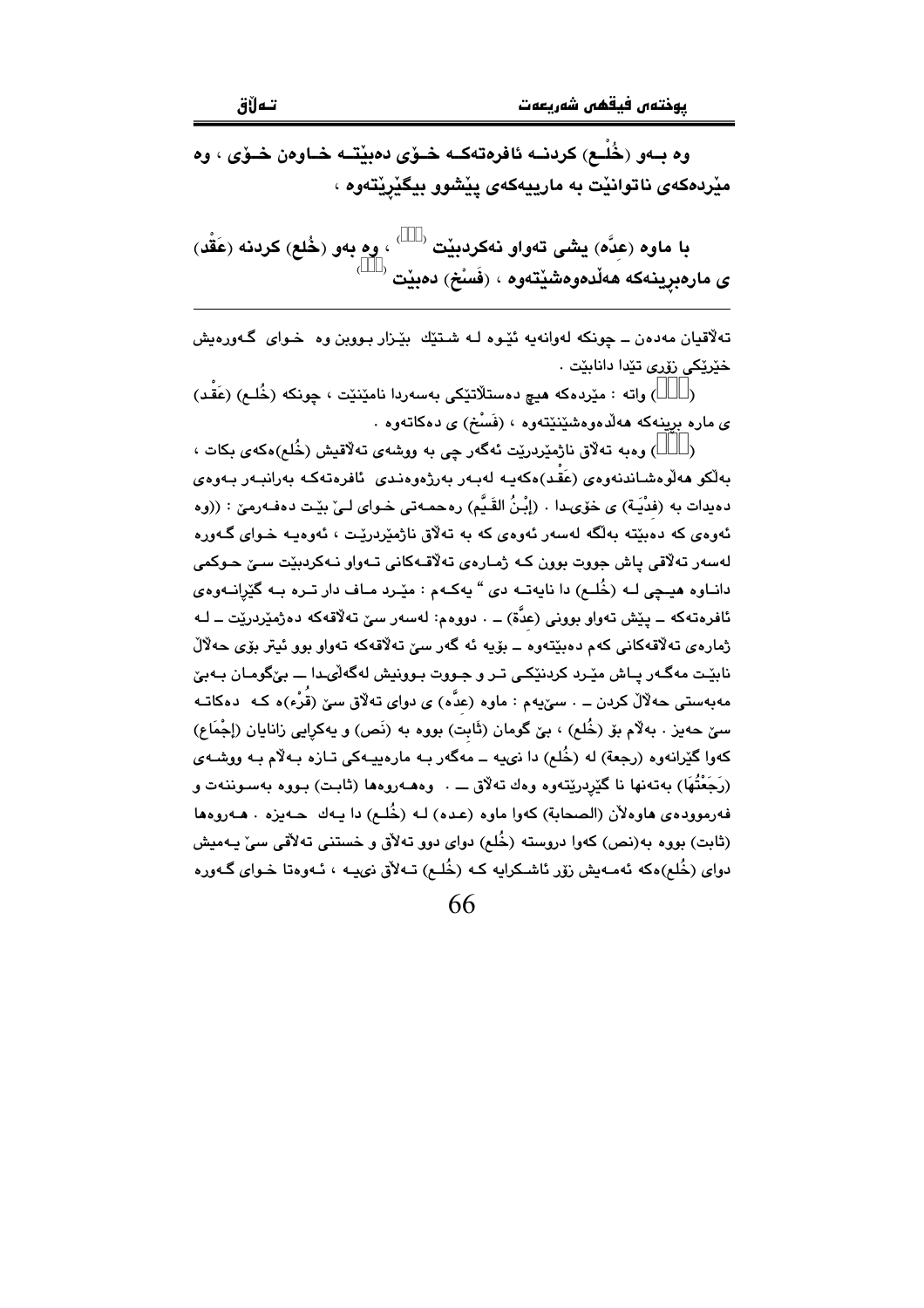**وه بـهو (خُلْـع) كردنـه ئافرەتەكـه خـۆی دەبێتـه خـاوەن خـۆی ، وه مێردەكەی ناتوانێت به مارییەكەی پێشوو بیگێڕێتەوه ،**

**با ماوه (عِدَّه) یشی تەواو نەكردبێت [ ] ، وه بەو (خُلع) كردنه (عَقْد) ی مارەبڕینەكه هەڵدەوەشێتەوه ، (فَسْخ) دەبێت [ ]**

---

تەلاقیان مەدەن ــ چونكه لەوانەیه ئێوه لـه شـتێك بێـزار بـوون وه خـوای گـەورەیش خێرێكی زۆری تێدا دابنێت .

([ ]) واته : مێردەكه هیچ دەستڵاتێكی بەسەردا نامێنێت ، چونكه (خُلـع) (عَقْد) ی ماره بڕینەكه هەڵدەوەشێنێتەوه ، (فَسْخ) ی دەكاتەوه .

([ ]) وەبه تەلاق ناژمێردرێت ئەگەر چی به ووشەی تەلاقیش (خُلع)ەكەی بكات ، بەڵكو هەڵوەشـاندنەوەی (عَقْد)ەكەیـه لەبـەر بەرژەوەنـدی ئافرەتەكـه بەرانبـەر بـەوەی دەیدات به (فِدْیَـة) ی خۆیـدا . (إِبْـنُ القَـیِّم) رەحمـەتی خـوای لـیّ بێـت دەفـەرمێ : ((وه ئەوەی كه دەبێته بەڵگه لەسەر ئەوەی كه به تەلاق ناژمێردرێـت ، ئەوەیـه خـوای گـەورە لەسەر تەلاقی پاش جووت بوون كـه ژمـارەی تەلاقـەكانی تـەواو نـەكردبێت سـێ حـوكمی دانـاوه هیـچی لـه (خُلـع) دا نایەتـه دی " یەكـەم : مێـرد مـاف دار تـره بـه گێڕانـەوەی ئافرەتەكه ــ پێش تەواو بوونی (عدَّة) ــ . دووەم: لەسەر سێ تەلاقەكه دەژمێردرێت ــ لـه ژمارەی تەلاقەكانی كەم دەبێتەوه ــ بۆیه ئه گەر سێ تەلاقەكه تەواو بوو ئیتر بۆی حەڵاڵ نابێـت مەگـەر پـاش مێـرد كردنێكـی تـر و جـووت بـوونیش لەگەڵیـدا ـــ بێگومـان بـەبێ مەبەستی حەڵاڵ كردن ــ . سێیەم : ماوه (عِدَّه) ی دوای تەلاق سێ (قُرْء)ه كـه دەكاتـه سێ حەیز . بەڵام بۆ (خُلع) ، بێ گومان (ثَابِت) بووه به (نَص) و یەكڕایی زانایان (إِجْمَاع) كەوا گێڕانەوه (رجعة) له (خُلع) دا نییه ــ مەگەر بـه مارەبییـەكی تـازه بـەڵام بـه ووشـەی (رَجَعْتُهَا) بەتەنها نا گێڕدرێتەوه وەك تەلاق ـــ . وەهـەروەها (ثابـت) بـووه بەسـوننەت و فەرموودەی هاوەڵان (الصحابة) كەوا ماوه (عـده) لـه (خُلـع) دا یـەك حـەیزه . هـەروەها (ثابت) بووه به(نص) كەوا دروسته (خُلع) دوای دوو تەلاق و خستنی تەلاقی سێ یـەمیش دوای (خُلع)ەكه ئەمـەیش زۆر ئاشـكرایه كـه (خُلـع) تـەلاق نییـه ، ئـەوەتا خـوای گـەورە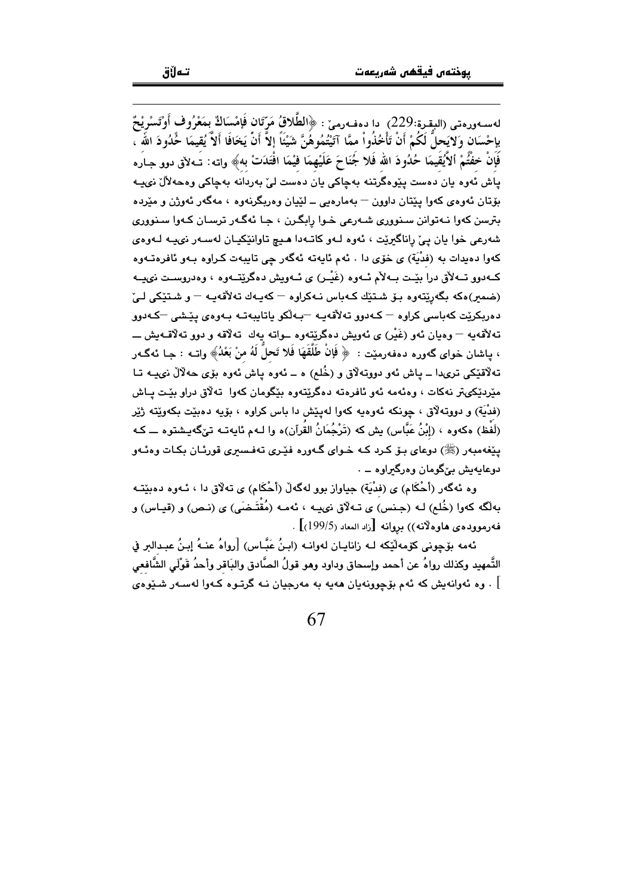لەسـەورەتی (البقرة:229) دا دەفـەرمێ : ﴿الطَّلاقُ مَرَّتَانِ فَإمْسَاكٌ بِمَعْرُوفٍ أَوْتَسْرِيْحٌ بِإِحْسَانٍ وَلايَحِلُّ لَكُمْ أَنْ تَأْخُذُواْ مِمَّا آتَيْتُمُوهُنَّ شَيْئاً إلاَّ أَنْ يَخَافَا أَلاَّ يُقِيمَا حُدُودَ اللهِ ، فَإنْ خِفْتُمْ أَلاَّيُقِيمَا حُدُودَ اللهِ فَلا جُنَاحَ عَلَيْهِمَا فِيْمَا افْتَدَتْ بِهِ﴾ واتە: تـەلاق دوو جـارە پاش ئەوە یان دەست پێوەگرتنە بەچاکی یان دەست لێ بەردانە بەچاکی وەحەلاڵ نیـیە بۆتان ئەوەی کەوا پێتان داوون — بەمارەیی ــ لێیان وەربگرنەوە ، مەگەر ئەوژن و مێردە بترسن کەوا نـەتوانن سـنووری شـەرعی خـوا ڕابگـرن ، جـا ئەگـەر ترسـان کـەوا سـنووری شەرعی خوا یان پێ ڕاناگیرێت ، ئەوە لـەو کاتـەدا هـیچ تاوانێکیـان لەسـەر نیـیە لـەوەی کەوا دەیدات بە (فِدْيَة) ی خۆی دا . ئەم ئایەتە ئەگەر چی تایبەت کـراوە بـەو ئافرەتـەوە کـەدوو تـەلاق درا بێـت بـەلام ئـەوە (غَيْـر) ی ئـەویش دەگرێتـەوە ، وەدروسـت نیـیە (ضمیر)ەکە بگەڕێتەوە بـۆ شـتێك کـەباس نـەکراوە — کەیـەك تەلاقەیـە — و شـتێکی لـێ دەربکرێت کەباسی کراوە — کـەدوو تەلاقەیـە —بـەڵکو یاتایبەتـە بـەوەی پێـشی —کـەدوو تەلاقەیە — وەیان ئەو (غَيْر) ی ئەویش دەگرێتەوە ــواتە یەك تەلاقە و دوو تەلاقـەیش ـــ ، پاشان خوای گەورە دەفەرمێت : ﴿ فَإنْ طَلَّقَهَا فَلا تَحِلُّ لَهُ مِنْ بَعْدُ﴾ واتـە : جـا ئەگـەر تەلاقێکی تریدا ــ پاش ئەو دووتەلاق و (خُلع) ە ــ ئەوە پاش ئەوە بۆی حەلاڵ نیـیە تـا مێردێکیتر نەکات ، وەئەمە ئەو ئافرەتە دەگرێتەوە بێگومان کەوا تەلاق دراو بێـت پـاش (فِدْيَة) و دووتەلاق ، چونکە ئەوەیە کەوا لەپێش دا باس کراوە ، بۆیە دەبێت بکەوێتە ژێر (لَفْظ) ەکەوە ، (اِبْنُ عَبَّاس) یش کە (تَرْجُمَانُ القُرآن)ە وا لـەم ئایەتـە تێگەیـشتوە ـــ کـە پێغەمبەر (ﷺ) دوعای بـۆ کـرد کـە خـوای گـەورە فێـری تەفـسیری قورئـان بکـات وەئـەو دوعایەیش بێگومان وەرگیراوە ــ .

وە ئەگەر (أَحْكَام) ی (فِدْيَة) جیاواز بوو لەگەڵ (أحْكَام) ی تەلاق دا ، ئـەوە دەبێتـە بەڵگە کەوا (خُلع) لـە (جـنس) ی تـەلاق نیـیە ، ئەمـە (مُقْتَـضَى) ی (نـص) و (قیـاس) و فەرموودەی هاوەڵانە)) بڕوانە [زاد المعاد (199/5)] .

ئەمە بۆچونی کۆمەڵێکە لـە زانایـان لەوانـە (ابـنُ عَبَّـاس) [رواهُ عنـهُ إبـنُ عبـدالبر في التَّمهيد وكذلك رواهُ عن أحمد وإسحاق وداود وهو قولُ الصَّادق والبَاقِر وأحدُ قَوْلَي الشَّافعي ] . وە ئەوانەیش کە ئەم بۆچوونەیان هەیە بە مەرجیان نـە گرتـوە کـەوا لەسـەر شـێوەی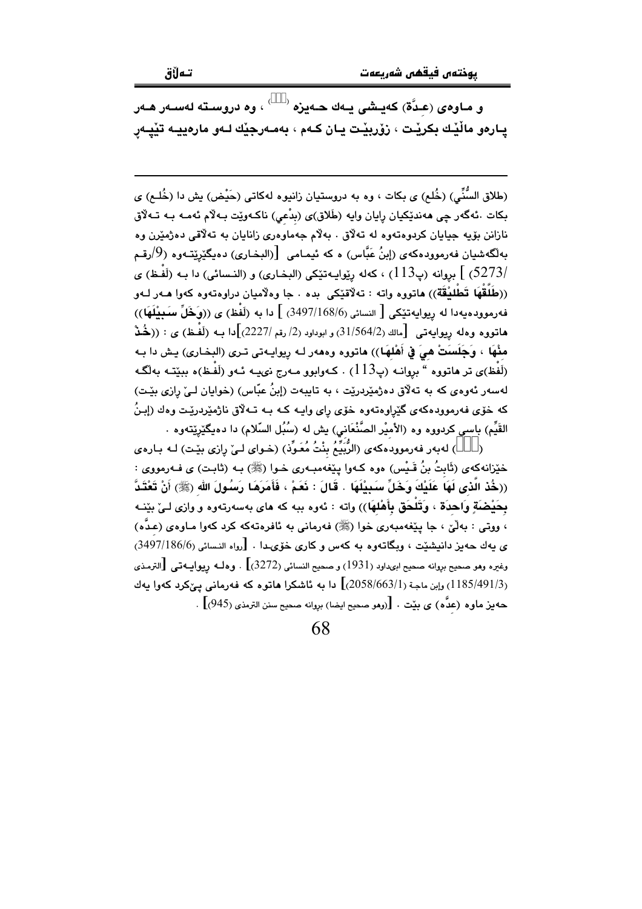و ماوەی (عـدَّة) کەیـشی یـەك حـەیزە ()، وە دروسـتە لەسـەر هـەر پـارەو ماڵێـك بكرێـت ، زۆربێـت یـان کـەم ، بەمـەرجێك لـەو مارەییـە تێپـەڕ

---

(طلاق السُّنِّي) (خُلع) ی بكات ، وە بە دروستیان زانیوە لەكاتی (حَیْض) یش دا (خُلـع) ی بكات .ئەگەر چی هەندێكیان ڕایان وایە (طَلاق)ی (بِدْعي) ناكـەوێت بـەڵام ئەمـە بـە تـەڵاق نازانن بۆیە جیایان كردوەتەوە لە تەڵاق . بەڵام جەماوەری زانایان بە تەڵاقی دەژمێرن وە بەڵگەشیان فەرموودەكەی (إبنُ عَبَّاس) ە كە ئیمـامی [(البخـاري) دەیگێڕێتـەوە (9/رقـم /5273) ] بڕوانە (پ113) ، كەلە ڕێوایـەتێكی (البخـاري) و (النـسائي) دا بـە (لَفْـظ) ی ((طَلِّقْهَا تَطْلِيْقَة)) هاتووە واتە : تەڵاقێكی بدە . جا وەڵامیان دراوەتەوە كەوا هـەر لـەو فەرموودەیەدا لە ڕیوایەتێكی [ النسائي (3497/168/6) ] دا بە (لَفْظ) ی ((وَخَلِّ سَبِيْلَهَا)) هاتووە وەلە ڕیوایەتی [مالك (31/564/2) و ابوداود (2/ رقم /2227)]دا بـە (لَفْـظ) ی : ((خُذْ مِنْهَا ، وَجَلَسَتْ هِيَ فِي أَهْلِهَا)) هاتووە وەهەر لـە ڕیوایـەتی تـری (البخـاري) یـش دا بـە (لَفْظ)ی تر هاتووە " بڕوانـە (پ113) . كـەوابوو مـەرج نییـە ئـەو (لَفْظ)ە ببێتـە بەڵگـە لەسەر ئەوەی كە بە تەڵاق دەژمێردرێت ، بە تایبەت (إبنُ عبّاس) (خوایان لـیّ ڕازی بێـت) كە خۆی فەرموودەكەی گێڕاوەتەوە خۆی ڕای وایـە كـە بـە تـەڵاق ناژمێردرێـت وەك (إبـنُ القَيِّم) باسی كردووە وە (الأمِيْر الصَّنْعَاني) یش لە (سُبُل السّلام) دا دەیگێڕێتەوە .

() لەبەر فەرموودەكەی (الرُّبَيِّعُ بِنْتُ مُعَوِّذ) (خـوای لـیّ ڕازی بێـت) لـە بـارەی خێزانەكەی (ثَابِتُ بنُ قَـيْس) هوە كـەوا پێغەمبـەری خـوا (ﷺ) بـە (ثابـت) ی فـەرمووی : ((خُذْ الَّذِي لَهَا عَلَيْكَ وَخَلِّ سَبِيْلَهَا . قَالَ : نَعَمْ ، فَأَمَرَهَا رَسُولَ اللهِ (ﷺ) أَنْ تَعْتَدَّ بِحَيْضَةٍ وَاحِدَةَ ، وَتَلْحَق بِأَهْلِهَا)) واتە : ئەوە ببە كە هی بەسەرتەوە و وازی لـیّ بێنـە ، ووتی : بەڵێ ، جا پێغەمبەری خوا (ﷺ) فەرمانی بە ئافرەتەكە كرد كەوا مـاوەی (عـدَّە) ی یەك حەیز دانیشێت ، وبگاتەوە بە كەس و كاری خۆیـدا . [رواه النسائي (3497/186/6) وغيره وهو صحيح بڕوانە صحيح ابىداود (1931) و صحيح النسائي (3272)] . وەلـە ڕیوایـەتی [الترمذي (1185/491/3) وإبن ماجة (2058/663/1)] دا بە ئاشكرا هاتوە كە فەرمانی پیّكرد كەوا یەك حەیز ماوە (عدَّە) ی بێت . [(وهو صحيح ايضا) بڕوانە صحيح سنن الترمذي (945)] .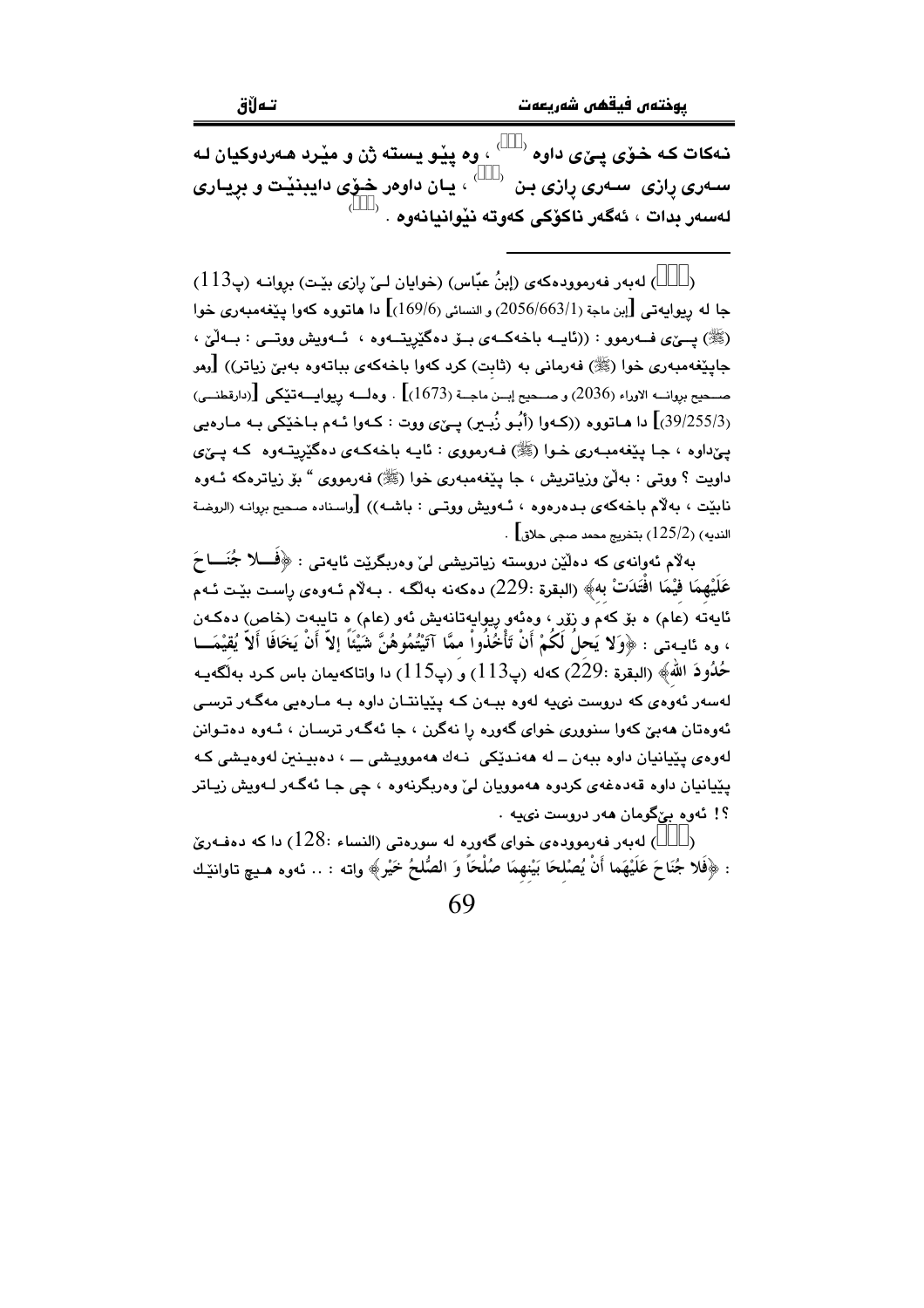نەكات كە خۆی پـێی داوە ([113])، وە پێـو یستە ژن و مێـرد هـەردوكیان لـە سـەری ڕازی سـەری ڕازی بـن ([114])، یـان داوەر خـۆی دایبنێـت و بڕیـاری لەسەر بدات ، ئەگەر ناكۆكی كەوتە نێوانیانەوە . ([115])

---

([113]) لەبەر فەرموودەكەی (إبنُ عبّاس) (خوایان لـیّ ڕازی بێـت) بڕوانـە (پ113) جا لە ڕیوایەتی [إبن ماجة (2056/663/1) و النسائي (169/6)] دا هاتووە كەوا پێغەمبەری خوا (ﷺ) پـێی فـەرموو : ((ئایـە باخەكـەی بـۆ دەگێڕیتـەوە ، ئـەویش ووتـی : بـەڵێ ، جاپێغەمبەری خوا (ﷺ) فەرمانی بە (ثابت) كرد كەوا باخەكەی بیاتەوە بەبێ زیاتر)) [وهو صـحيح بروانـە الاوراء (2036) و صـحيح إبـن ماجـة (1673)] . وەلـە ڕیوایـەتێكی [(دارقطنـي) (39/255/3)] دا هـاتووە ((كـەوا (أبُـو زُبـیر) پـێی ووت : كـەوا ئـەم بـاخێكی بـە مـارەیی پێداوە ، جـا پێغەمبـەری خـوا (ﷺ) فـەرمووی : ئایـە باخەكـەی دەگێڕیتـەوە كـە پـێی داویت ؟ ووتی : بەڵێ وزیاتریش ، جا پێغەمبەری خوا (ﷺ) فەرمووی " بۆ زیاترەكە ئـەوە نابێت ، بەڵام باخەكەی بـدەرەوە ، ئـەویش ووتـی : باشـە)) [واسـناده صـحیح بروانـە (الروضـة الندیه) (125/2) بتخریج محمد صبحي حلاق] .

بەڵام ئەوانەی كە دەڵێن دروستە زیاتریشی لێ وەربگرێت ئایەتی : ﴿فَـلا جُنَـاحَ عَلَيْهِمَا فِيْمَا افْتَدَتْ بِه﴾ (البقرة :229) دەكەنە بەڵگە . بـەڵام ئـەوەی ڕاسـت بێـت ئـەم ئایەتە (عام) ە بۆ كەم و زۆر ، وەئەو ڕیوایەتانەیش ئەو (عام) ە تایبەت (خاص) دەكـەن ، وە ئایـەتی : ﴿وَلا يَحِلُّ لَكُمْ أَنْ تَأْخُذُواْ مِمَّا آتَيْتُمُوهُنَّ شَيْئًا إِلاَّ أَنْ يَخَافَا أَلاَّ يُقِيْمَـا حُدُودَ الله﴾ (البقرة :229) كەلە (پ113) و (پ115) دا واتاكەیمان باس كـرد بەڵگەیـە لەسەر ئەوەی كە دروست نییە لەوە ببـەن كـە پێیانتـان داوە بـە مـارەیی مەگـەر ترسـی ئەوەتان هەبێ كەوا سنووری خوای گەورە ڕا نەگرن ، جا ئەگـەر ترسـان ، ئـەوە دەتـوانن لەوەی پێیانیان داوە ببەن ــ لە هەنـدێكی نـەك هەموویـشی ــ ، دەبیـنین لەوەیـشی كـە پێیانیان داوە قەدەغەی كردوە هەموویان لێ وەربگرنەوە ، چی جـا ئەگـەر لـەویش زیـاتر ؟! ئەوە بێگومان هەر دروست نییە .

([114]) لەبەر فەرموودەی خوای گەورە لە سورەتی (النساء :128) دا كە دەفـەرێ : ﴿فَلا جُنَاحَ عَلَيْهِمَا أَنْ يُصْلِحَا بَيْنِهِمَا صُلْحًا وَ الصُّلحُ خَيْر﴾ واتە : .. ئەوە هـیچ تاوانێـك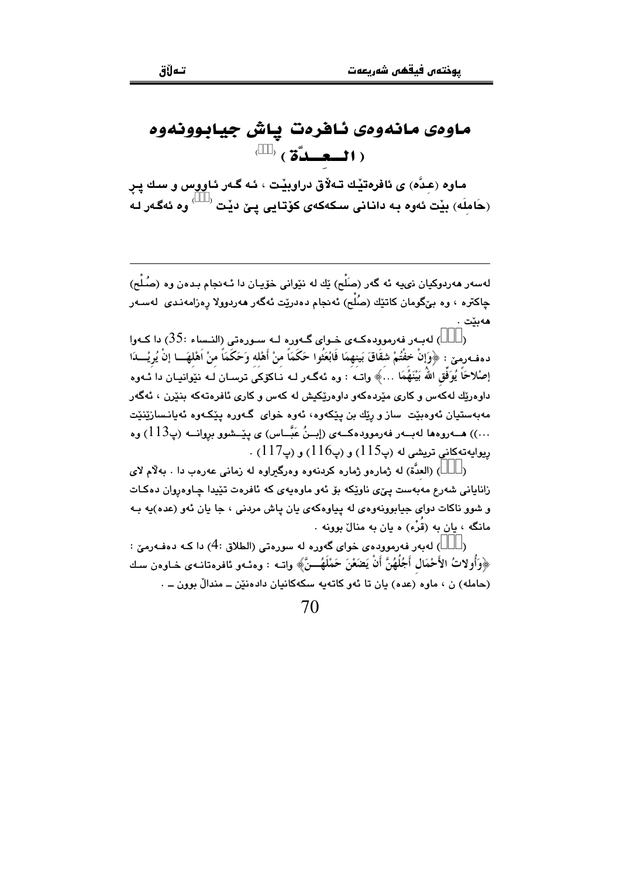# ماوەی مانەوەی ئافرەت پاش جیابوونەوە
## ( الــعــدَّة ) [١]

ماوە (عِدَّە) ی ئافرەتێك تەلاق دراوبێت ، ئەگەر ئاووس و سك پڕ (حَامِلَە) بێت ئەوە بە دانانی سكەكەی كۆتایی پێ دێت [٢] وە ئەگەر لە

---

لەسەر هەردوكیان نىيە ئەگەر (صُلْح) یَك لە نێوانی خۆیان دا ئەنجام بدەن وە (صُلْح) چاكترە ، وە بێگومان كاتێك (صُلْح) ئەنجام دەدرێت ئەگەر هەردوولا ڕەزامەندى لەسەر هەبێت .

([]) لەبەر فەرموودەكەی خوای گەورە لە سورەتی (النساء :35) دا كەوا دەفەرمێ : ﴿وَإِنْ خِفْتُمْ شِقَاقَ بَينِهِمَا فَابْعَثُوا حَكَمَاً مِنْ أَهْلِهِ وَحَكَمَاً مِنْ أَهْلِهَـا إِنْ يُرِيْـدَا إِصْلاحَاً يُوَفِّقِ اللهُ بَيْنَهُمَا ...﴾ واتە : وە ئەگەر لە ناكۆكی ترسان لە نێوانیان دا ئەوە داوەرێك لەكەس و كاری مێردەكەو داوەرێكیش لە كەس و كاری ئافرەتەكە بنێرن ، ئەگەر مەبەستیان ئەوەبێت ساز و ڕێك بن پێكەوە، ئەوە خوای گەورە پێكەوە ئەیانسازێنێت ...)) هەروەها لەبەر فەرموودەكەی (إِبنُ عَبَّاس) ی پێشوو بڕوانە (پ113) وە ڕیوایەتەكانی تریشی لە (پ115) و (پ116) و (پ117) .

[١] (العدَّة) لە ژمارەو ژمارە كردنەوە وەرگیراوە لە زمانی عەرەب دا . بەڵام لای زانایانی شەرع مەبەست پێی ناوێكە بۆ ئەو ماوەیەی كە ئافرەت تێیدا چاوەڕوان دەكات و شوو ناكات دوای جیابوونەوەی لە پیاوەكەی یان پاش مردنی ، جا یان ئەو (عدە)یە بە مانگە ، یان بە (قُرْء) ە یان بە منداڵ بوونە .

[٢] لەبەر فەرموودەی خوای گەورە لە سورەتی (الطلاق :4) دا كە دەفەرمێ : ﴿وَأُولاتُ الأَحْمَالِ أَجَلُهُنَّ أَنْ يَضَعْنَ حَمْلَهُـنَّ﴾ واتە : وەئەو ئافرەتانەی خاوەن سك (حامله) ن ، ماوە (عده) یان تا ئەو كاتەیە سكەكانیان دادەنێن ـ منداڵ بوون ـ .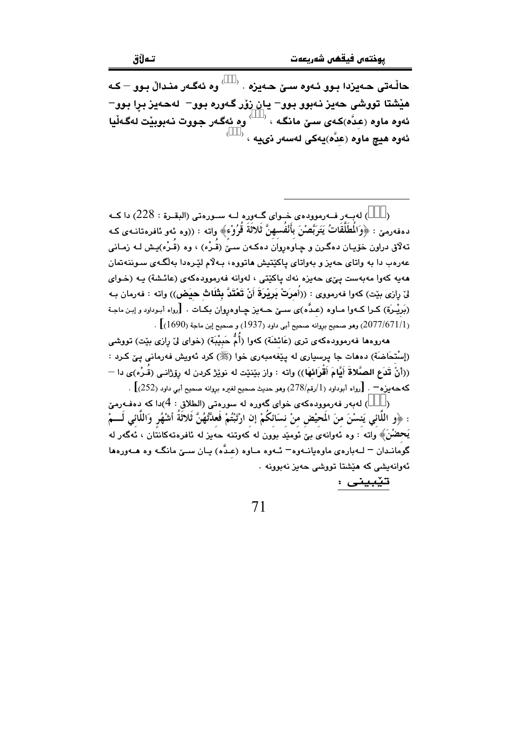حاڵەتی حەیزدا بوو ئەوە سێ حەیزە . (  ) وە ئەگەر منداڵ بوو – کە هێشتا تووشی حەیز نەبوو بوو– یان زۆر گەورە بوو– لەحەیز بڕا بوو– ئەوە ماوە (عِدَّە)کەی سێ مانگە ، (  ) وە ئەگەر جووت نەبوبێت لەگەڵیا ئەوە هیچ ماوە (عِدَّە)یەکی لەسەر نییە ، (  )

---

(  ) لەبەر فەرموودەی خوای گەورە لە سورەتی (البقرة : 228) دا کە دەفەرمێ : ﴿وَالْمُطَلَّقَاتُ يَتَرَبَّصْنَ بِأَنْفُسِهِنَّ ثَلاثَةَ قُرُوْءٍ﴾ واتە : ((وە ئەو ئافرەتانەی کە تەڵاق دراون خۆیان دەگرن و چاوەڕوان دەکەن سێ (قُرْء) ، وە (قُرْء)یش لە زمانی عەرەب دا بە واتای حەیز و بەواتای پاکێتیش هاتووە، بەڵام لێرەدا بەڵگەی سوننەتمان هەیە کەوا مەبەست پێی حەیزە نەك پاکێتی ، لەوانە فەرموودەکەی (عائشة) یە (خوای لێ ڕازی بێت) کەوا فەرمووی : ((أُمِرَتْ بَرِيْرَةَ أَنْ تَعْتَدَّ بِثَلاثِ حِيَضٍ)) واتە : فەرمان بە (بَرِيْرَة) کرا کەوا ماوە (عـدَّە)ی سێ حەیز چاوەڕوان بکات . [رواه أبوداود و إبن ماجة (2077/671/1) وهو صحيح بروانە صحيح أبي داود (1937) و صحيح إبن ماجة (1690)] .

هەروەها فەرموودەکەی تری (عَائِشَة) کەوا (أُمُّ حَبِيْبَة) (خوای لێ ڕازی بێت) تووشی (إِسْتِحَاضَة) دەهات جا پرسیاری لە پێغەمبەری خوا (ﷺ) کرد ئەویش فەرمانی پێ کرد : ((أَنْ تَدَعَ الصَّلاةَ أَيَّامَ أَقْرَائِهَا)) واتە : واز بێنێت لە نوێژ کردن لە ڕۆژانی (قُرْء)ی دا – کەحەیزە– . [رواه أبوداود (1/رقم/278) وهو حديث صحيح لغيره بروانە صحيح أبي داود (252)] .

(  ) لەبەر فەرموودەکەی خوای گەورە لە سورەتی (الطلاق : 4)دا کە دەفەرمێ : ﴿و اللَّائِي يَئِسْنَ مِنَ الْمَحِيْضِ مِنْ نِسَائِكُمْ إِن ارْتَبْتُمْ فَعِدَّتُهُنَّ ثَلاثَةُ أَشْهُرٍ وَاللَّائِي لَمْ يَحِضْنَ﴾ واتە : وە ئەوانەی بێ ئومێد بوون لە کەوتنە حەیز لە ئافرەتەکانتان ، ئەگەر لە گومانـدان – لەبارەی ماوەیانەوە– ئەوە ماوە (عـدَّە) یان سێ مانگە وە هەروەها ئەوانەیشی کە هێشتا تووشی حەیز نەبوونە .

**تێبینی :**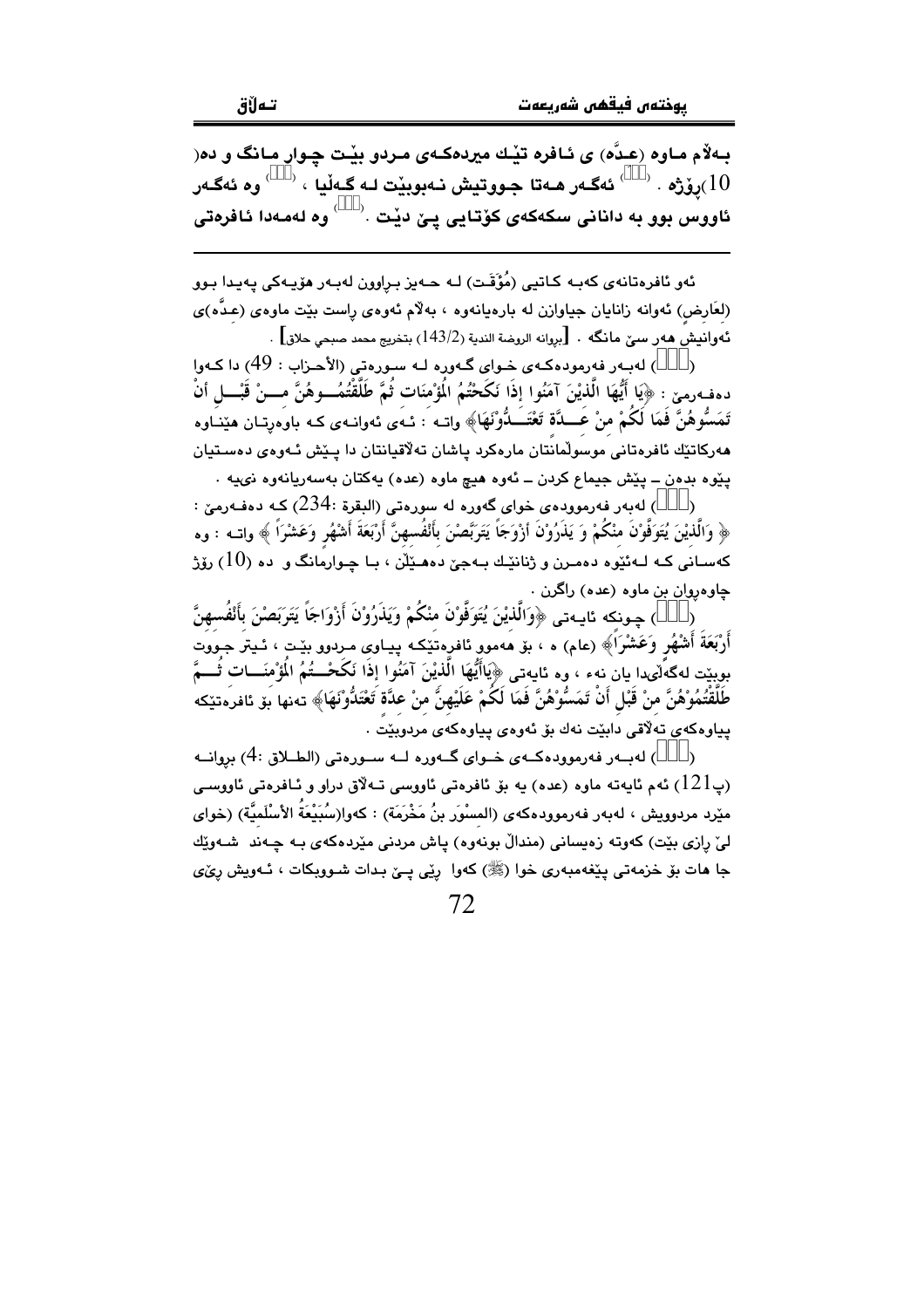بەڵام ماوە (عدَّە) ی ئافرەتێك میردەكەی مردو بێت چوار مانگ و دە(10)رۆژە . (   ) ئەگەر هەتا جووتیش نەبووبێت لە گەڵیا ، (   ) وە ئەگەر ئاووس بوو بە دانانی سكەكەی كۆتایی پێ دێت . (   ) وە لەمەدا ئافرەتی

---

ئەو ئافرەتانەی كەبە كاتیی (مُؤَقَت) لە حەیز براوون لەبەر هۆیەكی پەیدا بوو (العَارِض) ئەوانە زانایان جیاوازن لە بارەیانەوە ، بەڵام ئەوەی راست بێت ماوەی (عدَّە)ی ئەوانیش هەر سێ مانگە . [بروانە الروضة الندية (143/2) بتخريج محمد صبحي حلاق] .

(   ) لەبەر فەرمودەكەی خوای گەورە لە سورەتی (الأحزاب : 49) دا كەوا دەفەرمێ : ﴿يَا أَيُّهَا الَّذِيْنَ آمَنُوا إِذَا نَكَحْتُمُ الْمُؤْمِنَات ثُمَّ طَلَّقْتُمُوهُنَّ مِنْ قَبْلِ أَنْ تَمَسُّوهُنَّ فَمَا لَكُمْ مِنْ عِدَّة تَعْتَدُّوْنَهَا﴾ واتە : ئەی ئەوانەی كە باوەڕتان هێناوە هەركاتێك ئافرەتانی موسوڵمانتان مارەكرد پاشان تەڵاقیانتان دا پێش ئەوەی دەستیان پێوە بدەن ــ پێش جیماع كردن ــ ئەوە هیچ ماوە (عدە) یەكتان بەسەریانەوە نییە .

(   ) لەبەر فەرموودەی خوای گەورە لە سورەتی (البقرة :234) كە دەفەرمێ : ﴿ وَالَّذِيْنَ يُتَوَفَّوْنَ مِنْكُمْ وَ يَذَرُوْنَ أَزْوَاجَاً يَتَرَبَّصْنَ بِأَنْفُسهِنَّ أَرْبَعَةَ أَشْهُرٍ وَعَشْرَاً ﴾ واتە : وە كەسانی كە لەئێوە دەمرن و ژنانێك بەجێ دەهێڵن ، با چوارمانگ و دە (10) رۆژ چاوەڕوان بن ماوە (عدە) راگرن .

(   ) چونكە ئایەتی ﴿وَالَّذِيْنَ يُتَوَفَّوْنَ مِنْكُمْ وَيَذَرُوْنَ أَزْوَاجَاً يَتَرَبَصْنَ بِأَنْفُسهِنَّ أَرْبَعَةَ أَشْهُرٍ وَعَشْرَاً﴾ (عام) ە ، بۆ هەموو ئافرەتێكە پیاوی مردوو بێت ، ئیتر جووت بووبێت لەگەڵیدا یان نەء ، وە ئایەتی ﴿يَاأَيُّهَا الَّذِيْنَ آمَنُوا إِذَا نَكَحْتُمُ الْمُؤْمِنَات ثُمَّ طَلَّقْتُمُوْهُنَّ مِنْ قَبْلِ أَنْ تَمَسُّوْهُنَّ فَمَا لَكُمْ عَلَيْهِنَّ مِنْ عِدَّة تَعْتَدُّوْنَهَا﴾ تەنها بۆ ئافرەتێكە پیاوەكەی تەڵاقی دابێت نەك بۆ ئەوەی پیاوەكەی مردوبێت .

(   ) لەبەر فەرموودەكەی خوای گەورە لە سورەتی (الطلاق :4) بروانە (پ121) ئەم ئایەتە ماوە (عدە) یە بۆ ئافرەتی ئاووسی تەڵاق دراو و ئافرەتی ئاووسی مێرد مردوویش ، لەبەر فەرموودەكەی (المِسْوَر بنُ مَخْرَمَة) : كەوا(سُبَيْعَةُ الأسْلَمِيَّة) (خوای لێ رازی بێت) كەوتە زەیسانی (منداڵ بونەوە) پاش مردنی مێردەكەی بە چەند شەوێك جا هات بۆ خزمەتی پێغەمبەری خوا (ﷺ) كەوا رێی پێ بدات شووبكات ، ئەویش ڕێی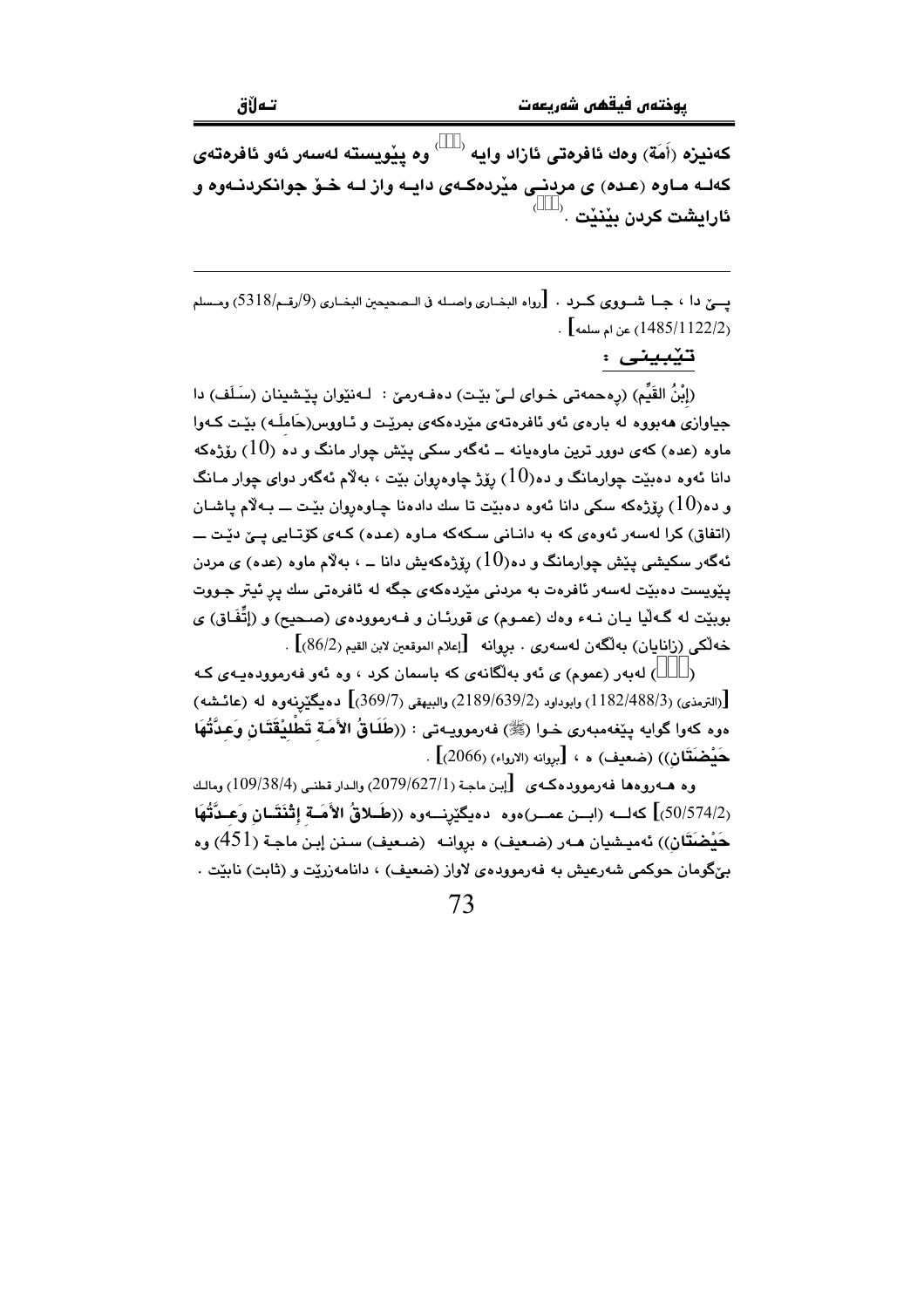کەنیزە (أَمَة) وەك ئافرەتی ئازاد وایە ‹ › وە پێویستە لەسەر ئەو ئافرەتەی کەلـە مـاوە (عـدە) ی مردنـی مێردەکـەی دایـە واز لـە خـۆ جوانکردنـەوە و ئارایشت کردن بێنێت . ‹ ›

---

پـێ دا ، جـا شـووی کـرد . [رواه البخـاري واصـله في الـصحيحين البخـاري (9/رقـم/5318) ومـسلم (1485/1122/2) عن ام سلمه] .

**تێبینی :**

(إِبْنُ القَيِّم) (رەحمەتی خـوای لـێ بێـت) دەفـەرمێ : لـەنێوان پێـشینان (سَـلَف) دا جیاوازی هەبووە لە بارەی ئەو ئافرەتەی مێردەکەی بمرێـت و ئـاووس(حَامِلَـه) بێـت کـەوا ماوە (عدە) کەی دوور ترین ماوەیانە ــ ئەگەر سکی پێش چوار مانگ و دە (10) ڕۆژەکە دانا ئەوە دەبێت چوارمانگ و دە(10) ڕۆژ چاوەڕوان بێت ، بەڵام ئەگەر دوای چوار مـانگ و دە(10) ڕۆژەکە سکی دانا ئەوە دەبێت تا سك دادەنا چـاوەڕوان بێـت ــ بـەڵام پاشـان (اتفاق) کرا لەسەر ئەوەی کە بە دانـانی سـکەکە مـاوە (عـدە) کـەی کۆتـایی پـێ دێـت ــ ئەگەر سکیشی پێش چوارمانگ و دە(10) ڕۆژەکەیش دانا ــ ، بەڵام ماوە (عدە) ی مردن پێویست دەبێت لەسەر ئافرەت بە مردنی مێردەکەی جگە لە ئافرەتی سك پڕ ئیتر جـووت بوبێت لە گـەڵیا یـان نـەء وەك (عمـوم) ی قورئـان و فـەرموودەی (صـحیح) و (إِتِّفَـاق) ی خەڵکی (زانایان) بەڵگەن لەسەری . بڕوانە [إعلام الموقعين لابن القيم (86/2)] .

(‹ ›) لەبەر (عموم) ی ئەو بەڵگانەی کە باسمان کرد ، وە ئەو فەرموودەیـەی کـە [(الترمذي) (1182/488/3) وابوداود (2189/639/2) والبيهقي (369/7)] دەیگێڕنەوە لە (عائـشه) ەوە کەوا گوایە پێغەمبەری خـوا (ﷺ) فەرموویـەتی : ((**طَلَاقُ الأَمَةِ تَطْلِيْقَتَانِ وَعِدَّتُهَا حَيْضَتَانِ**)) (ضعيف) ە ، [بروانه (الارواء) (2066)] .

وە هـەروەها فەرموودەکـەی [إبن ماجة (2079/627/1) والدار قطني (109/38/4) ومالك (50/574/2)] کەلـە (ابـن عمـر)ەوە دەیگێڕنـەوە ((**طَلَاقُ الأَمَةِ إِثْنَتَانِ وَعِدَّتُهَا حَيْضَتَانِ**)) ئەمیـشیان هـەر (ضـعيف) ە بڕوانـە (ضـعيف) سـنن إبـن ماجـة (451) وە بێگومان حوکمی شەرعیش بە فەرموودەی لاواز (ضعيف) ، دانامەزرێت و (ثابت) نابێت .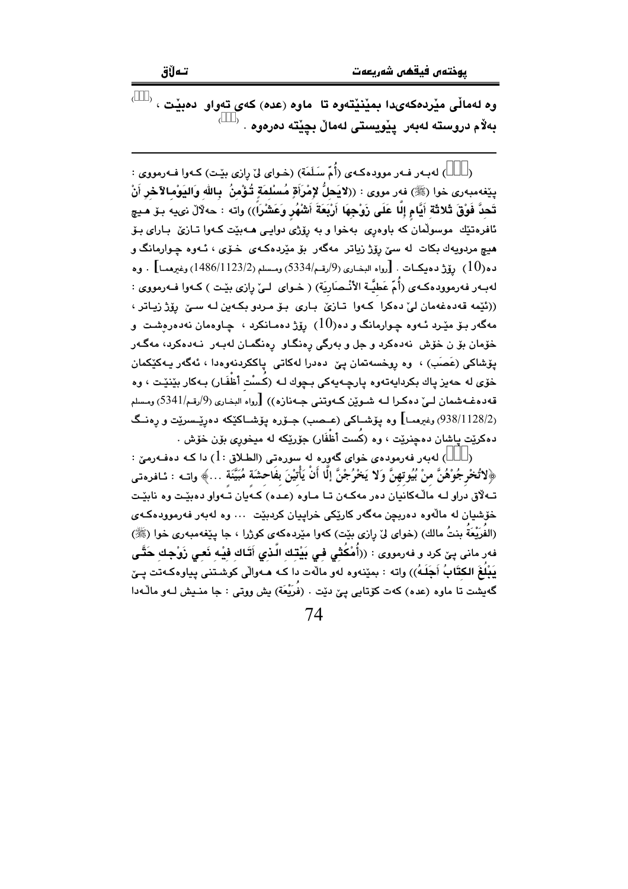وە لەماڵی مێردەکەیدا بمێنێتەوە تا ماوە (عدە) کەی تەواو دەبێت ، [ ] بەڵام دروستە لەبەر پێویستی لەماڵ بچێتە دەرەوە . [ ]

---

( ) لەبەر فەر موودەکەی (أُمّ سَلَمَة) (خوای لێ ڕازی بێت) کەوا فەرمووی : پێغەمبەری خوا (ﷺ) فەر مووی : ((**لايَحِلُّ لإمْرَأَةٍ مُسْلِمَةٍ تُؤْمِنُ باللهِ وَاليَوْمِالآخِرِ أَنْ تَحِدَّ فَوْقَ ثَلاثَةِ أَيَّامٍ إِلَّا عَلَى زَوْجِهَا أَرْبَعَةَ أَشْهُرٍ وَعَشْراً**)) واتە : حەڵاڵ نىيە بۆ هیچ ئافرەتێك موسوڵمان كە باوەڕی بەخوا و بە ڕۆژی دوایی هەبێت كەوا تازێ بارای بۆ هیچ مردوویەك بكات لە سێ ڕۆژ زیاتر مەگەر بۆ مێردەكەی خۆی ، ئەوە چوارمانگ و دە($10$) ڕۆژ دەیكات . [رواه البخاري (9/رقم/5334) ومسلم (1486/1123/2) وغيرهما] . وە لەبەر فەرموودەكەی (أُمّ عَطِيَّة الأنْصارِيَة) ( خوای لێ ڕازی بێت ) كەوا فەرمووی : ((ئێمە قەدەغەمان لێ دەكرا كەوا تازێ باری بۆ مردو بكەین لە سێ ڕۆژ زیاتر ، مەگەر بۆ مێرد ئەوە چوارمانگ و دە($10$) ڕۆژ دەمانكرد ، چاوەمان نەدەرەشت و خۆمان بۆن خۆش نەدەكرد و جل و بەرگی ڕەنگاو ڕەنگمان لەبەر نەدەكرد، مەگەر پۆشاكی (عَصَب) ، وە ڕوخسەتمان پێ دەدرا لەكاتی پاككردنەوەدا ، ئەگەر یەكێكمان خۆی لە حەیز پاك بكردایەتەوە پارچەیەكی بچوك لە (كُسْتِ أظْفَار) بەكار بێنێت ، وە قەدەغەشمان لێ دەكرا لە شوێن كەوتنی جەنازە)) [رواه البخاري (9/رقم/5341) ومسلم (938/1128/2) وغيرهما] وە پۆشاكی (عـصب) جۆرە پۆشاكێكە دەرێسرێت و ڕەنگ دەكرێت پاشان دەچنرێت ، وە (كُست أظْفَار) جۆرێكە لە میخوری بۆن خۆش .

( ) لەبەر فەرمودەی خوای گەورە لە سورەتی (الطلاق :$1$) دا كە دەفەرمێ : ﴿**لاتُخْرِجُوْهُنَّ مِنْ بُيُوتِهِنَّ وَلا يَخْرُجْنَّ إِلَّا أَنْ يَأْتِيْنَ بِفَاحِشَةٍ مُبَيَّنَةٍ ...**﴾ واتە : ئافرەتی تەڵاق دراو لە ماڵەكانیان دەر مەكەن تا ماوە (عدە) كەیان تەواو دەبێت وە نابێت خۆشیان لە ماڵەوە دەربچن مەگەر كارێكی خراپیان كردبێت ... وە لەبەر فەرموودەكەی (الفُرَيْعَةُ بنتُ مالك) (خوای لێ ڕازی بێت) كەوا مێردەكەی كوژرا ، جا پێغەمبەری خوا (ﷺ) فەرمانی پێ كرد و فەرمووی : ((**أُمْكُثِي فِي بَيْتِكِ الَّذِي أَتَاكِ فِيْهِ نَعيِ زَوْجِكِ حَتَّى يَبْلُغَ الكِتَابُ أَجَلَهُ**)) واتە : بمێنەوە لەو ماڵەت دا كە هەواڵی كوشتنی پیاوەكەتت پێ گەیشت تا ماوە (عدە) كەت كۆتایی پێ دێت . (فُرَيْعَة) یش ووتی : جا منیش لەو ماڵەدا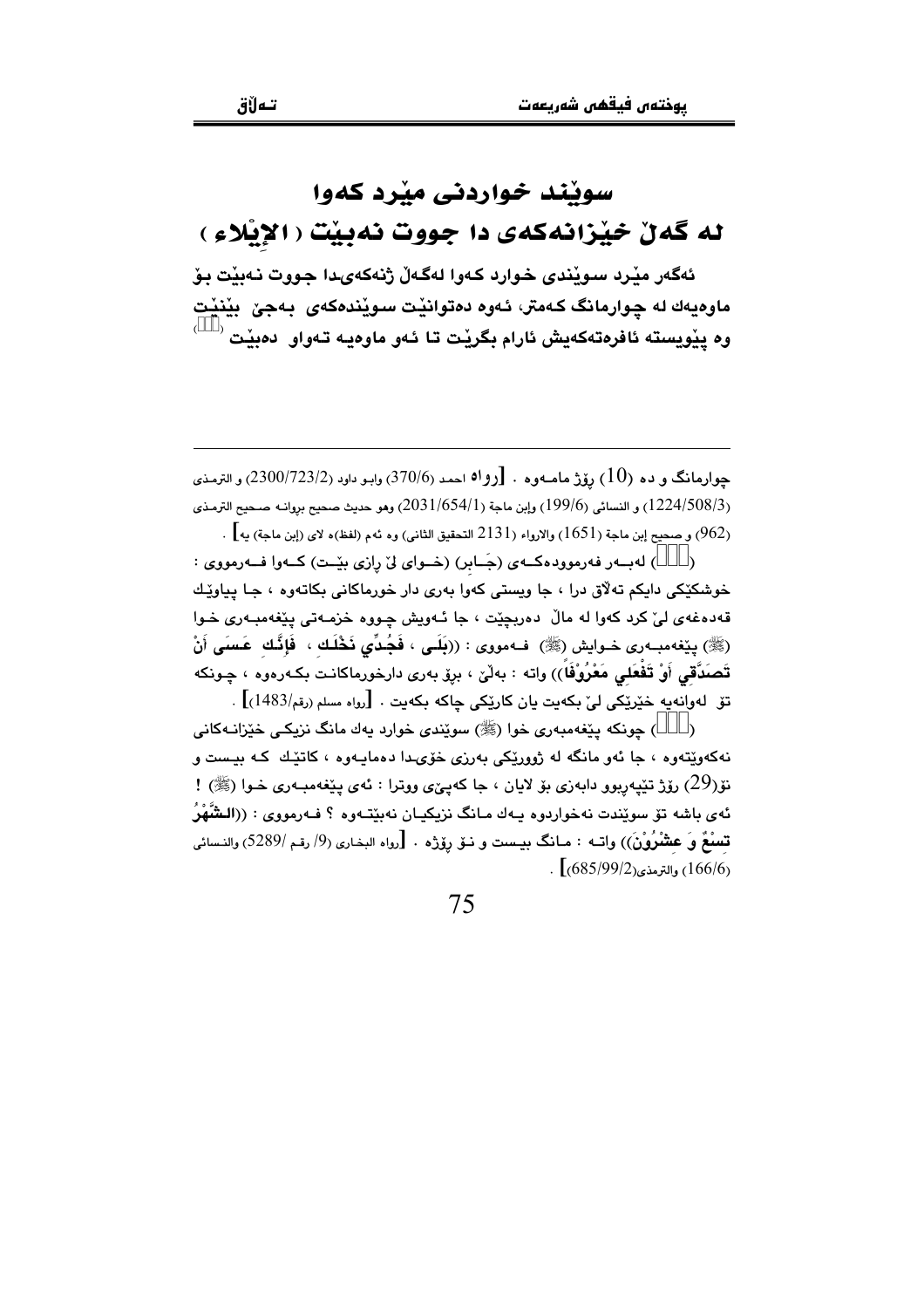# سوێند خواردنی مێرد کەوا لە گەڵ خێزانەکەی دا جووت نەبێت ( الإِيْلاء )

**ئەگەر مێرد سوێندی خوارد کەوا لەگەڵ ژنەکەیدا جووت نەبێت بۆ ماوەیەك لە چوارمانگ کەمتر، ئەوە دەتوانێت سوێندەکەی بەجێ بێنێت وە پێویستە ئافرەتەکەیش ئارام بگرێت تا ئەو ماوەیە تەواو دەبێت ( )**

---

چوارمانگ و دە (10) ڕۆژ مامەوە . [رواه احمد (370/6) وابو داود (2300/723/2) و الترمذی (1224/508/3) و النسائی (199/6) وإبن ماجة (2031/654/1) وهو حدیث صحیح بروانە صحیح الترمذی (962) و صحیح إبن ماجة (1651) والارواء (2131 التحقیق الثانی) وە ئەم (لفظ)ە لای (إبن ماجة) یە] .

( ) لەبەر فەرموودەکەی (جَابر) (خوای لێ ڕازی بێت) کەوا فەرمووی : خوشکێکی دایکم تەڵاق درا ، جا ویستی کەوا بەری دار خورماکانی بکاتەوە ، جا پیاوێك قەدەغەی لێ کرد کەوا لە ماڵ دەربچێت ، جا ئەویش چووە خزمەتی پێغەمبەری خوا (ﷺ) پێغەمبەری خوایش (ﷺ) فەمووی : ((**بَلَى ، فَجُدِّي نَخْلَكِ ، فَإِنَّكِ عَسَى أَنْ تَصَدَّقِي أَوْ تَفْعَلِي مَعْرُوْفاً**)) واتە : بەڵێ ، برۆ بەری دارخورماکانت بکەرەوە ، چونکە تۆ لەوانەیە خێرێکی لێ بکەیت یان کارێکی چاکە بکەیت . [رواه مسلم (رقم/1483)] .

( ) چونکە پێغەمبەری خوا (ﷺ) سوێندی خوارد یەك مانگ نزیکی خێزانەکانی نەکەوێتەوە ، جا ئەو مانگە لە ژوورێکی بەرزی خۆیدا دەمایەوە ، کاتێك کە بیست و نۆ(29) ڕۆژ تێپەربوو دابەزی بۆ لایان ، جا کەپێی ووترا : ئەی پێغەمبەری خوا (ﷺ) ! ئەی باشە تۆ سوێندت نەخواردوە یەك مانگ نزیکیان نەبێتەوە ؟ فەرمووی : ((**الشَّهْرُ تِسْعٌ وَ عِشْرُوْنَ**)) واتە : مانگ بیست و نۆ ڕۆژە . [رواه البخاری (9/ رقم /5289) والنسائی (166/6) والترمذی(685/99/2)] .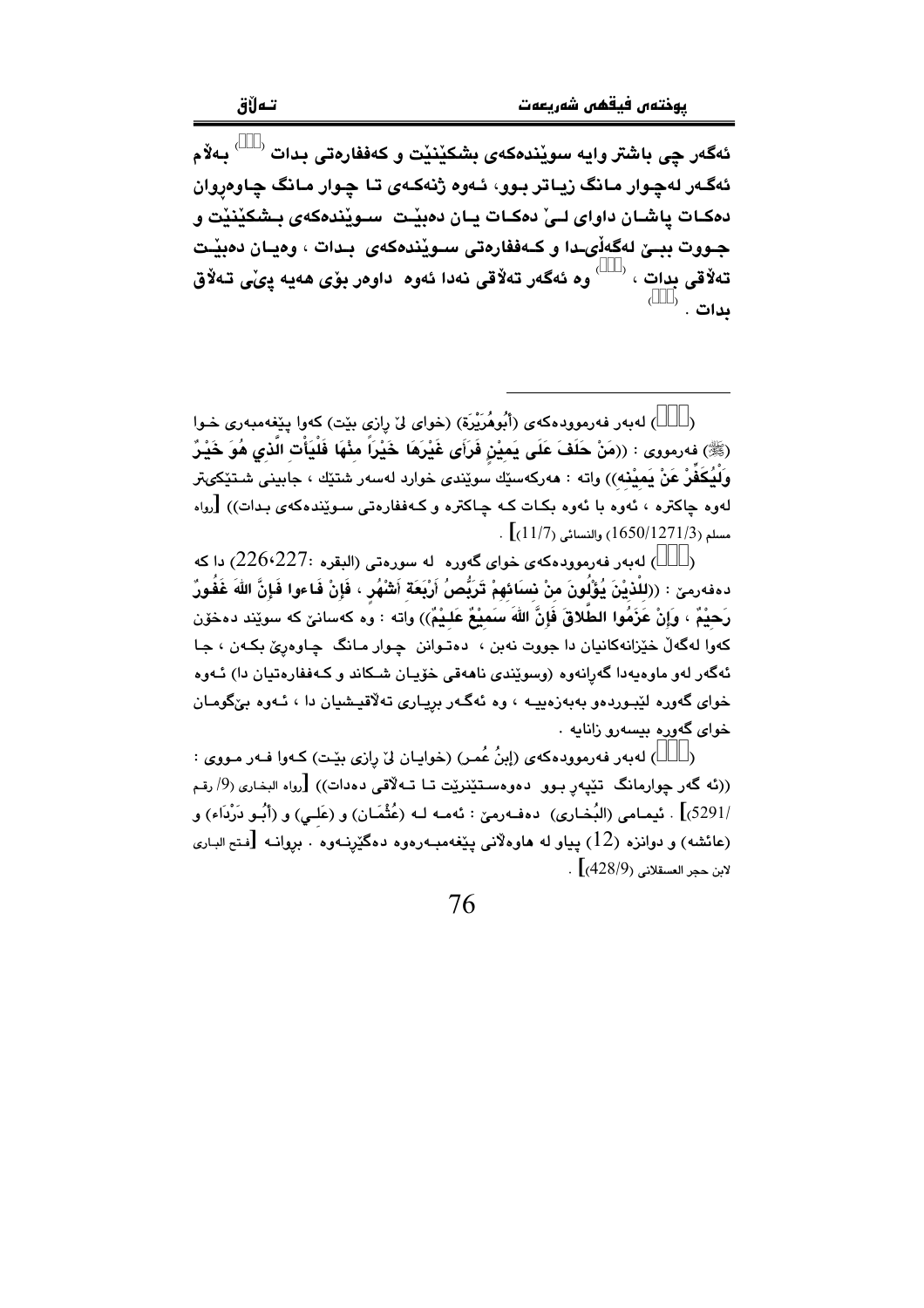ئەگەر چی باشتر وایە سوێندەکەی بشکێنێت و کەففارەتی بدات ([ ]) بەڵام ئەگەر لەچوار مانگ زیاتر بوو، ئەوە ژنەکەی تا چوار مانگ چاوەڕوان دەکات پاشان داوای لێ دەکات یان دەبێت سوێندەکەی بشکێنێت و جووت ببێ لەگەڵیدا و کەففارەتی سوێندەکەی بدات ، وەیان دەبێت تەڵاقی بدات ، ([ ]) وە ئەگەر تەڵاقی نەدا ئەوە داوەر بۆی هەیە پێی تەڵاق بدات . ([ ])

---

([ ]) لەبەر فەرموودەکەی (أَبُوهُرَيْرَة) (خوای لێ ڕازی بێت) کەوا پێغەمبەری خوا (ﷺ) فەرمووی : ((مَنْ حَلَفَ عَلَى يَمِيْنٍ فَرَأَى غَيْرَهَا خَيْراً مِنْهَا فَلْيَأْتِ الَّذِي هُوَ خَيْرٌ وَلْيُكَفِّرْ عَنْ يَمِيْنِه)) واتە : هەرکەسێك سوێندی خوارد لەسەر شتێك ، جابینی شتێکیتر لەوە چاکترە ، ئەوە با ئەوە بکات کە چاکترە و کەففارەتی سوێندەکەی بدات)) [رواه مسلم (1650/1271/3) والنسائی (11/7)] .

([ ]) لەبەر فەرموودەکەی خوای گەورە لە سورەتی (البقره :226،227) دا کە دەفەرمێ : ((لِلْذِيْنَ يُؤْلُونَ مِنْ نِسَائِهِمْ تَرَبُّصُ أَرْبَعَةِ أَشْهُرٍ ، فَإِنْ فَاءوا فَإِنَّ اللهَ غَفُورٌ رَحِيْمٌ ، وَإِنْ عَزَمُوا الطَّلاقَ فَإِنَّ اللهَ سَمِيْعٌ عَلِيْمٌ)) واتە : وە کەسانێ کە سوێند دەخۆن کەوا لەگەڵ خێزانەکانیان دا جووت نەبن ، دەتوانن چوار مانگ چاوەڕێ بکەن ، جا ئەگەر لەو ماوەیەدا گەڕانەوە (وسوێندی ناهەقی خۆیان شکاند و کەففارەتیان دا) ئەوە خوای گەورە لێبوردەو بەبەزەییە ، وە ئەگەر بڕیاری تەڵاقیشیان دا ، ئەوە بێگومان خوای گەورە بیسەرو زانایە .

([ ]) لەبەر فەرموودەکەی (إبنُ عُمر) (خوایان لێ ڕازی بێت) کەوا فەر مووی : ((ئە گەر چوارمانگ تێپەڕ بوو دەوەستێنرێت تا تەڵاقی دەدات)) [رواه البخاری (9/ رقم 5291/)] . ئیمامی (البُخاری) دەفەرمێ : ئەمە لە (عُثْمَان) و (عَلِي) و (أَبُو دَرْدَاء) و (عائشه) و دوانزە (12) پیاو لە هاوەڵانی پێغەمبەرەوە دەگێڕنەوە . بڕوانە [فتح الباری لابن حجر العسقلانی (428/9)] .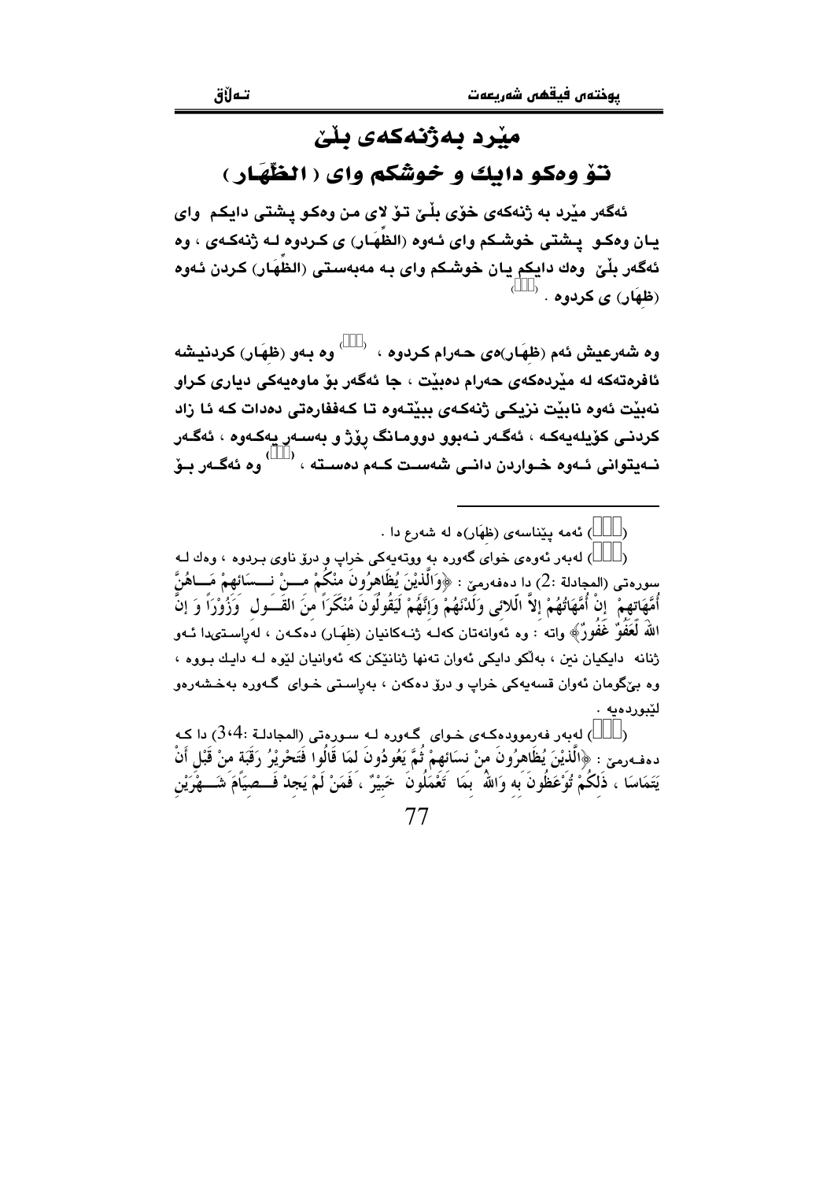# مێرد بەژنەکەی بڵێ

# تۆ وەکو دایك و خوشکم وای ( الظِّهَار )

ئەگەر مێرد بە ژنەکەی خۆی بڵێ تۆ لای من وەکو پشتی دایکم وای یان وەکو پشتی خوشکم وای ئەوە (الظِّهَار) ی کردوە لە ژنەکەی ، وە ئەگەر بڵێ وەك دایکم یان خوشکم وای بە مەبەستی (الظِّهَار) کردن ئەوە (ظِهَار) ی کردوە .[]

وە شەرعیش ئەم (ظِهَار)ەی حەرام کردوە ،[] وە بەو (ظِهَار) کردنیشە ئافرەتەکە لە مێردەکەی حەرام دەبێت ، جا ئەگەر بۆ ماوەیەکی دیاری کراو نەبێت ئەوە نابێت نزیکی ژنەکەی ببێتەوە تا کەففارەتی دەدات کە ئا زاد کردنی کۆیلەیەکە ، ئەگەر نەبوو دوومانگ ڕۆژ و بەسەر یەکەوە ، ئەگەر نەیتوانی ئەوە خواردن دانی شەست کەم دەستە ،[] وە ئەگەر بۆ

---

([]) ئەمە پێناسەی (ظِهَار)ە لە شەرع دا .

([]) لەبەر ئەوەی خوای گەورە بە ووتەیەکی خراپ و درۆ ناوی بردوە ، وەك لە سورەتی (المجادلة :2) دا دەفەرمێ : ﴿وَالَّذِيْنَ يُظَاهِرُونَ مِنْكُمْ مِـــنْ نِـــسَائِهِمْ مَـــاهُنَّ أُمَّهَاتِهِمْ إِنْ أُمَّهَاتُهُمْ إِلاَّ اللاَّئِي وَلَدْنَهُمْ وَإِنَّهُمْ لَيَقُولُونَ مُنْكَرَاً مِنَ القَـــوْلِ وَزُوْرَاً وَ إِنَّ اللهَ لَعَفُوٌّ غَفُورٌ﴾ واتە : وە ئەوانەتان کەلە ژنەکانیان (ظِهَار) دەکەن ، لەڕاستیدا ئەو ژنانە دایکیان نین ، بەڵکو دایکی ئەوان تەنها ژنانێکن کە ئەوانیان لێوە لە دایك بووە ، وە بێگومان ئەوان قسەیەکی خراپ و درۆ دەکەن ، بەڕاستی خوای گەورە بەخشەرەو لێبوردەیە .

([]) لەبەر فەرموودەکەی خوای گەورە لە سورەتی (المجادلة :3،4) دا کە دەفەرمێ : ﴿الَّذِيْنَ يُظَاهِرُونَ مِنْ نِسَائِهِمْ ثُمَّ يَعُودُونَ لِمَا قَالُوا فَتَحْرِيْرُ رَقَبَةٍ مِنْ قَبْلِ أَنْ يَتَمَاسَا ، ذَلِكُمْ تُوْعَظُونَ بِهِ وَاللهُ بِمَا تَعْمَلُونَ خَبِيْرٌ ، فَمَنْ لَمْ يَجِدْ فَـــصِيَامُ شَـــهْرَيْنِ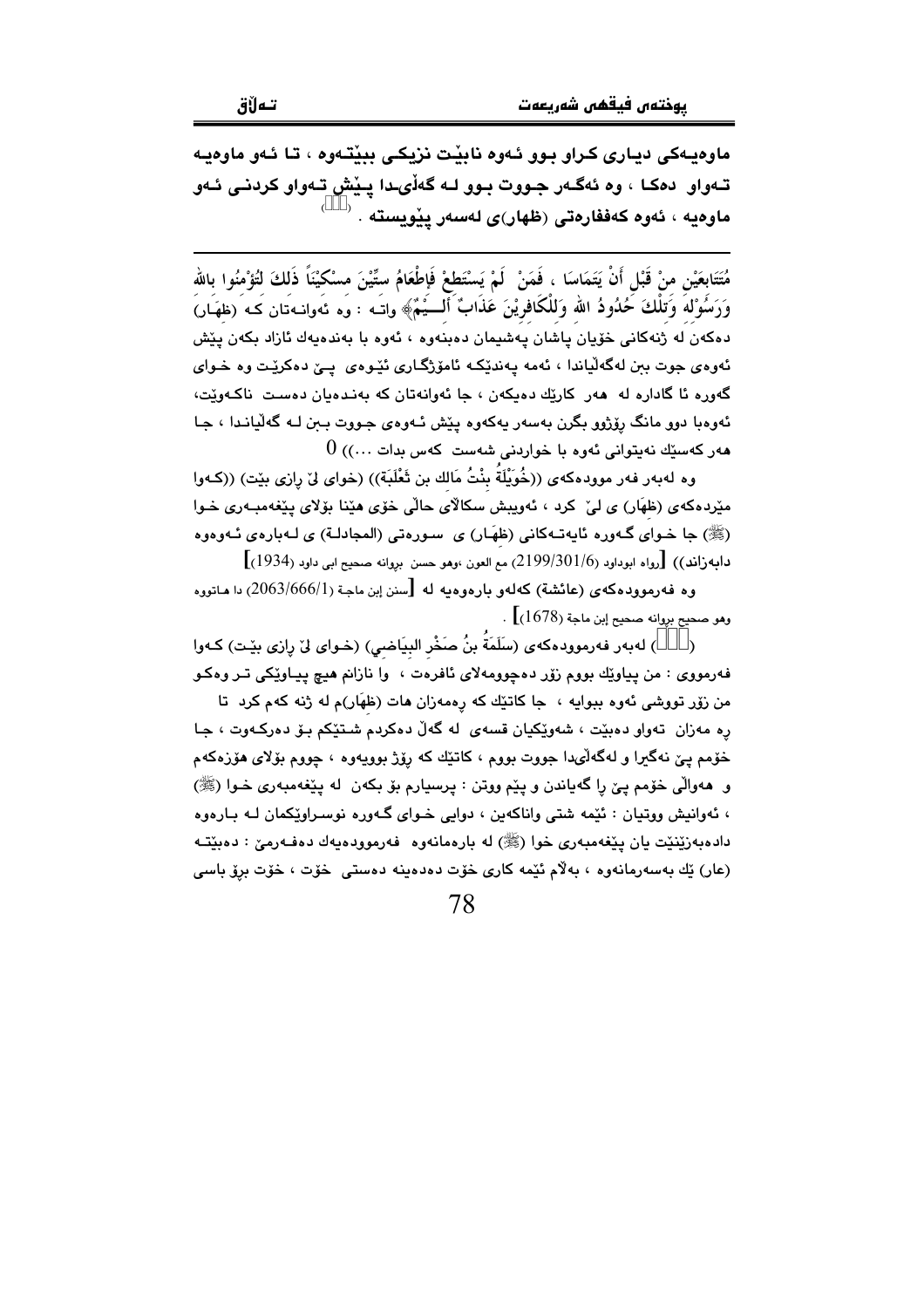ماوەیەکی دیاری کراو بوو ئەوە نابێت نزیکی ببێتەوە ، تا ئەو ماوەیە تەواو دەکا ، وە ئەگەر جووت بوو لە گەڵیدا پێش تەواو کردنی ئەو ماوەیە ، ئەوە کەففارەتی (ظهار)ی لەسەر پێویستە .[]

---

مُتَتَابِعَيْنِ مِنْ قَبْلِ أَنْ يَتَمَاسَا ، فَمَنْ لَمْ يَسْتَطِعْ فَإِطْعَامُ سِتِّيْنَ مِسْكِيْنَاً ذَلِكَ لِتُؤْمِنُوا بِاللهِ وَرَسُوْلِهِ وَتِلْكَ حُدُودُ اللهِ وَلِلْكَافِرِيْنَ عَذَابٌ أَلِيْمٌ﴾ واتە : وە ئەوانەتان کە (ظهَار) دەکەن لە ژنەکانی خۆیان پاشان پەشیمان دەبنەوە ، ئەوە با بەندەیەك ئازاد بکەن پێش ئەوەی جوت بن لەگەڵیاندا ، ئەمە پەندێکە ئامۆژگاری ئێوەی پێ دەکرێت وە خوای گەورە ئا گادارە لە هەر کارێك دەیکەن ، جا ئەوانەتان کە بەندەیان دەست ناکەوێت، ئەوەبا دوو مانگ ڕۆژوو بگرن بەسەر یەکەوە پێش ئەوەی جووت بن لە گەڵیاندا ، جا هەر کەسێك نەیتوانی ئەوە با خواردنی شەست کەس بدات ...)) 0

وە لەبەر فەر موودەکەی ((خُوَيْلَةُ بِنْتُ مَالِك بن ثَعْلَبَة)) (خوای لێ ڕازی بێت) ((کەوا مێردەکەی (ظهَار) ی لیَ کرد ، ئەوییش سکاڵای حاڵی خۆی هێنا بۆلای پێغەمبەری خوا (ﷺ) جا خوای گەورە ئایەتەکانی (ظهَار) ی سورەتی (المجادلة) ی لەبارەی ئەوەوە دابەزاند)) [رواه ابوداود (2199/301/6) مع العون ،وهو حسن بروانە صحیح ابی داود (1934)]

وە فەرموودەکەی (عائشة) کەلەو بارەوەیە لە [سنن إبن ماجة (2063/666/1) دا هاتووە وهو صحیح بروانە صحیح إبن ماجة (1678)] .

([]) لەبەر فەرموودەکەی (سَلَمَةُ بنُ صَخْرِ البيَاضِي) (خوای لێ ڕازی بێت) کەوا فەرمووی : من پیاوێك بووم زۆر دەچوومەلای ئافرەت ، وا نازانم هیچ پیاوێکی تر وەکو من زۆر تووشی ئەوە ببوایە ، جا کاتێك کە ڕەمەزان هات (ظهَار)م لە ژنە کەم کرد تا ڕە مەزان تەواو دەبێت ، شەوێکیان قسەی لە گەڵ دەکردم شتێکم بۆ دەرکەوت ، جا خۆم پێ نەگیرا و لەگەڵیدا جووت بووم ، کاتێك کە ڕۆژ بوویەوە ، چووم بۆلای هۆزەکەم و هەواڵی خۆم پێ ڕا گەیاندن و پێم ووتن : پرسیارم بۆ بکەن لە پێغەمبەری خوا (ﷺ) ، ئەوانیش ووتیان : ئێمە شتی واناکەین ، دوایی خوای گەورە نوسراوێکمان لە بارەوە دادەبەزێنێت یان پێغەمبەری خوا (ﷺ) لە بارەمانەوە فەرموودەیەك دەفەرمێ : دەبێتە (عار) ێك بەسەرمانەوە ، بەڵام ئێمە کاری خۆت دەدەینە دەستی خۆت ، خۆت برۆ باسی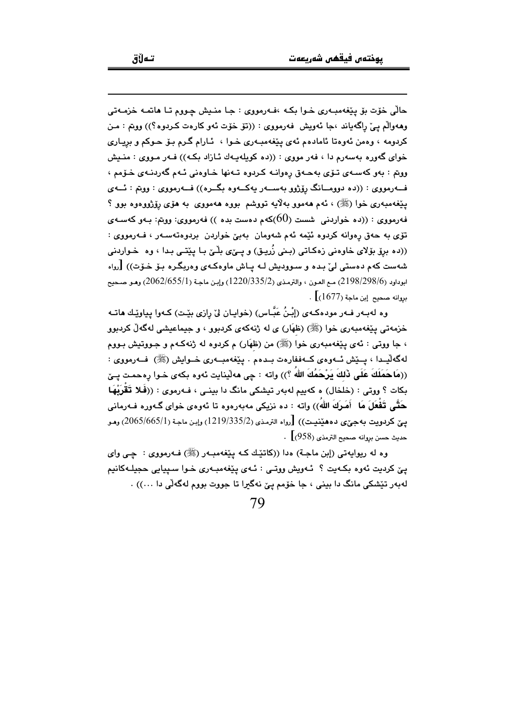حاڵی خۆت بۆ پێغەمبەری خوا بکە ،فەرمووی : جا منیش چووم تا هاتمە خزمەتی وەهواڵم پێ ڕاگەیاند ،جا ئەویش فەرمووی : ((تۆ خۆت ئەو کارەت کردوە؟)) ووتم : من کردومە ، وەمن ئەوەتا ئامادەم ئەی پێغەمبەری خوا ، ئارام گرم بۆ حوکم و بڕیاری خوای گەورە بەسەرم دا ، فەر مووی : ((دە کویلەیەك ئازاد بکە)) فەر مووی : منیش ووتم : بەو کەسەی تۆی بەحەق ڕەوانە کردوە تەنها خاوەنی ئەم گەردنەی خۆمم ، فەرمووی : ((دە دوومانگ ڕۆژوو بەسەر یەکەوە بگرە)) فەرمووی : ووتم : ئەی پێغەمبەری خوا (ﷺ) ، ئەم هەموو بەڵایە تووشم بووە هەمووی بە هۆی ڕۆژووەوە بوو ؟ فەرمووی : ((دە خواردنی شست (60)کەم دەست بدە )) فەرمووی: ووتم: بەو کەسەی تۆی بە حەق ڕەوانە کردوە ئێمە ئەم شەومان بەبێ خواردن بردوەتەسەر ، فەرمووی : ((دە برۆ بۆلای خاوەنی زەکاتی (بنی زُریق) و پێی بڵێ با پێتی بدا ، وە خواردنی شەست کەم دەستی لێ بدە و سوودیش لە پاش ماوەکەی وەربگرە بۆ خۆت)) [رواه ابوداود (2198/298/6) مع العون ، والترمذی (1220/335/2) وإبن ماجة (2062/655/1) وهو صحیح بروانە صحیح إبن ماجة (1677)] .

وە لەبەر فەر مودەکەی (إِبْنُ عَبَّاس) (خوایان لێ ڕازی بێت) کەوا پیاوێك هاتە خزمەتی پێغەمبەری خوا (ﷺ) (ظهَار) ی لە ژنەکەی کردبوو ، و جیماعیشی لەگەڵ کردبوو ، جا ووتی : ئەی پێغەمبەری خوا (ﷺ) من (ظهَار) م کردوە لە ژنەکەم و جووتیش بووم لەگەڵیدا ، پێش ئەوەی کەففارەت بدەم . پێغەمبەری خوایش (ﷺ) فەرمووی : ((**مَاحَمَلَكَ عَلَى ذَلكَ يَرْحَمُكَ اللهُ** ؟)) واتە : چی هەڵێنایت ئەوە بکەی خوا ڕەحمەت پێ بکات ؟ ووتی : (خلخال) ە کەبیم لەبەر تیشکی مانگ دا بینی ، فەرموی : ((**فَلا تَقْرَبْهَا حَتَّى تَفْعَلَ مَا أَمَرَكَ اللهُ**)) واتە : دە نزیکی مەبەرەوە تا ئەوەی خوای گەورە فەرمانی پێ کردویت بەجێی دەهێنیت)) [رواه الترمذی (1219/335/2) وإبن ماجة (2065/665/1) وهو حدیث حسن بروانە صحیح الترمذی (958)] .

وە لە ریوایەتی (إبن ماجة) ەدا ((کاتێك کە پێغەمبەر (ﷺ) فەرمووی : چی وای پێ کردیت ئەوە بکەیت ؟ ئەویش ووتی : ئەی پێغەمبەری خوا سپیایی حجیلەکانیم لەبەر تێشکی مانگ دا بینی ، جا خۆمم پێ نەگیرا تا جووت بووم لەگەڵی دا ...)) .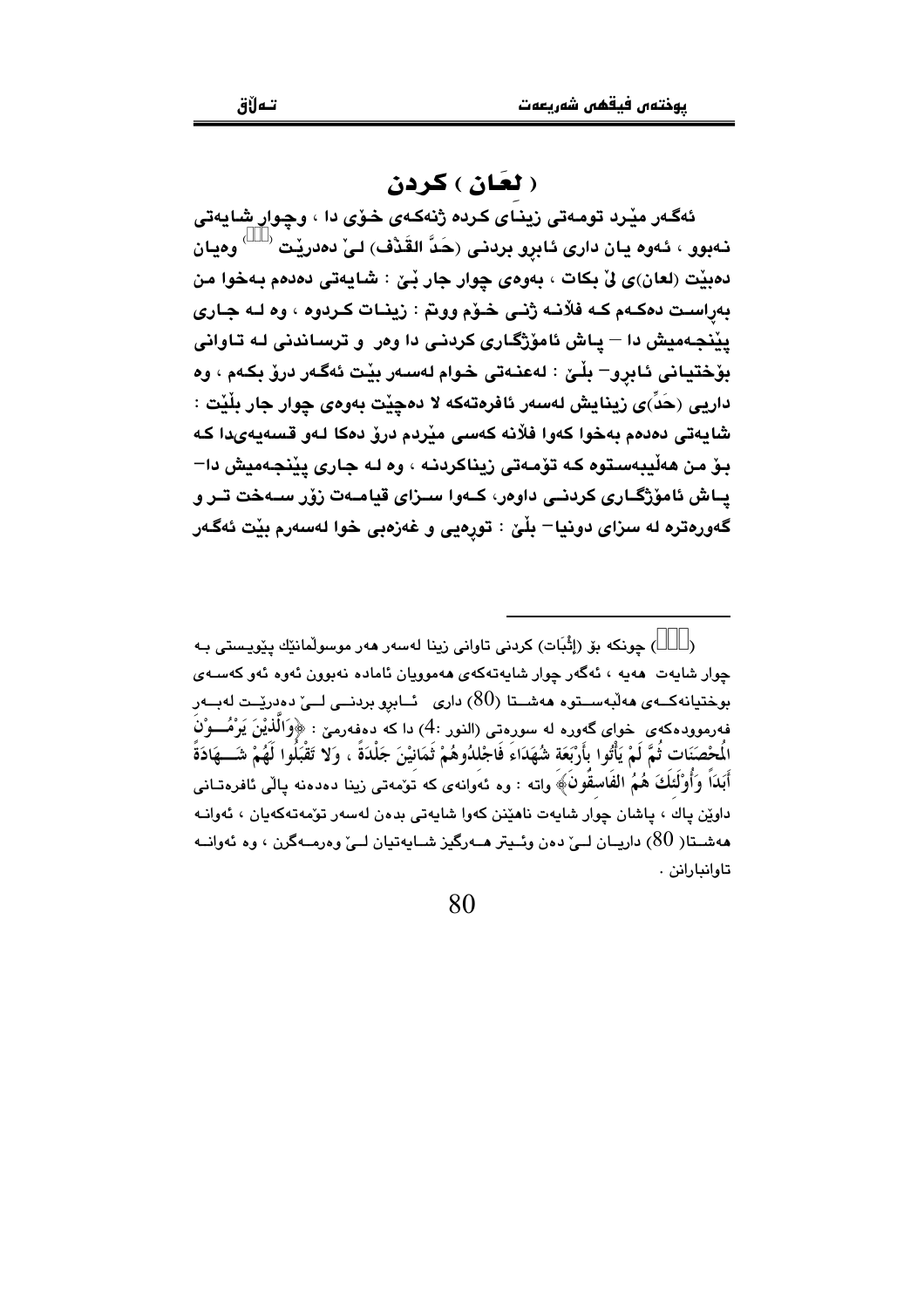## ( لعَان ) كردن

ئەگەر مێرد تومەتی زینای کردە ژنەکەی خۆی دا ، وچوار شایەتی نەبوو ، ئەوە یان داری ئابرو بردنی (حَدَّ القَذْف) لیٚ دەدریٚت [] وەیان دەبیٚت (لعان)ی لیٚ بکات ، بەوەی چوار جار بیٚ : شایەتی دەدەم بەخوا من بەراست دەکەم کە فلاٚنە ژنی خۆم ووتم : زینات کردوە ، وە لە جاری پیٚنجەمیش دا – پاش ئامۆژگاری کردنی دا وەر و ترساندنی لە تاوانی بۆختیانی ئابرو– بلیٚ : لەعنەتی خوام لەسەر بیٚت ئەگەر درۆ بکەم ، وە داریی (حَدِّ)ی زینایش لەسەر ئافرەتەکە لا دەچیٚت بەوەی چوار جار بلیٚت : شایەتی دەدەم بەخوا کەوا فلاٚنە کەسی میٚردم درۆ دەکا لەو قسەیەیدا کە بۆ من هەلیبەستوە کە تۆمەتی زیناکردنە ، وە لە جاری پیٚنجەمیش دا– پاش ئامۆژگاری کردنی داوەر، کەوا سزای قیامەت زۆر سەخت تر و گەورەترە لە سزای دونیا– بلیٚ : تورەیی و غەزەبی خوا لەسەرم بیٚت ئەگەر

---

([]) چونکە بۆ (إِثْبَات) کردنی تاوانی زینا لەسەر هەر موسولمانیٚك پیٚویستی بە چوار شایەت هەیە ، ئەگەر چوار شایەتەکەی هەموویان ئامادە نەبوون ئەوە ئەو کەسەی بوختیانەکەی هەلبەستوە هەشتا (80) داری ئابرو بردنی لیٚ دەدریٚت لەبەر فەرموودەکەی خوای گەورە لە سورەتی (النور :4) دا کە دەفەرمیٚ : ﴿وَالَّذِيْنَ يَرْمُوْنَ الْمُحْصَنَاتِ ثُمَّ لَمْ يَأْتُوا بِأَرْبَعَةِ شُهَدَاءَ فَاجْلِدُوهُمْ ثَمَانِيْنَ جَلْدَةً ، وَلا تَقْبَلُوا لَهُمْ شَهَادَةً أَبَدَاً وَأُوْلَئِكَ هُمُ الفَاسِقُونَ﴾ واتە : وە ئەوانەی کە تۆمەتی زینا دەدەنە پالی ئافرەتانی داویٚن پاك ، پاشان چوار شایەت ناهیٚنن کەوا شایەتی بدەن لەسەر تۆمەتەکەیان ، ئەوانە هەشتا( 80) داریان لیٚ دەن وئیتر هەرگیز شایەتیان لیٚ وەرمەگرن ، وە ئەوانە تاوانبارانن .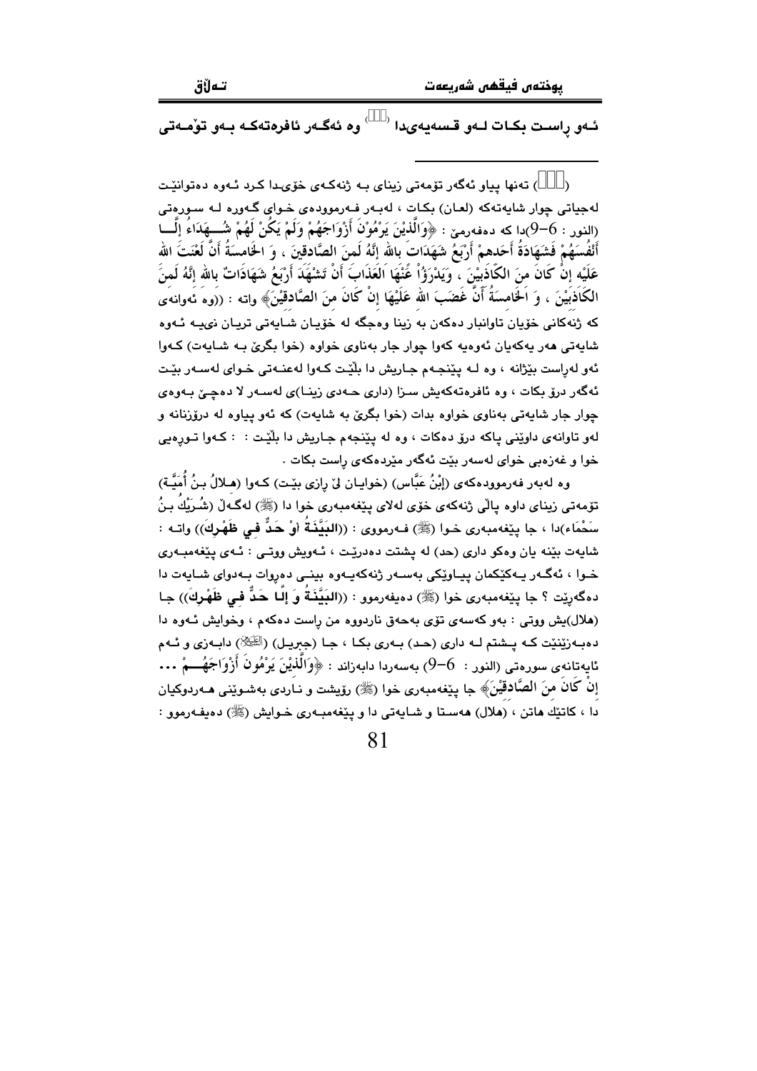ئەو ڕاست بکات لەو قسەیەیدا (…) وە ئەگەر ئافرەتەکە بەو تۆمەتی

---

(…) تەنها پیاو ئەگەر تۆمەتی زینای بە ژنەکەی خۆیدا کرد ئەوە دەتوانێت لەجیاتی چوار شایەتەکە (لعان) بکات ، لەبەر فەرموودەی خوای گەورە لە سورەتی (النور : 6–9)دا کە دەفەرمێ : ﴿وَالَّذِيْنَ يَرْمُوْنَ أَزْوَاجَهُمْ وَلَمْ يَكُنْ لَهُمْ شُهَدَاءُ إِلَّا أَنْفُسَهُمْ فَشَهَادَةُ أَحَدِهِمْ أَرْبَعُ شَهَادَاتٍ باللهِ إِنَّهُ لَمِنَ الصَّادِقِيْنَ ، وَ الخَامِسَةُ أَنَّ لَعْنَتَ اللهِ عَلَيْهِ إِنْ كَانَ مِنَ الكَاذِبِيْنَ ، وَيَدْرَؤُا عَنْهَا العَذَابَ أَنْ تَشْهَدَ أَرْبَعَ شَهَادَاتٍ باللهِ إِنَّهُ لَمِنَ الكَاذِبِيْنَ ، وَ الخَامِسَةُ أَنَّ غَضَبَ اللهِ عَلَيْهَا إِنْ كَانَ مِنَ الصَّادِقِيْنَ﴾ واتە : ((وە ئەوانەی کە ژنەکانی خۆیان تاوانبار دەکەن بە زینا وەجگە لە خۆیان شایەتی تریان نیيە ئەوە شایەتی هەر یەکەیان ئەوەیە کەوا چوار جار بەناوی خواوە (خوا بگرێ بە شایەت) کەوا ئەو لەڕاست بێژانە ، وە لە پێنجەم جاریش دا بڵێت کەوا لەعنەتی خوای لەسەر بێت ئەگەر درۆ بکات ، وە ئافرەتەکەیش سزا (داری حەدی زینا)ی لەسەر لا دەچێ بەوەی چوار جار شایەتی بەناوی خواوە بدات (خوا بگرێ بە شایەت) کە ئەو پیاوە لە درۆزنانە و لەو تاوانەی داوێنی پاکە درۆ دەکات ، وە لە پێنجەم جاریش دا بڵێت : کەوا تورەیی خوا و غەزەبی خوای لەسەر بێت ئەگەر مێردەکەی ڕاست بکات .

وە لەبەر فەرموودەکەی (إِبْنُ عَبَّاس) (خوایان لێ ڕازی بێت) کەوا (هِلالُ بنُ أُمَيَّة) تۆمەتی زینای داوە پاڵی ژنەکەی خۆی لەلای پێغەمبەری خوا دا (ﷺ) لەگەڵ (شُرَيْكُ بنُ سَحْمَاء)دا ، جا پێغەمبەری خوا (ﷺ) فەرمووی : ((**البَيِّنَةُ أَوْ حَدٌّ فِي ظَهْرِكَ**)) واتە : شایەت بێنە یان وەکو داری (حد) لە پشتت دەدرێت ، ئەویش ووتی : ئەی پێغەمبەری خوا ، ئەگەر یەکێکمان پیاوێکی بەسەر ژنەکەیەوە بینی دەڕوات بەدوای شایەت دا دەگەڕێت ؟ جا پێغەمبەری خوا (ﷺ) دەیفەرموو : ((**البَيِّنَةُ وَ إِلَّا حَدٌّ فِي ظَهْرِكَ**)) جا (هلال)یش ووتی : بەو کەسەی تۆی بەحەق ناردووە من ڕاست دەکەم ، وخوایش ئەوە دا دەبەزێنێت کە پشتم لە داری (حد) بەری بکا ، جا (جبريل) (عليه السلام) دابەزی و ئەم ئایەتانەی سورەتی (النور : 6–9) بەسەردا دابەزاند : ﴿وَالَّذِيْنَ يَرْمُوْنَ أَزْوَاجَهُمْ ... إِنْ كَانَ مِنَ الصَّادِقِيْنَ﴾ جا پێغەمبەری خوا (ﷺ) ڕۆیشت و ناردی بەشوێنی هەردوکیان دا ، کاتێك هاتن ، (هلال) هەستا و شایەتی دا و پێغەمبەری خوایش (ﷺ) دەیفەرموو :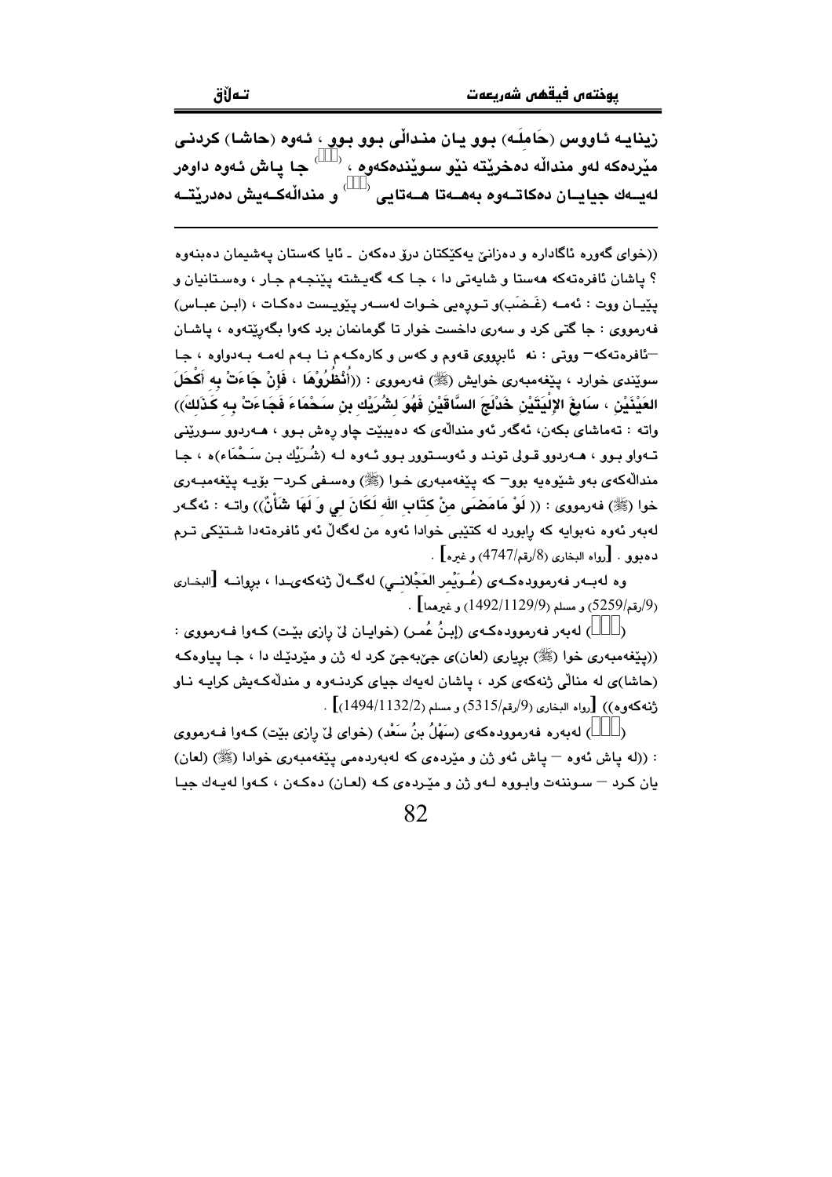زینایە ئاووس (حامِلە) بوو یان منداڵی بوو بوو ، ئەوە (حاشا) کردنی مێردەکە لەو منداڵە دەخرێتە نێو سوێندەکەوە ، (  ) جا پاش ئەوە داوەر لەیەك جیایان دەکاتەوە بەهەتا هەتایی (  ) و منداڵەکەیش دەدرێتە

---

((خوای گەورە ئاگادارە و دەزانێ یەکێکتان درۆ دەکەن ـ ئایا کەستان پەشیمان دەبنەوە ؟ پاشان ئافرەتەکە هەستا و شایەتی دا ، جا کە گەیشتە پێنجەم جار ، وەستانیان و پێیان ووت : ئەمە (غَضَب)و تورەیی خوات لەسەر پێویست دەکات ، (ابن عباس) فەرمووی : جا گێی کرد و سەری داخست خوار تا گومانمان برد کەوا بگەڕێتەوە ، پاشان –ئافرەتەکە– ووتی : نەء ئابڕووی قەوم و کەس و کارەکەم نا بەم لەمە بەدواوە ، جا سوێندی خوارد ، پێغەمبەری خوایش (ﷺ) فەرمووی : ((**أَنْظُرُوْهَا ، فَإِنْ جَاءَتْ بِهِ أَكْحَلَ العَيْنَيْنِ ، سَابِغَ الإِلْيَتَيْنِ خَدْلَجَ السَّاقَيْنِ فَهُوَ لِشُرَيْكِ بنِ سَحْمَاءَ فَجَاءَتْ بِهِ كَذَلِكَ**)) واتە : تەماشای بکەن، ئەگەر ئەو منداڵەی کە دەیبێت چاو ڕەش بوو ، هەردوو سورێنی تەواو بوو ، هەردوو قولی تونـد و ئەوستوور بوو ئەوە لە (شُرَيْك بن سَحْمَاء)ە ، جا منداڵەکەی بەو شێوەیە بوو– کە پێغەمبەری خوا (ﷺ) وەسفی کرد– بۆیە پێغەمبەری خوا (ﷺ) فەرمووی : (( **لَوْ مَامَضَى مِنْ كِتَابِ اللهِ لَكَانَ لِي وَ لَهَا شَأْنٌ**)) واتە : ئەگەر لەبەر ئەوە نەبوایە کە ڕابورد لە کتێبی خوادا ئەوە من لەگەڵ ئەو ئافرەتەدا شتێکی ترم دەبوو . [رواه البخاري (8/رقم/4747) و غيره] .

وە لەبەر فەرموودەکەی (عُوَيْمِر العَجْلانِي) لەگەڵ ژنەکەیدا ، بڕوانە [البخاري (9/رقم/5259) و مسلم (1492/1129/9) و غيرهما] .

(  ) لەبەر فەرموودەکەی (إبنُ عُمر) (خوایان لێ ڕازی بێت) کەوا فەرمووی : ((پێغەمبەری خوا (ﷺ) بڕیاری (لعان)ی جێبەجێ کرد لە ژن و مێردێك دا ، جا پیاوەکە (حاشا)ی لە منداڵی ژنەکەی کرد ، پاشان لەیەك جیای کردنەوە و منداڵەکەیش کرایە ناو ژنەکەوە)) [رواه البخاري (9/رقم/5315) و مسلم (1494/1132/2)] .

(  ) لەبەرە فەرموودەکەی (سَهْلُ بنُ سَعْد) (خوای لێ ڕازی بێت) کەوا فەرمووی : ((لە پاش ئەوە – پاش ئەو ژن و مێردەی کە لەبەردەمی پێغەمبەری خوادا (ﷺ) (لعان) یان کرد – سوننەت وابووە لەو ژن و مێردەی کە (لعان) دەکەن ، کەوا لەیەك جیا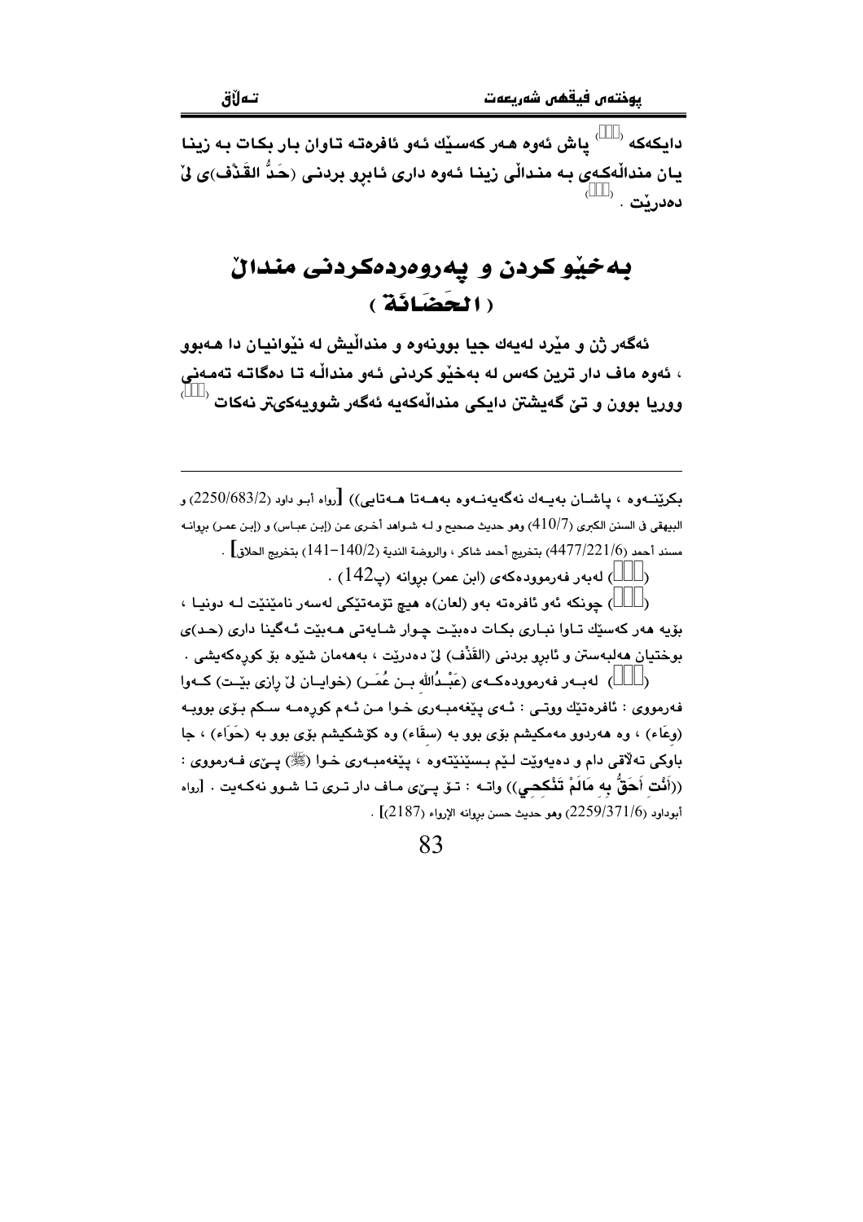دایکەکە ([]) پاش ئەوە هەر کەسێك ئەو ئافرەتە تاوان بار بکات بە زینا یان منداڵەکەی بە منداڵی زینا ئەوە داری ئابڕو بردنی (حَدُّ القَذْف)ی لێ دەدرێت . ([])

# بەخێو کردن و پەروەردەکردنی منداڵ ( الحَضَانَة )

ئەگەر ژن و مێرد لەیەك جیا بوونەوە و منداڵیش لە نێوانیان دا هەبوو ، ئەوە ماف دار ترین کەس لە بەخێو کردنی ئەو منداڵە تا دەگاتە تەمەنی ووریا بوون و تێ گەیشتن دایکی منداڵەکەیە ئەگەر شوویەکیتر نەکات ([])

---

بکرێنەوە ، پاشان بەیەك نەگەیەنەوە بەهەتا هەتایی)) [رواه أبو داود (2250/683/2) و البیهقی فی السنن الکبری (410/7) وهو حدیث صحیح و لە شواهد أخری عن (إبن عباس) و (إبن عمر) بروانە مسند أحمد (4477/221/6) بتخریج أحمد شاکر ، والروضة الندیة (140/2-141) بتخریج الحلاق] .

([]) لەبەر فەرموودەکەی (ابن عمر) بروانە (پ142) .

([]) چونکە ئەو ئافرەتە بەو (لعان)ە هیچ تۆمەتێکی لەسەر نامێنێت لە دونیا ، بۆیە هەر کەسێك تاوا نباری بکات دەبێت چوار شایەتی هەبێت ئەگینا داری (حد)ی بوختیان هەڵبەستن و ئابڕو بردنی (القَذْف) لێ دەدرێت ، بەهەمان شێوە بۆ کوڕەکەیشی .

([]) لەبەر فەرموودەکەی (عَبْدُالله بن عُمَر) (خوایان لێ ڕازی بێت) کەوا فەرمووی : ئافرەتێك ووتی : ئەی پێغەمبەری خوا من ئەم کوڕەمە سکم بۆی بووبە (وِعَاء) ، وە هەردوو مەمکیشم بۆی بوو بە (سِقَاء) وە کۆشکیشم بۆی بوو بە (حَوَاء) ، جا باوکی تەڵاقی دام و دەیەوێت لێم بسێنێتەوە ، پێغەمبەری خوا (ﷺ) پێی فەرمووی : ((أَنْتِ أَحَقُّ بِهِ مَالَمْ تَنْكِحِي)) واتە : تۆ پێی ماف دار تری تا شوو نەکەیت . [رواه أبوداود (2259/371/6) وهو حدیث حسن بروانە الإرواء (2187)] .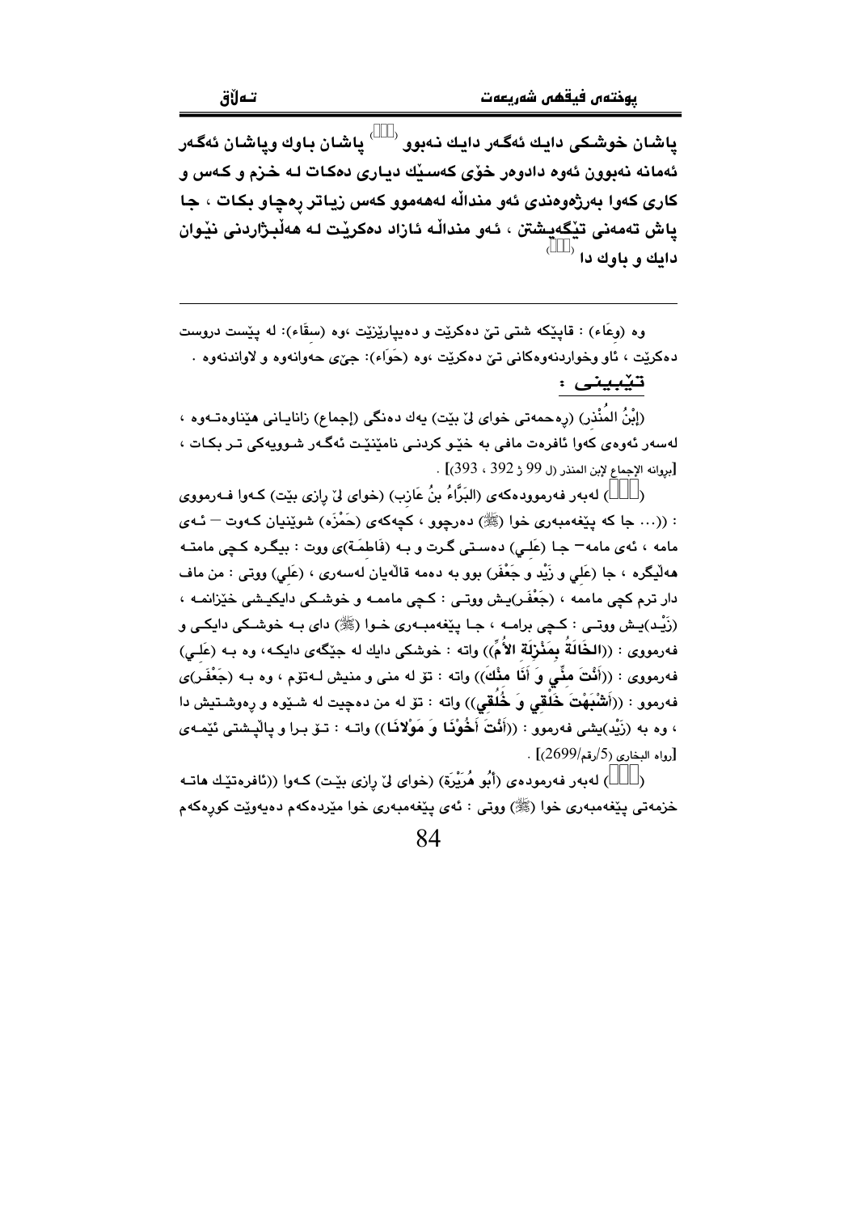پاشان خوشکی دایك ئەگەر دایك نەبوو (  ) پاشان باوك وپاشان ئەگەر ئەمانە نەبوون ئەوە دادوەر خۆی کەسێك دیاری دەکات لە خزم و کەس و کاری کەوا بەرژەوەندی ئەو منداڵە لەهەموو کەس زیاتر ڕەچاو بکات ، جا پاش تەمەنی تێگەیشتن ، ئەو منداڵە ئازاد دەکرێت لە هەڵبژاردنی نێوان دایك و باوك دا (  )

---

وە (وِعَاء) : قاپێکە شتی تێ دەکرێت و دەیپارێزێت ،وە (سِقَاء): لە پێست دروست دەکرێت ، ئاو وخواردنەوەکانی تێ دەکرێت ،وە (حِوَاء): جێی حەوانەوە و لاواندنەوە .

**تێبینی :**

(إِبْنُ المُنْذِر) (رەحمەتی خوای لێ بێت) یەك دەنگی (إجماع) زانایانی هێناوەتـەوە ، لەسەر ئەوەی کەوا ئافرەت مافی بە خێو کردنی نامێنێت ئەگەر شوویەکی تر بکات ، [بڕوانە الإجماع لإبن المنذر (ل 99 ژ 392 ، 393)] .

(  ) لەبەر فەرموودەکەی (البَرَّاءُ بنُ عَازِب) (خوای لێ ڕازی بێت) کەوا فـەرمووی : ((... جا کە پێغەمبەری خوا (ﷺ) دەرچوو ، کچەکەی (حَمْزَه) شوێنیان کەوت – ئـەی مامە ، ئەی مامە– جا (عَلِي) دەستی گرت و بە (فَاطِمَة)ی ووت : بیگرە کچی مامتـە هەڵیگرە ، جا (عَلِي و زَيْد و جَعْفَر) بوو بە دەمە قاڵەیان لەسەری ، (عَلِي) ووتی : من ماف دار ترم کچی مامەمە ، (جَعْفَر)یش ووتی : کچی مامەمە و خوشکی دایکیشی خێزانمە ، (زَيْد)یش ووتی : کچی برامە ، جا پێغەمبەری خوا (ﷺ) دای بە خوشکی دایکی و فەرمووی : ((**الخَالَةُ بِمَنْزِلَةِ الأُمِّ**)) واتە : خوشکی دایك لە جێگەی دایکە، وە بە (عَلِي) فەرمووی : ((**أَنْتَ مِنِّي وَ أَنَا مِنْكَ**)) واتە : تۆ لە منی و منیش لـەتۆم ، وە بە (جَعْفَر)ی فەرموو : ((**أَشْبَهْتَ خَلْقِي وَ خُلُقِي**)) واتە : تۆ لە من دەچیت لە شێوە و ڕەوشتیش دا ، وە بە (زَيْد)یشی فەرموو : ((**أَنْتَ أَخُوْنَا وَ مَوْلانَا**)) واتـە : تـۆ برا و پاڵپشتی ئێمەی [رواه البخاري (5/رقم/2699)] .

(  ) لەبەر فەرمودەی (أَبُو هُرَيْرَة) (خوای لێ ڕازی بێـت) کەوا ((ئافرەتێك هاتـە خزمەتی پێغەمبەری خوا (ﷺ) ووتی : ئەی پێغەمبەری خوا مێردەکەم دەیەوێت کوڕەکەم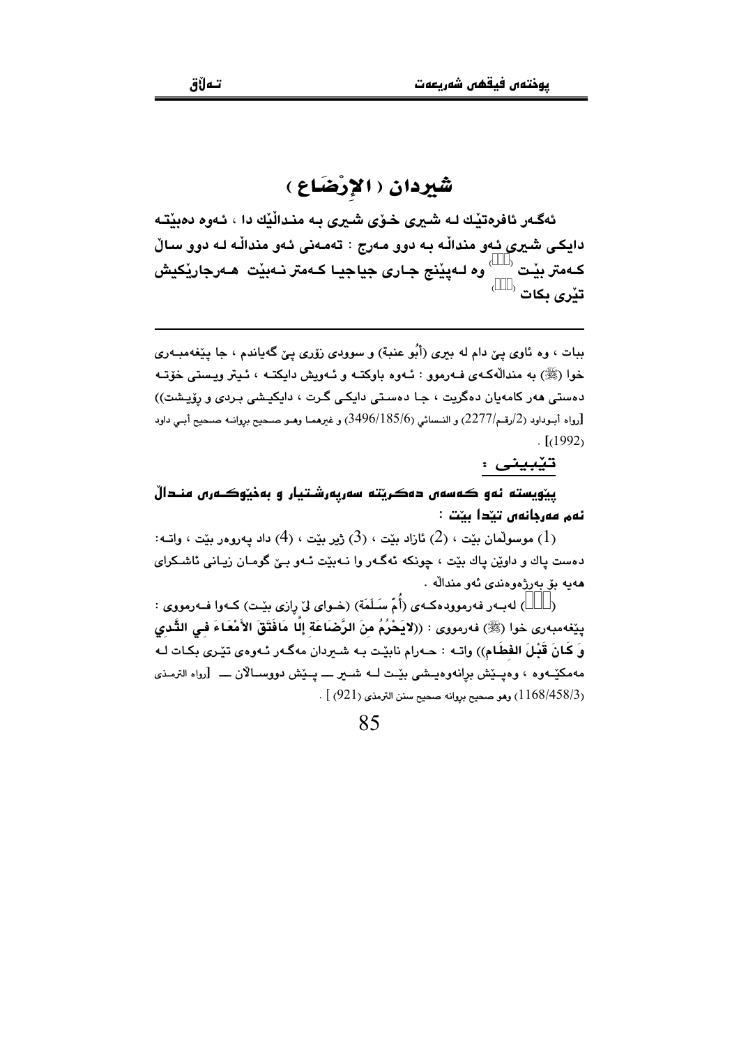# شیردان ( الإرْضَاع )

**ئەگەر ئافرەتێك لە شیری خۆی شیری بە منداڵێك دا ، ئەوە دەبێتە دایكی شیری ئەو منداڵە بە دوو مەرج : تەمەنی ئەو منداڵە لە دوو ساڵ كەمتر بێت () وە لەپێنج جاری جیاجیا كەمتر نەبێت هەرجارێكیش تێری بكات ()**

---

ببات ، وە ئاوی پێ دام لە بیری (أبُو عنبة) و سوودی زۆری پێ گەیاندم ، جا پێغەمبەری خوا (ﷺ) بە منداڵەكەی فەرموو : ئەوە باوكتە و ئەویش دایكتە ، ئیتر ویستی خۆتە دەستی هەر كامەیان دەگریت ، جا دەستی دایكی گرت ، دایكیشی بردی و رۆیشت)) [رواه أبوداود (2/رقم/2277) و النسائي (3496/185/6) و غيرهما وهو صحيح بروانە صحيح أبي داود (1992)] .

**تێبینی :**

**پێویستە ئەو كەسەی دەكرێتە سەرپەرشتیار و بەخێوكەری منداڵ ئەم مەرجانەی تێدا بێت :**

(1) موسوڵمان بێت ، (2) ئازاد بێت ، (3) ژیر بێت ، (4) داد پەروەر بێت ، واتە: دەست پاك و داوێن پاك بێت ، چونكە ئەگەر وا نەبێت ئەو بێ گومان زیانی ئاشكرای هەیە بۆ پەرژەوەندی ئەو منداڵە .

() لەبەر فەرموودەكەی (أُمّ سَلَمَة) (خوای لێ رازی بێت) كەوا فەرمووی : پێغەمبەری خوا (ﷺ) فەرمووی : **((لايَحْرُمُ مِنَ الرَّضَاعَةِ إلَّا مَافَتَقَ الأَمْعَاءَ فِي الثَّدي وَ كَانَ قَبْلَ الفِطَامِ))** واتە : حەرام نابێت بە شیردان مەگەر ئەوەی تێری بكات لە مەمكێەوە ، وەپێش برانەوەیشی بێت لە شیر ـــ پێش دووساڵان ـــ [رواه الترمذي (1168/458/3) وهو صحيح بروانە صحيح سنن الترمذي (921)] .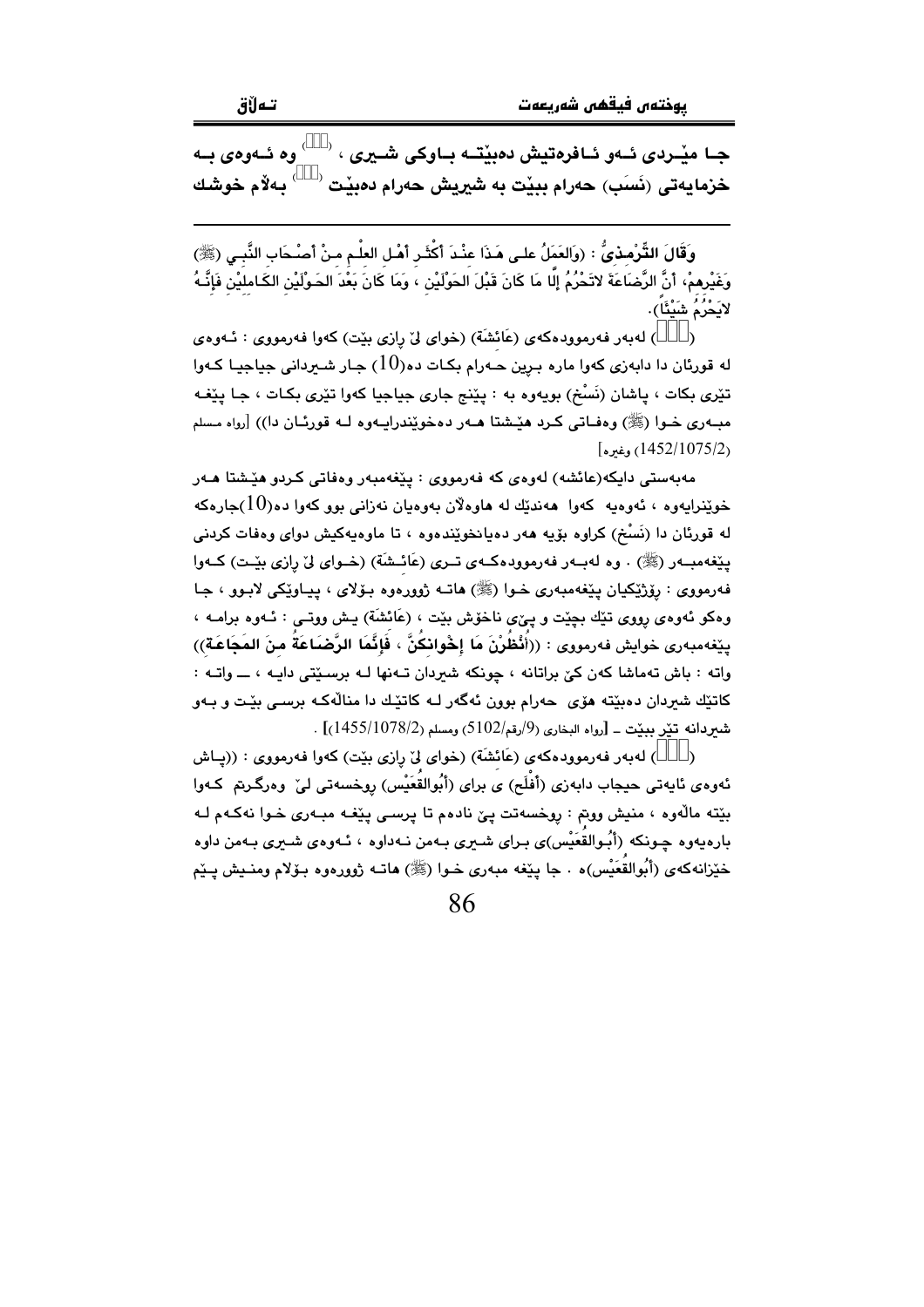جا مێردی ئەو ئافرەتیش دەبێتە باوکی شیری ، () وە ئەوەی بە خزمایەتی (نَسَب) حەرام ببێت بە شیریش حەرام دەبێت () بەڵام خوشك

---

وَقَالَ التِّرْمِذِيُّ : (وَالعَمَلُ على هَذَا عِنْدَ أَكْثَرِ أَهْلِ العِلْمِ مِنْ أَصْحَابِ النَّبِي (ﷺ) وَغَيْرِهِمْ، أَنَّ الرَّضَاعَةَ لاتَحْرُمُ إِلَّا مَا كَانَ قَبْلَ الحَوْلَيْنِ ، وَمَا كَانَ بَعْدَ الحَوْلَيْنِ الكَامِلَيْنِ فَإِنَّهُ لايَحْرُمُ شَيْئًا).

() لەبەر فەرموودەکەی (عَائِشَة) (خوای لێ ڕازی بێت) کەوا فەرمووی : ئەوەی لە قورئان دا دابەزی کەوا مارە بڕین حەرام بکات دە($10$) جار شیردانی جیاجیا کەوا تێری بکات ، پاشان (نَسْخ) بویەوە بە : پێنج جاری جیاجیا کەوا تێری بکات ، جا پێغەمبەری خوا (ﷺ) وەفاتی کرد هێشتا هەر دەخوێندرایەوە لە قورئان دا)) [رواه مسلم (1452/1075/2) وغيره]

مەبەستی دایکە(عائشە) لەوەی کە فەرمووی : پێغەمبەر وەفاتی کردو هێشتا هەر خوێنرایەوە ، ئەوەیە کەوا هەندێك لە هاوەڵان بەوەیان نەزانی بوو کەوا دە($10$)جارەکە لە قورئان دا (نَسْخ) کراوە بۆیە هەر دەیانخوێندەوە ، تا ماوەیەکیش دوای وەفات کردنی پێغەمبەر (ﷺ) . وە لەبەر فەرموودەکەی تری (عَائِشَة) (خوای لێ ڕازی بێت) کەوا فەرمووی : ڕۆژێکیان پێغەمبەری خوا (ﷺ) هاتە ژوورەوە بۆلای ، پیاوێکی لابوو ، جا وەکو ئەوەی ڕووی تێك بچێت و پێی ناخۆش بێت ، (عَائِشَة) یش ووتی : ئەوە برامە ، پێغەمبەری خوایش فەرمووی : ((**أُنْظُرْنَ مَا إِخْوانكُنَّ ، فَإِنَّمَا الرَّضَاعَةُ مِنَ المَجَاعَةِ**)) واتە : باش تەماشا کەن کێ براتانە ، چونکە شیردان تەنها لە برسێتی دایە ، — واتە : کاتێك شیردان دەبێتە هۆی حەرام بوون ئەگەر لە کاتێك دا منداڵەکە برسی بێت و بەو شیردانە تێر ببێت ـ [رواه البخاري (9/رقم/5102) ومسلم (1455/1078/2)] .

() لەبەر فەرموودەکەی (عَائِشَة) (خوای لێ ڕازی بێت) کەوا فەرمووی : ((پاش ئەوەی ئایەتی حیجاب دابەزی (أَفْلَح) ی برای (أَبُوالقُعَيْس) ڕوخسەتی لێ وەرگرتم کەوا بێتە ماڵەوە ، منیش ووتم : ڕوخسەتت پێ نادەم تا پرسی پێغەمبەری خوا نەکەم لە بارەیەوە چونکە (أَبُوالقُعَيْس)ی برای شیری بەمن نەداوە ، ئەوەی شیری بەمن داوە خێزانەکەی (أَبُوالقُعَيْس)ە . جا پێغەمبەری خوا (ﷺ) هاتە ژوورەوە بۆلام ومنیش پێم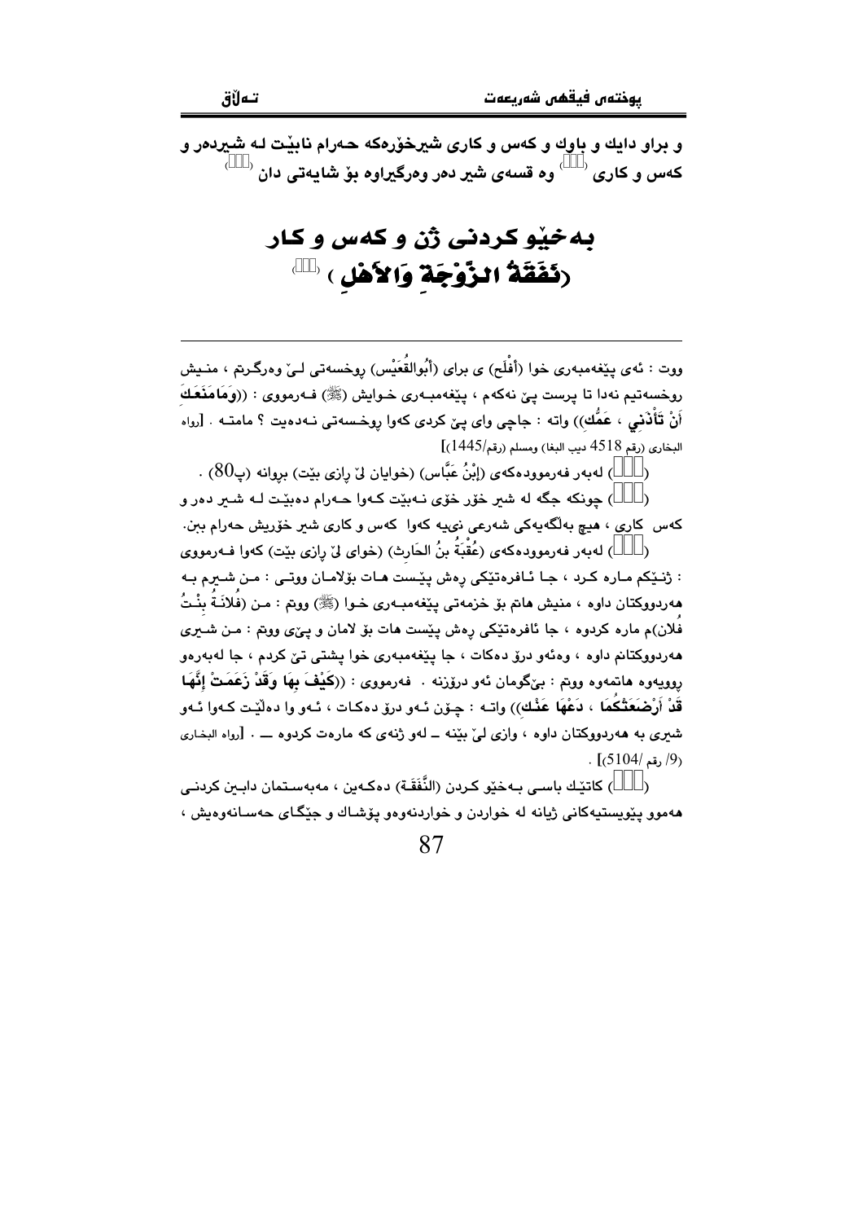و براو دایك و باوك و كەس و كاری شیرخۆرەكە حەرام نابێت لە شیردەر و كەس و كاری (  ) وە قسەی شیر دەر وەرگیراوە بۆ شایەتی دان (  )

# بەخێو كردنی ژن و كەس و كار (نَفَقَةُ الزَّوْجَةِ وَالأَهْلِ) (  )

---

ووت : ئەی پێغەمبەری خوا (أَفْلَح) ی برای (أَبُوالقُعَيْس) ڕوخسەتی لێ وەرگرتم ، منیش ڕوخسەتیم نەدا تا پرست پێ نەكەم ، پێغەمبەری خوایش (ﷺ) فەرمووی : ((**وَمَامَنَعَكَ أَنْ تَأْذَنِي ، عَمُّكِ**)) واتە : جاچی وای پێ كردی كەوا ڕوخسەتی نەدەیت ؟ مامتە . [رواه البخاري (رقم 4518 ديب البغا) ومسلم (رقم/1445)]

(  ) لەبەر فەرموودەكەی (إِبْنُ عَبَّاس) (خوایان لێ ڕازی بێت) بڕوانە (پ80) .

(  ) چونكە جگە لە شیر خۆر خۆی نەبێت كەوا حەرام دەبێت لە شیر دەر و كەس كاری ، هیچ بەڵگەیەكی شەرعی نییە كەوا كەس و كاری شیر خۆریش حەرام بن.

(  ) لەبەر فەرموودەكەی (عُقْبَةُ بنُ الحَارِث) (خوای لێ ڕازی بێت) كەوا فەرمووی : ژنێكم مارە كرد ، جا ئافرەتێكی ڕەش پێست هات بۆلامان ووتی : من شیرم بە هەردووكتان داوە ، منیش هاتم بۆ خزمەتی پێغەمبەری خوا (ﷺ) ووتم : من (فُلاَنَةُ بِنْتُ فُلان)م مارە كردوە ، جا ئافرەتێكی ڕەش پێست هات بۆ لامان و پێی ووتم : من شیری هەردووكتانم داوە ، وەئەو درۆ دەكات ، جا پێغەمبەری خوا پشتی تێ كردم ، جا لەبەرەو ڕوویەوە هاتمەوە ووتم : بێگومان ئەو درۆزنە . فەرمووی : ((**كَيْفَ بِهَا وَقَدْ زَعَمَتْ إِنَّهَا قَدْ أَرْضَعَتْكُمَا ، دَعْهَا عَنْك**)) واتە : چۆن ئەو درۆ دەكات ، ئەو وا دەڵێت كەوا ئەو شیری بە هەردووكتان داوە ، وازی لێ بێنە ـ لەو ژنەی كە مارەت كردوە ـ . [رواه البخاري (9/ رقم /5104)] .

(  ) كاتێك باسی بەخێو كردن (النَّفَقَة) دەكەین ، مەبەستمان دابین كردنی هەموو پێویستیەكانی ژیانە لە خواردن و خواردنەوەو پۆشاك و جێگای حەسانەوەیش ،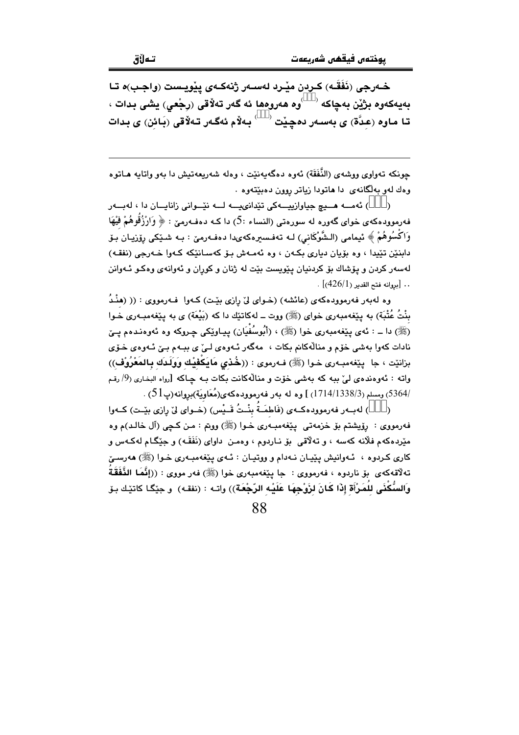خـەرجی (نَفَقـە) کـردن مێـرد لەسـەر ژنەکـەی پێویـست (واجـب)ە تـا بەیەکەوە بژێن بەچاکە ([ ]) وە هەروەها ئە گەر تەڵاقی (رجْعي) یشی بدات ، تـا مـاوە (عِـدَّة) ی بەسـەر دەچـێت ([ ]) بـەڵام ئەگـەر تـەڵاقی (بَائِن) ی بـدات

---

چونکە تەواوی ووشەی (النَّفَقَة) ئەوە دەگەیەنێت ، وەلە شەریعەتیش دا بەو واتایە هـاتوە وەك لەو بەڵگانەی دا هاتودا زیاتر روون دەبێتەوە .

([ ]) ئەمــە هــیچ جیاوازییــەکی تێدانییــە لــە نێــوانی زانایــان دا ، لەبــەر فەرموودەکەی خوای گەورە لە سورەتی (النساء :5) دا کـە دەفـەرمێ : ﴿ وَارْزُقُوهُمْ فِيْهَا وَاكْسُوهُمْ ﴾ ئیمامی (الـشَّوْكَاني) لـە تەفـسیرەکەیدا دەفـەرمێ : بـە شـێکی رۆزیـان بـۆ دابنێن تێیدا ، وە بۆیان دیاری بکـەن ، وە ئەمـەش بـۆ کەسـانێکە کـەوا خـەرجی (نفقـە) لەسەر کردن و پۆشاك بۆ کردنیان پێویست بێت لە ژنان و کوران و ئەوانەی وەکـو ئـەوانن .. [بروانە فتح القدير (426/1)] .

وە لەبەر فەرموودەکەی (عائشە) (خـوای لێ رازی بێـت) کـەوا فـەرمووی : (( (هِنْـدُ بِنْتُ عُتْبَة) بە پێغەمبەری خوای (ﷺ) ووت ــ لەکاتێك دا کە (بَيْعَة) ی بە پێغەمبـەری خـوا (ﷺ) دا ــ : ئەی پێغەمبەری خوا (ﷺ) ، (أَبُوسُفْيَان) پیـاوێکی چـروکە وە ئەوەنـدەم پـێ نادات کەوا بەشی خۆم و مناڵەکانم بکات ، مەگەر ئـەوەی لـێ ی ببـەم بـێ ئـەوەی خـۆی بزانێت ، جا پێغەمبـەری خـوا (ﷺ) فـەرموی : (( **خُذِي مَايَكْفِيْكِ وَوَلَدَكِ بِالمَعْرُوْفِ** )) واتە : ئەوەندەی لێ ببە کە بەشی خۆت و مناڵەکانت بکات بـە چـاکە [رواه البخـاري (9/ رقـم 5364/) ومسلم (1714/1338/3) ] وە لە بەر فەرموودەکەی(مُعَاوِيَة)بروانە(پ51) .

([ ]) لەبـەر فەرموودەکـەی (فَاطِمَـةُ بِنْـتُ قَـيْس) (خـوای لێ رازی بێـت) کـەوا فەرمووی : رۆیشتم بۆ خزمەتی پێغەمبـەری خـوا (ﷺ) ووتم : مـن کـچی (آل خالـد)م وە مێردەکەم فلانە کەسە ، و تەڵاقی بۆ ناردوم ، وەمـن داوای (نَفَقَـە) و جێگـام لەکـەس و کاری کـردوە ، ئـەوانیش پێیـان نـەدام و ووتیـان : ئـەی پێغەمبـەری خـوا (ﷺ) هەرسـێ تەڵاقەکەی بۆ ناردوە ، فەرمووی : جا پێغەمبەری خوا (ﷺ) فەر مووی : (( **إِنَّمَا النَّفَقَةُ وَالسُّكْنَى لِلْمَرْأَةِ إِذَا كَانَ لِزَوْجِهَا عَلَيْهِ الرَّجْعَة** )) واتـە : (نفقـە) و جێگـا کاتێك بـۆ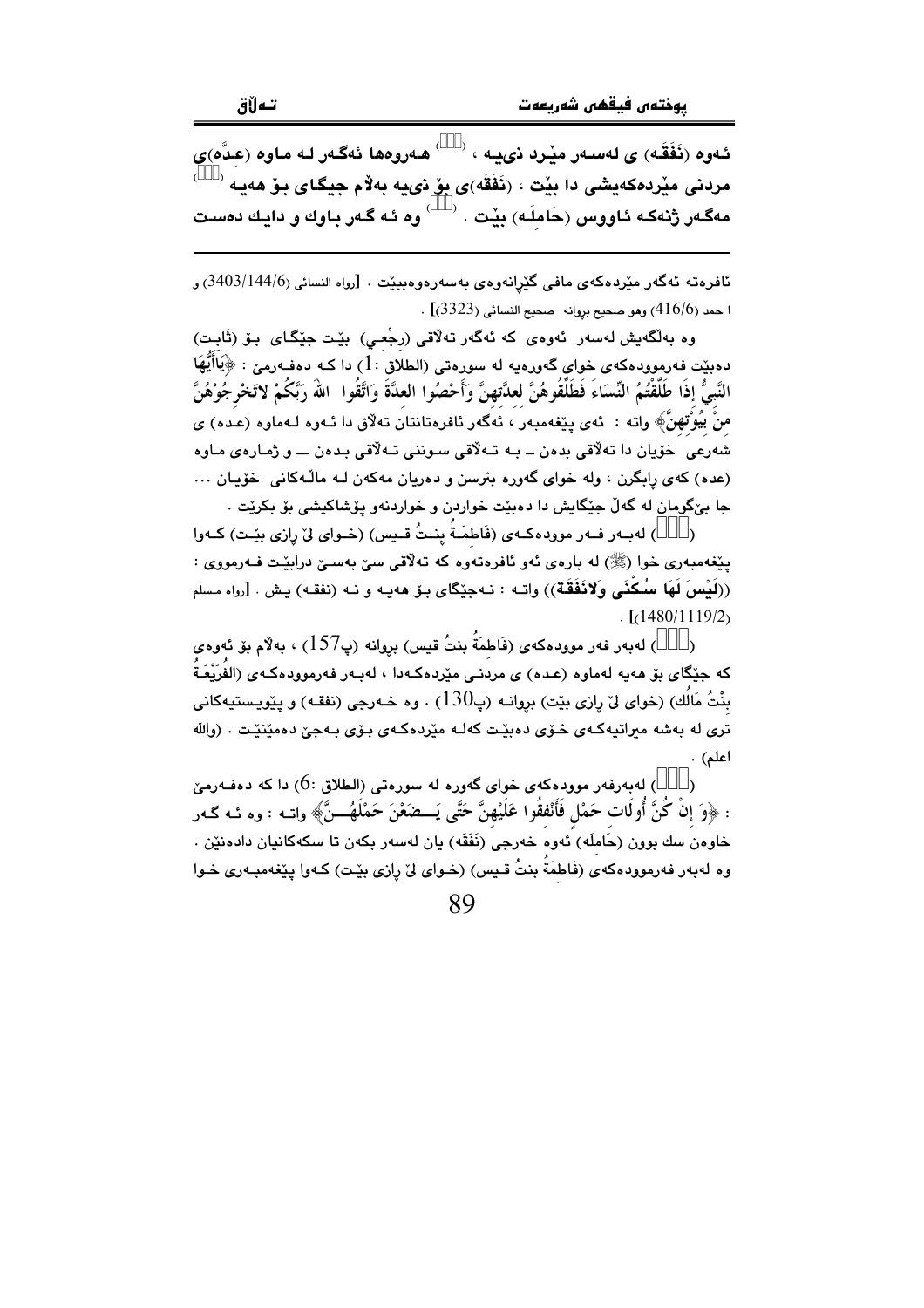ئەوە (نَفَقَە) ی لەسەر مێرد نىیە ، (١٢٦) هەروەها ئەگەر لە ماوە (عدَّە)ی مردنی مێردەکەیشی دا بێت ، (نَفَقَە)ی بۆ نییە بەڵام جێگای بۆ هەیە (١٢٧) مەگەر ژنەکە ئاووس (حَامِلَە) بێت . (١٢٨) وە ئە گەر باوك و دایك دەست

---

ئافرەتە ئەگەر مێردەکەی مافی گێڕانەوەی بەسەرەوەبێت . [رواه النسائي (3403/144/6) و احمد (416/6) وهو صحيح بروانه صحيح النسائي (3323)] .

وە بەڵگەیش لەسەر ئەوەی کە ئەگەر تەڵاقی (رجْعِي) بێت جێگای بۆ (ثابت) دەبێت فەرموودەکەی خوای گەورەیە لە سورەتی (الطلاق :1) دا کە دەفەرمێ : ﴿يَاأَيُّهَا النَّبِيُّ إِذَا طَلَّقْتُمُ النِّسَاءَ فَطَلِّقُوهُنَّ لِعِدَّتِهِنَّ وَأَحْصُوا الْعِدَّةَ وَاتَّقُوا اللَّهَ رَبَّكُمْ لاتُخْرِجُوهُنَّ مِنْ بُيُوتِهِنَّ﴾ واتە : ئەی پێغەمبەر ، ئەگەر ئافرەتانتان تەڵاق دا ئەوە لەماوە (عدە) ی شەرعی خۆیان دا تەڵاقی بدەن ــ بە تەڵاقی سوننی تەڵاقی بدەن ـــ و ژمارەی ماوە (عدە) کەی رابگرن ، ولە خوای گەورە بترسن و دەریان مەکەن لە ماڵەکانی خۆیان ... جا بێگومان لە گەڵ جێگایش دا دەبێت خواردن و خواردنەو پۆشاکیشی بۆ بکرێت .

(١٢٦) لەبەر فەرموودەکەی (فَاطِمَةُ بِنتُ قيس) (خوای لێ رازی بێت) کەوا پێغەمبەری خوا (ﷺ) لە بارەی ئەو ئافرەتەوە کە تەڵاقی سێ بەسێ درابێت فەرمووی : ((لَيْسَ لَهَا سُكْنَى وَلانَفَقَةَ)) واتە : نەجێگای بۆ هەیە و نە (نفقە) یش . [رواه مسلم (1480/1119/2)] .

(١٢٧) لەبەر فەر موودەکەی (فَاطِمَةُ بنتُ قيس) بروانە (پ157) ، بەڵام بۆ ئەوەی کە جێگای بۆ هەیە لەماوە (عدە) ی مردنی مێردەکەدا ، لەبەر فەرموودەکەی (الفُرَيْعَةُ بِنْتُ مَالِك) (خوای لێ رازی بێت) بروانە (پ130) . وە خەرجی (نفقە) و پێویستیەکانی تری لە بەشە میراتیەکەی خۆی دەبێت کەلە مێردەکەی بۆی بەجێ دەمێنێت . (والله اعلم) .

(١٢٨) لەبەرفەر موودەکەی خوای گەورە لە سورەتی (الطلاق :6) دا کە دەفەرمێ : ﴿وَإِنْ كُنَّ أُولَاتِ حَمْلٍ فَأَنْفِقُوا عَلَيْهِنَّ حَتَّى يَضَعْنَ حَمْلَهُنَّ﴾ واتە : وە ئە گەر خاوەن سك بوون (حَامِلَە) ئەوە خەرجی (نَفَقَە) یان لەسەر بکەن تا سکەکانیان دادەنێن . وە لەبەر فەرموودەکەی (فَاطِمَةُ بنتُ قيس) (خوای لێ رازی بێت) کەوا پێغەمبەری خوا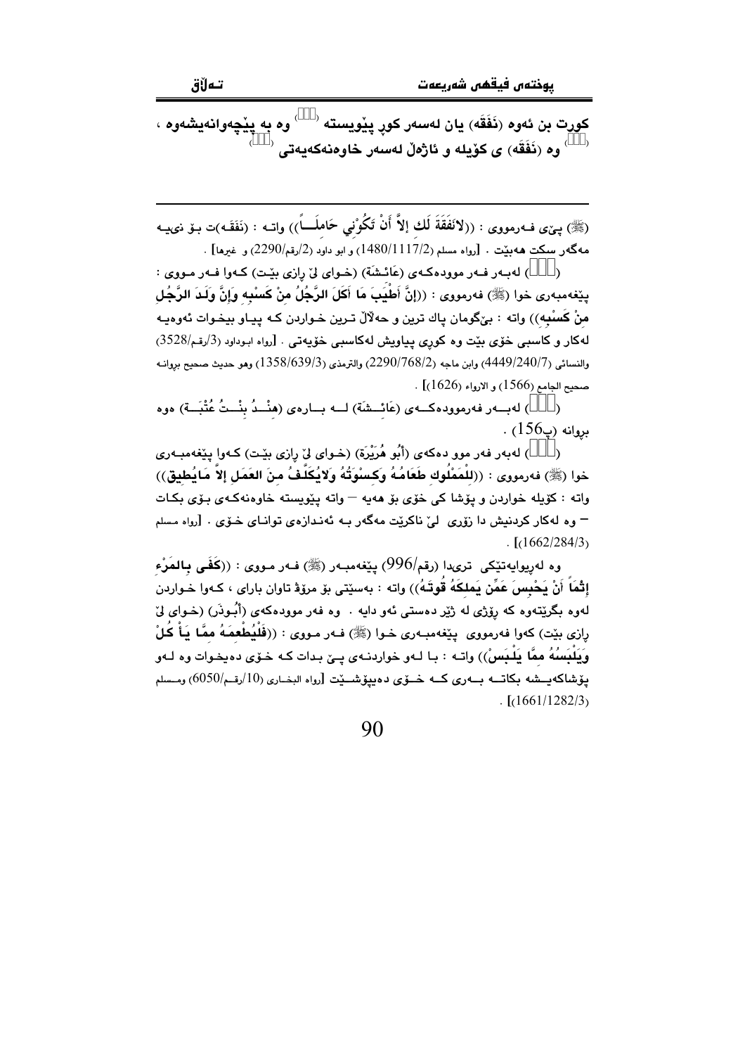**کورِ بن ئەوە (نَفَقَة) یان لەسەر کوڕ پێویستە ([]) وە بە پێچەوانەیشەوە ، ([]) وە (نَفَقَة) ی کۆیلە و ئاژەڵ لەسەر خاوەنەکەیەتی ([])**

---

(ﷺ) پێی فەرمووی : ((لانَفَقَةَ لَكِ إلاَّ أَنْ تَكُوْنِي حَامِلاً)) واتە : (نَفَقَە)ت بۆ نییە مەگەر سکت هەبێت . [رواه مسلم (1480/1117/2) و ابو داود (2/رقم/2290) و غيرها] .

([]) لەبەر فەر موودەکەی (عَائِشَة) (خوای لێ ڕازی بێت) کەوا فەر مووی : پێغەمبەری خوا (ﷺ) فەرمووی : ((إِنَّ أَطْيَبَ مَا أَكَلَ الرَّجُلُ مِنْ كَسْبِهِ وَإِنَّ وَلَدَ الرَّجُلِ مِنْ كَسْبِهِ)) واتە : بێگومان پاك ترین و حەلاڵ ترین خواردن کە پیاو بیخوات ئەوەیە لەکار و کاسبی خۆی بێت وە کوڕی پیاویش لەکاسبی خۆیەتی . [رواه ابوداود (3/رقم/3528) والنسائي (4449/240/7) وابن ماجه (2290/768/2) والترمذي (1358/639/3) وهو حديث صحيح بروانه صحيح الجامع (1566) و الارواء (1626)] .

([]) لەبەر فەرموودەکەی (عَائِشَة) لە بارەی (هِنْدُ بِنْتُ عُتْبَة) وەوە بروانە (پ156) .

([]) لەبەر فەر موو دەکەی (أَبُو هُرَيْرَة) (خوای لێ ڕازی بێت) کەوا پێغەمبەری خوا (ﷺ) فەرمووی : ((لِلْمَمْلُوكِ طَعَامُهُ وَكِسْوَتُهُ وَلايُكَلَّفُ مِنَ العَمَلِ إلاَّ مَايُطِيق)) واتە : کۆیلە خواردن و پۆشا کی خۆی بۆ هەیە — واتە پێویستە خاوەنەکەی بۆی بکات — وە لەکار کردنیش دا زۆری لێ ناکرێت مەگەر بە ئەندازەی توانای خۆی . [رواه مسلم (1662/284/3)] .

وە لەریوایەتێکی تریدا (رقم/996) پێغەمبەر (ﷺ) فەر مووی : ((كَفَى بِالمَرْءِ إِثْمَاً أَنْ يَحْبِسَ عَمَّن يَملِكَهُ قُوتَهُ)) واتە : بەسێتی بۆ مرۆڤ تاوان بارای ، کەوا خواردن لەوە بگرێتەوە کە ڕۆژی لە ژێر دەستی ئەو دایە . وە فەر موودەکەی (أَبُوذَر) (خوای لێ ڕازی بێت) کەوا فەرمووی پێغەمبەری خوا (ﷺ) فەر مووی : ((فَلْيُطْعِمَهُ مِمَّا يَأْ كُلْ وَيَلْبَسُهُ مِمَّا يَلْبَسْ)) واتە : با لەو خواردنەی پێ بدات کە خۆی دەیخوات وە لەو پۆشاکەیشە بکاتە بەری کە خۆی دەیپۆشێت [رواه البخاري (10/رقم/6050) ومسلم (1661/1282/3)] .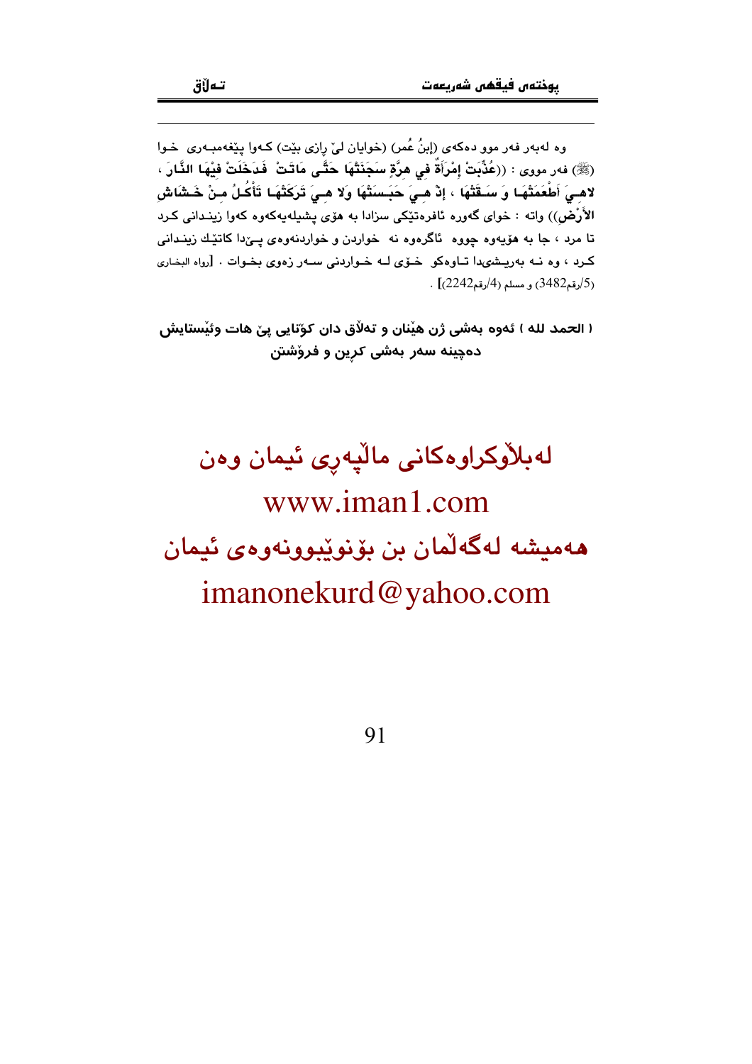وە لەبەر فەر موو دەکەی (إِبنُ عُمر) (خوایان لیّ رازی بێت) کەوا پێغەمبەری خوا (ﷺ) فەر مووی : ((**عُذِّبَتْ إِمْرَأَةٌ فِي هِرَّةٍ سَجَنَتْهَا حَتَّى مَاتَتْ فَدَخَلَتْ فِيْهَا النَّارَ ، لاهِيَ أَطْعَمَتْهَا وَ سَقَتْهَا ، إذْ هِيَ حَبَسَتْهَا وَلا هِيَ تَرَكَتْهَا تَأْكُلُ مِنْ خَشَاشِ الأَرْضِ**)) واتە : خوای گەورە ئافرەتێکی سزادا بە هۆی پشیلەیەکەوە کەوا زینـدانی کـرد تا مرد ، جا بە هۆیەوە چووە ئاگرەوە نە خواردن و خواردنەوەی پـێدا کاتێك زینـدانی کـرد ، وە نـە بەریـشیدا تـاوەکو خـۆی لـە خـواردنی سـەر زەوی بخـوات . [رواه البخاري (5/رقم3482) و مسلم (4/رقم2242)] .

**( الحمد لله ) ئەوە بەشی ژن هێنان و تەڵاق دان کۆتایی پێ هات وئێستایش دەچینە سەر بەشی کڕین و فرۆشتن**

## لەبڵاوکراوەکانی ماڵپەڕی ئیمان وەن
## www.iman1.com
## هەمیشە لەگەڵمان بن بۆنوێبوونەوەی ئیمان
## imanonekurd@yahoo.com